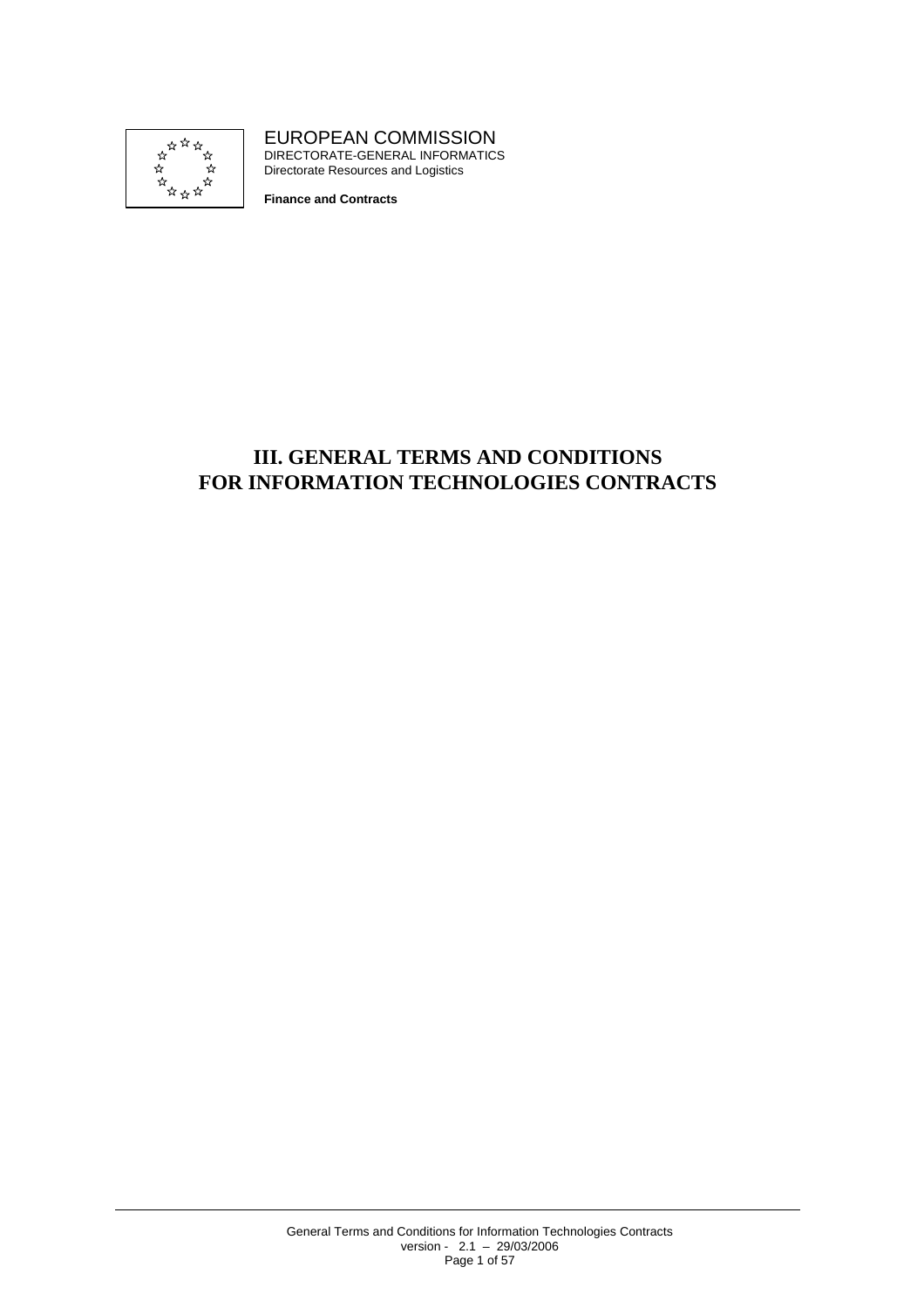EUROPEAN COMMISSION
DIRECTORATE-GENERAL INFORMATICS
Directorate Resources and Logistics

**Finance and Contracts**

# III. GENERAL TERMS AND CONDITIONS FOR INFORMATION TECHNOLOGIES CONTRACTS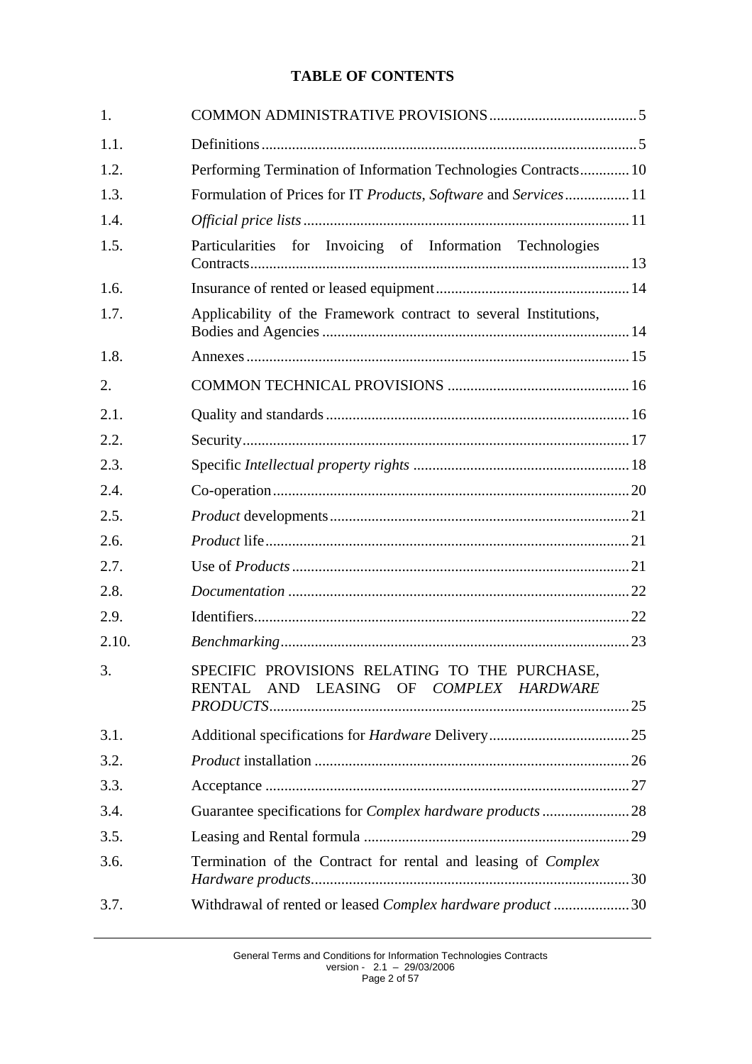**TABLE OF CONTENTS**

| | | |
|---|---|---|
| 1. | COMMON ADMINISTRATIVE PROVISIONS | 5 |
| 1.1. | Definitions | 5 |
| 1.2. | Performing Termination of Information Technologies Contracts | 10 |
| 1.3. | Formulation of Prices for IT *Products*, *Software* and *Services* | 11 |
| 1.4. | *Official price lists* | 11 |
| 1.5. | Particularities for Invoicing of Information Technologies Contracts | 13 |
| 1.6. | Insurance of rented or leased equipment | 14 |
| 1.7. | Applicability of the Framework contract to several Institutions, Bodies and Agencies | 14 |
| 1.8. | Annexes | 15 |
| 2. | COMMON TECHNICAL PROVISIONS | 16 |
| 2.1. | Quality and standards | 16 |
| 2.2. | Security | 17 |
| 2.3. | Specific *Intellectual property rights* | 18 |
| 2.4. | Co-operation | 20 |
| 2.5. | *Product* developments | 21 |
| 2.6. | *Product* life | 21 |
| 2.7. | Use of *Products* | 21 |
| 2.8. | *Documentation* | 22 |
| 2.9. | Identifiers | 22 |
| 2.10. | *Benchmarking* | 23 |
| 3. | SPECIFIC PROVISIONS RELATING TO THE PURCHASE, RENTAL AND LEASING OF *COMPLEX HARDWARE PRODUCTS* | 25 |
| 3.1. | Additional specifications for *Hardware* Delivery | 25 |
| 3.2. | *Product* installation | 26 |
| 3.3. | Acceptance | 27 |
| 3.4. | Guarantee specifications for *Complex hardware products* | 28 |
| 3.5. | Leasing and Rental formula | 29 |
| 3.6. | Termination of the Contract for rental and leasing of *Complex Hardware products* | 30 |
| 3.7. | Withdrawal of rented or leased *Complex hardware product* | 30 |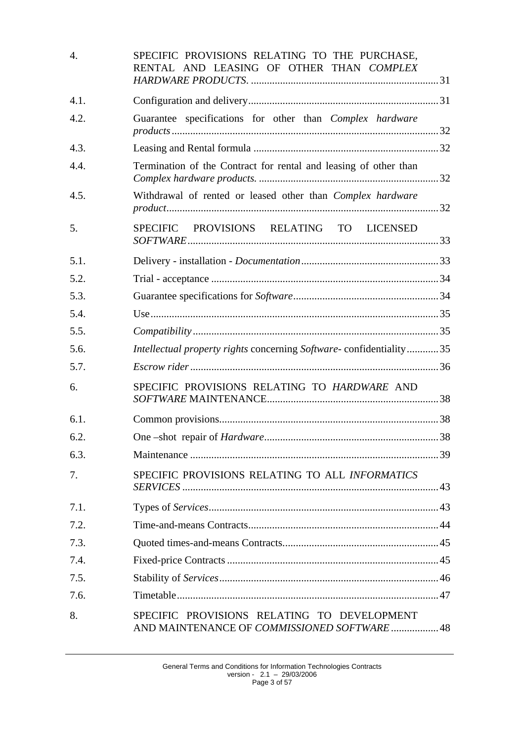| | | |
|---|---|---|
| 4. | SPECIFIC PROVISIONS RELATING TO THE PURCHASE, RENTAL AND LEASING OF OTHER THAN *COMPLEX HARDWARE PRODUCTS*. | 31 |
| 4.1. | Configuration and delivery | 31 |
| 4.2. | Guarantee specifications for other than *Complex hardware products* | 32 |
| 4.3. | Leasing and Rental formula | 32 |
| 4.4. | Termination of the Contract for rental and leasing of other than *Complex hardware products.* | 32 |
| 4.5. | Withdrawal of rented or leased other than *Complex hardware product* | 32 |
| 5. | SPECIFIC PROVISIONS RELATING TO LICENSED *SOFTWARE* | 33 |
| 5.1. | Delivery - installation - *Documentation* | 33 |
| 5.2. | Trial - acceptance | 34 |
| 5.3. | Guarantee specifications for *Software* | 34 |
| 5.4. | Use | 35 |
| 5.5. | *Compatibility* | 35 |
| 5.6. | *Intellectual property rights* concerning *Software*- confidentiality | 35 |
| 5.7. | *Escrow rider* | 36 |
| 6. | SPECIFIC PROVISIONS RELATING TO *HARDWARE* AND *SOFTWARE* MAINTENANCE | 38 |
| 6.1. | Common provisions | 38 |
| 6.2. | One –shot repair of *Hardware* | 38 |
| 6.3. | Maintenance | 39 |
| 7. | SPECIFIC PROVISIONS RELATING TO ALL *INFORMATICS SERVICES* | 43 |
| 7.1. | Types of *Services* | 43 |
| 7.2. | Time-and-means Contracts | 44 |
| 7.3. | Quoted times-and-means Contracts | 45 |
| 7.4. | Fixed-price Contracts | 45 |
| 7.5. | Stability of *Services* | 46 |
| 7.6. | Timetable | 47 |
| 8. | SPECIFIC PROVISIONS RELATING TO DEVELOPMENT AND MAINTENANCE OF *COMMISSIONED SOFTWARE* | 48 |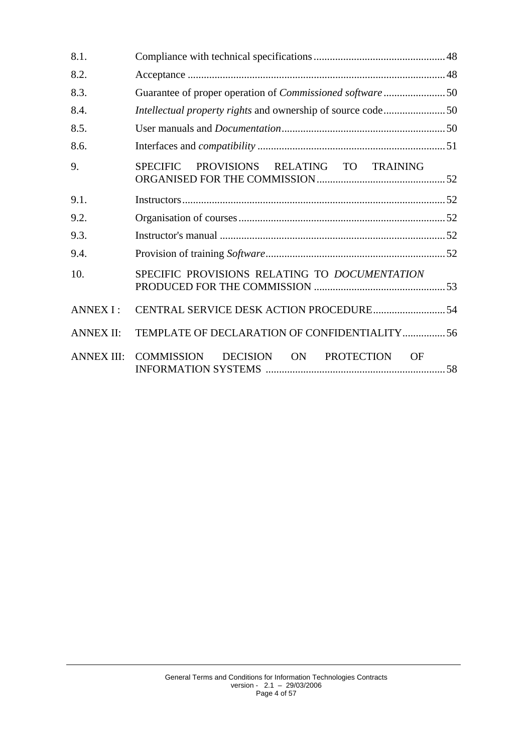| | | |
|---|---|---|
| 8.1. | Compliance with technical specifications | 48 |
| 8.2. | Acceptance | 48 |
| 8.3. | Guarantee of proper operation of *Commissioned software* | 50 |
| 8.4. | *Intellectual property rights* and ownership of source code | 50 |
| 8.5. | User manuals and *Documentation* | 50 |
| 8.6. | Interfaces and *compatibility* | 51 |
| 9. | SPECIFIC PROVISIONS RELATING TO TRAINING ORGANISED FOR THE COMMISSION | 52 |
| 9.1. | Instructors | 52 |
| 9.2. | Organisation of courses | 52 |
| 9.3. | Instructor's manual | 52 |
| 9.4. | Provision of training *Software* | 52 |
| 10. | SPECIFIC PROVISIONS RELATING TO *DOCUMENTATION* PRODUCED FOR THE COMMISSION | 53 |
| ANNEX I : | CENTRAL SERVICE DESK ACTION PROCEDURE | 54 |
| ANNEX II: | TEMPLATE OF DECLARATION OF CONFIDENTIALITY | 56 |
| ANNEX III: | COMMISSION DECISION ON PROTECTION OF INFORMATION SYSTEMS | 58 |

General Terms and Conditions for Information Technologies Contracts
version - 2.1 – 29/03/2006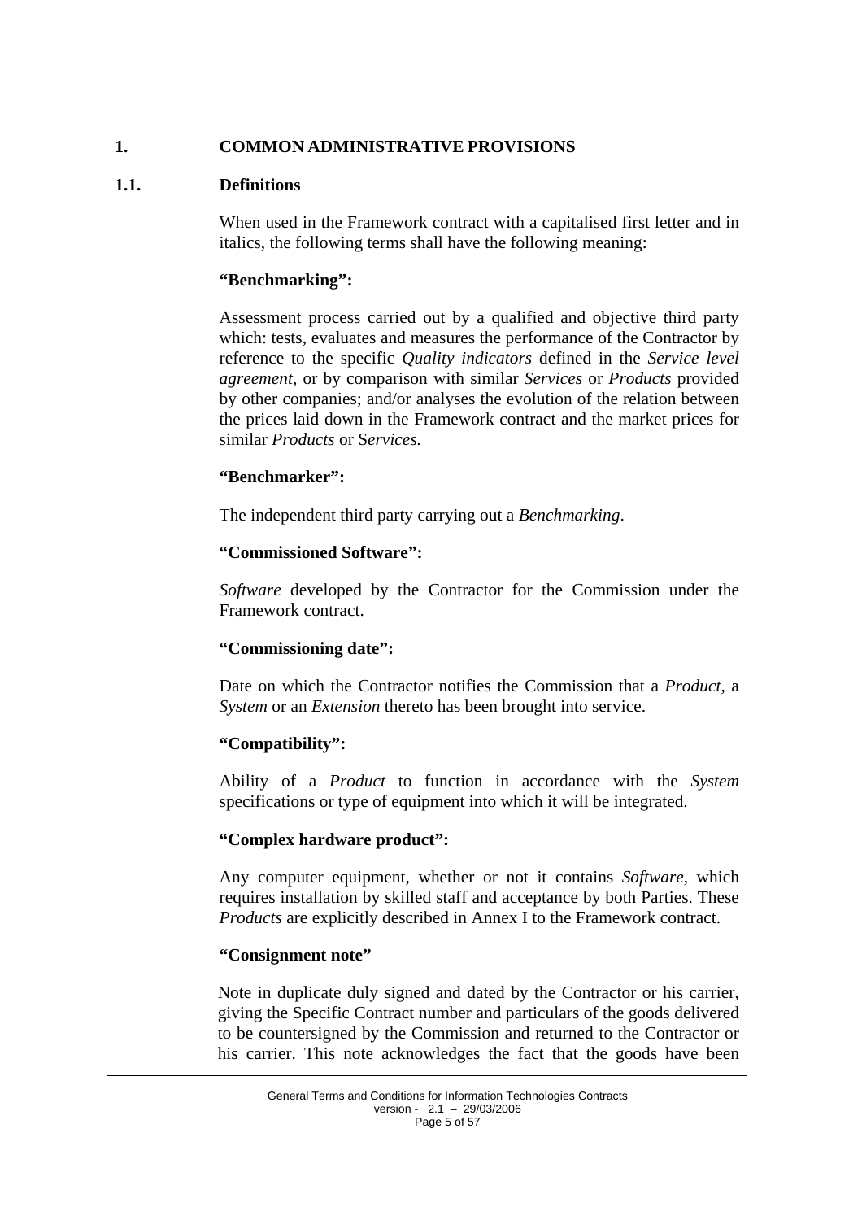# 1. COMMON ADMINISTRATIVE PROVISIONS

## 1.1. Definitions

When used in the Framework contract with a capitalised first letter and in italics, the following terms shall have the following meaning:

**"Benchmarking":**

Assessment process carried out by a qualified and objective third party which: tests, evaluates and measures the performance of the Contractor by reference to the specific *Quality indicators* defined in the *Service level agreement*, or by comparison with similar *Services* or *Products* provided by other companies; and/or analyses the evolution of the relation between the prices laid down in the Framework contract and the market prices for similar *Products* or S*ervices.*

**"Benchmarker":**

The independent third party carrying out a *Benchmarking*.

**"Commissioned Software":**

*Software* developed by the Contractor for the Commission under the Framework contract.

**"Commissioning date":**

Date on which the Contractor notifies the Commission that a *Product*, a *System* or an *Extension* thereto has been brought into service.

**"Compatibility":**

Ability of a *Product* to function in accordance with the *System* specifications or type of equipment into which it will be integrated.

**"Complex hardware product":**

Any computer equipment, whether or not it contains *Software*, which requires installation by skilled staff and acceptance by both Parties. These *Products* are explicitly described in Annex I to the Framework contract.

**"Consignment note"**

Note in duplicate duly signed and dated by the Contractor or his carrier, giving the Specific Contract number and particulars of the goods delivered to be countersigned by the Commission and returned to the Contractor or his carrier. This note acknowledges the fact that the goods have been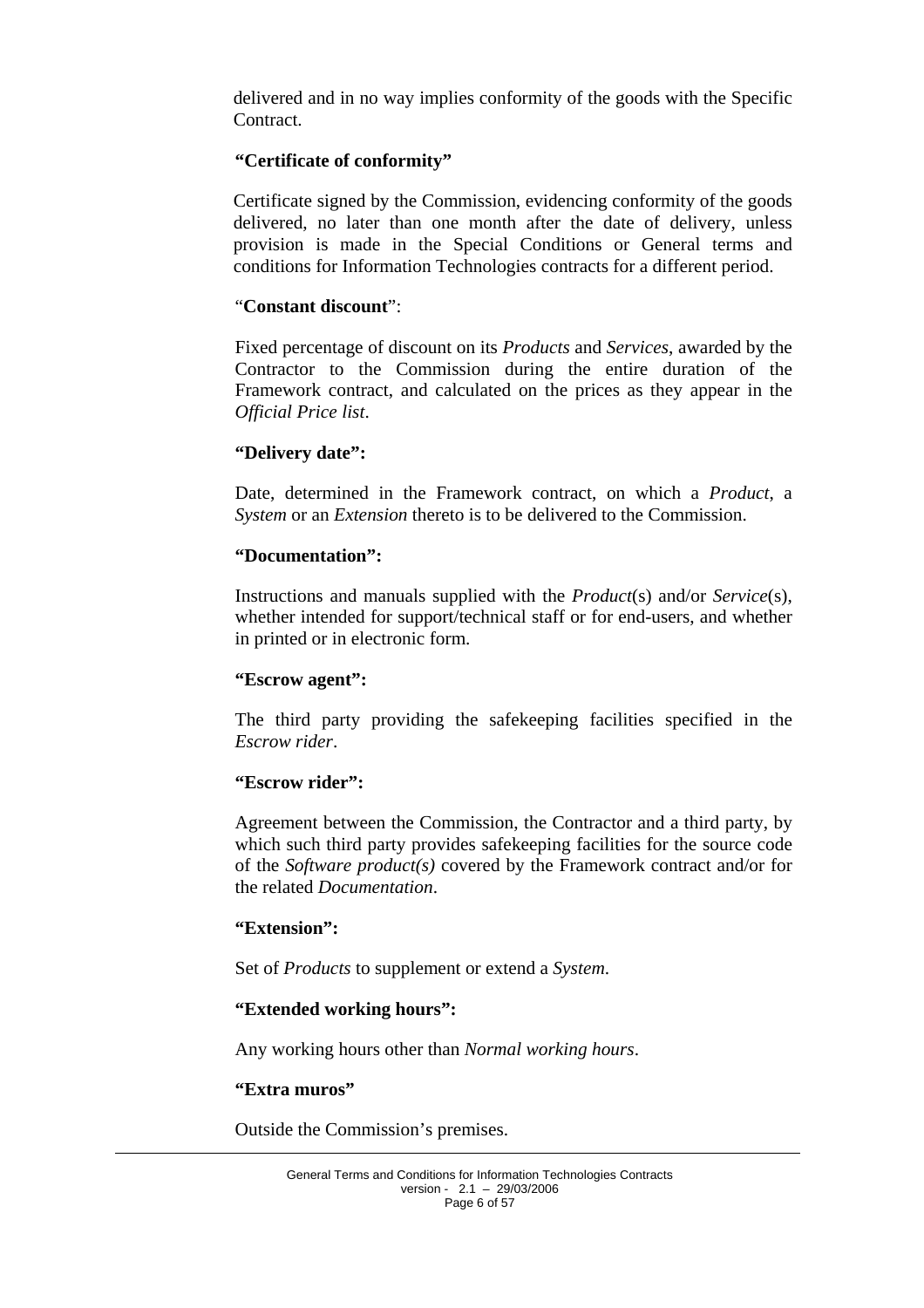delivered and in no way implies conformity of the goods with the Specific Contract.

**"Certificate of conformity"**

Certificate signed by the Commission, evidencing conformity of the goods delivered, no later than one month after the date of delivery, unless provision is made in the Special Conditions or General terms and conditions for Information Technologies contracts for a different period.

"**Constant discount**":

Fixed percentage of discount on its *Products* and *Services*, awarded by the Contractor to the Commission during the entire duration of the Framework contract, and calculated on the prices as they appear in the *Official Price list*.

**"Delivery date":**

Date, determined in the Framework contract, on which a *Product*, a *System* or an *Extension* thereto is to be delivered to the Commission.

**"Documentation":**

Instructions and manuals supplied with the *Product*(s) and/or *Service*(s), whether intended for support/technical staff or for end-users, and whether in printed or in electronic form.

**"Escrow agent":**

The third party providing the safekeeping facilities specified in the *Escrow rider*.

**"Escrow rider":**

Agreement between the Commission, the Contractor and a third party, by which such third party provides safekeeping facilities for the source code of the *Software product(s)* covered by the Framework contract and/or for the related *Documentation*.

**"Extension":**

Set of *Products* to supplement or extend a *System*.

**"Extended working hours":**

Any working hours other than *Normal working hours*.

**"Extra muros"**

Outside the Commission's premises.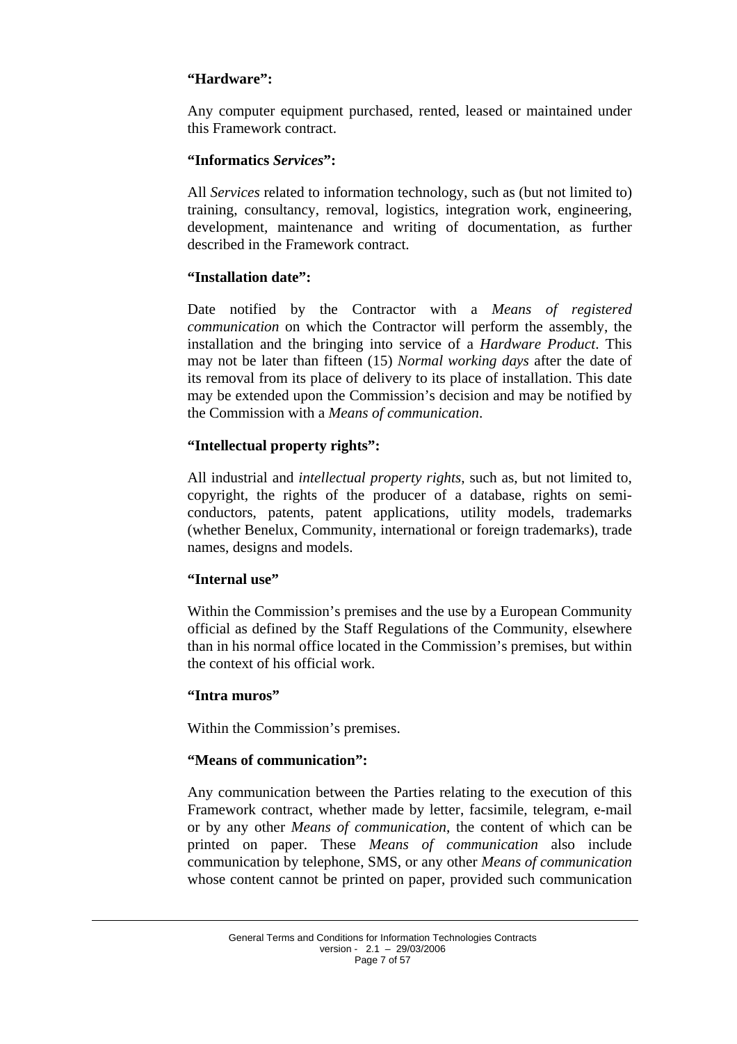**“Hardware”:**

Any computer equipment purchased, rented, leased or maintained under this Framework contract.

**“Informatics *Services*”:**

All *Services* related to information technology, such as (but not limited to) training, consultancy, removal, logistics, integration work, engineering, development, maintenance and writing of documentation, as further described in the Framework contract.

**“Installation date”:**

Date notified by the Contractor with a *Means of registered communication* on which the Contractor will perform the assembly, the installation and the bringing into service of a *Hardware Product*. This may not be later than fifteen (15) *Normal working days* after the date of its removal from its place of delivery to its place of installation. This date may be extended upon the Commission’s decision and may be notified by the Commission with a *Means of communication*.

**“Intellectual property rights”:**

All industrial and *intellectual property rights*, such as, but not limited to, copyright, the rights of the producer of a database, rights on semi-conductors, patents, patent applications, utility models, trademarks (whether Benelux, Community, international or foreign trademarks), trade names, designs and models.

**“Internal use”**

Within the Commission’s premises and the use by a European Community official as defined by the Staff Regulations of the Community, elsewhere than in his normal office located in the Commission’s premises, but within the context of his official work.

**“Intra muros”**

Within the Commission’s premises.

**“Means of communication”:**

Any communication between the Parties relating to the execution of this Framework contract, whether made by letter, facsimile, telegram, e-mail or by any other *Means of communication*, the content of which can be printed on paper. These *Means of communication* also include communication by telephone, SMS, or any other *Means of communication* whose content cannot be printed on paper, provided such communication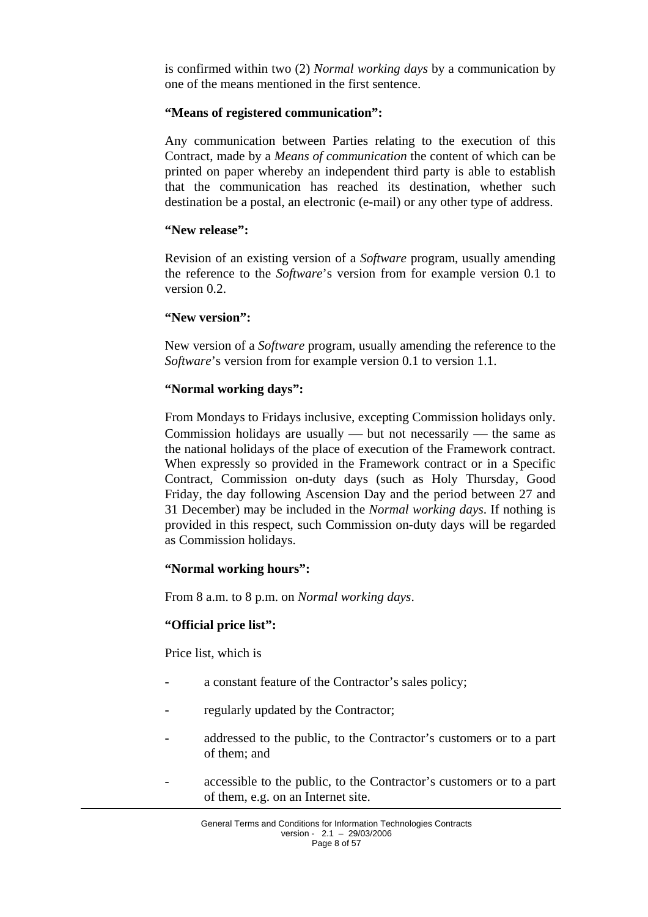is confirmed within two (2) *Normal working days* by a communication by one of the means mentioned in the first sentence.

**"Means of registered communication":**

Any communication between Parties relating to the execution of this Contract, made by a *Means of communication* the content of which can be printed on paper whereby an independent third party is able to establish that the communication has reached its destination, whether such destination be a postal, an electronic (e-mail) or any other type of address.

**"New release":**

Revision of an existing version of a *Software* program, usually amending the reference to the *Software*'s version from for example version 0.1 to version 0.2.

**"New version":**

New version of a *Software* program, usually amending the reference to the *Software*'s version from for example version 0.1 to version 1.1.

**"Normal working days":**

From Mondays to Fridays inclusive, excepting Commission holidays only. Commission holidays are usually — but not necessarily — the same as the national holidays of the place of execution of the Framework contract. When expressly so provided in the Framework contract or in a Specific Contract, Commission on-duty days (such as Holy Thursday, Good Friday, the day following Ascension Day and the period between 27 and 31 December) may be included in the *Normal working days*. If nothing is provided in this respect, such Commission on-duty days will be regarded as Commission holidays.

**"Normal working hours":**

From 8 a.m. to 8 p.m. on *Normal working days*.

**"Official price list":**

Price list, which is

- a constant feature of the Contractor's sales policy;
- regularly updated by the Contractor;
- addressed to the public, to the Contractor's customers or to a part of them; and
- accessible to the public, to the Contractor's customers or to a part of them, e.g. on an Internet site.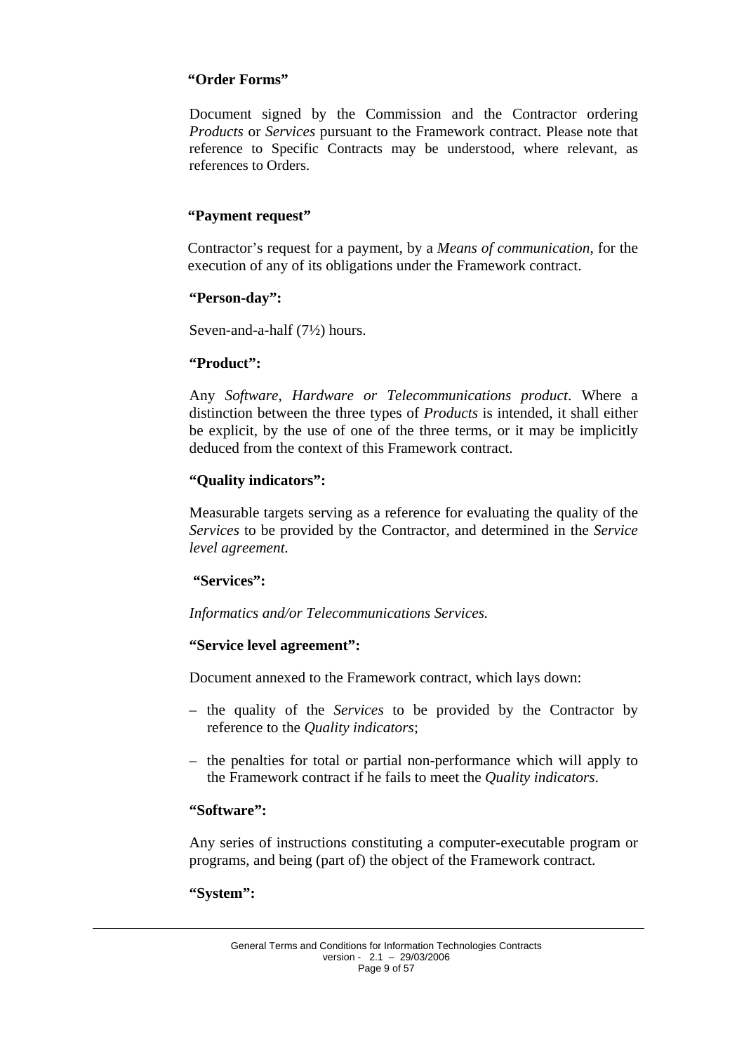**"Order Forms"**

Document signed by the Commission and the Contractor ordering *Products* or *Services* pursuant to the Framework contract. Please note that reference to Specific Contracts may be understood, where relevant, as references to Orders.

**"Payment request"**

Contractor's request for a payment, by a *Means of communication*, for the execution of any of its obligations under the Framework contract.

**"Person-day":**

Seven-and-a-half (7½) hours.

**"Product":**

Any *Software, Hardware or Telecommunications product*. Where a distinction between the three types of *Products* is intended, it shall either be explicit, by the use of one of the three terms, or it may be implicitly deduced from the context of this Framework contract.

**"Quality indicators":**

Measurable targets serving as a reference for evaluating the quality of the *Services* to be provided by the Contractor, and determined in the *Service level agreement.*

**"Services":**

*Informatics and/or Telecommunications Services.*

**"Service level agreement":**

Document annexed to the Framework contract, which lays down:

- the quality of the *Services* to be provided by the Contractor by reference to the *Quality indicators*;
- the penalties for total or partial non-performance which will apply to the Framework contract if he fails to meet the *Quality indicators*.

**"Software":**

Any series of instructions constituting a computer-executable program or programs, and being (part of) the object of the Framework contract.

**"System":**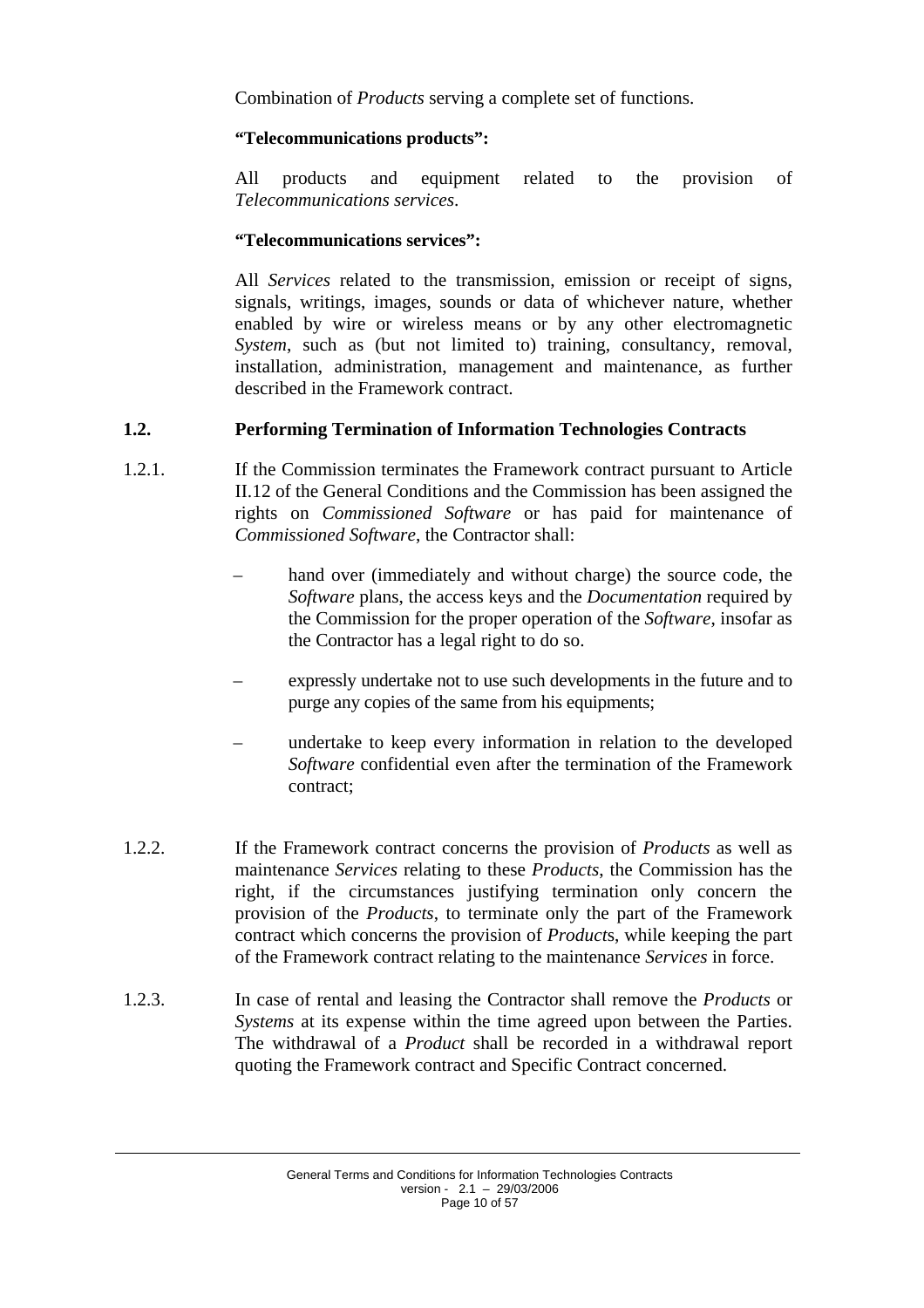Combination of *Products* serving a complete set of functions.

**"Telecommunications products":**

All products and equipment related to the provision of *Telecommunications services*.

**"Telecommunications services":**

All *Services* related to the transmission, emission or receipt of signs, signals, writings, images, sounds or data of whichever nature, whether enabled by wire or wireless means or by any other electromagnetic *System*, such as (but not limited to) training, consultancy, removal, installation, administration, management and maintenance, as further described in the Framework contract.

## 1.2. Performing Termination of Information Technologies Contracts

1.2.1. If the Commission terminates the Framework contract pursuant to Article II.12 of the General Conditions and the Commission has been assigned the rights on *Commissioned Software* or has paid for maintenance of *Commissioned Software*, the Contractor shall:

- hand over (immediately and without charge) the source code, the *Software* plans, the access keys and the *Documentation* required by the Commission for the proper operation of the *Software*, insofar as the Contractor has a legal right to do so.
- expressly undertake not to use such developments in the future and to purge any copies of the same from his equipments;
- undertake to keep every information in relation to the developed *Software* confidential even after the termination of the Framework contract;

1.2.2. If the Framework contract concerns the provision of *Products* as well as maintenance *Services* relating to these *Products*, the Commission has the right, if the circumstances justifying termination only concern the provision of the *Products*, to terminate only the part of the Framework contract which concerns the provision of *Product*s, while keeping the part of the Framework contract relating to the maintenance *Services* in force.

1.2.3. In case of rental and leasing the Contractor shall remove the *Products* or *Systems* at its expense within the time agreed upon between the Parties. The withdrawal of a *Product* shall be recorded in a withdrawal report quoting the Framework contract and Specific Contract concerned.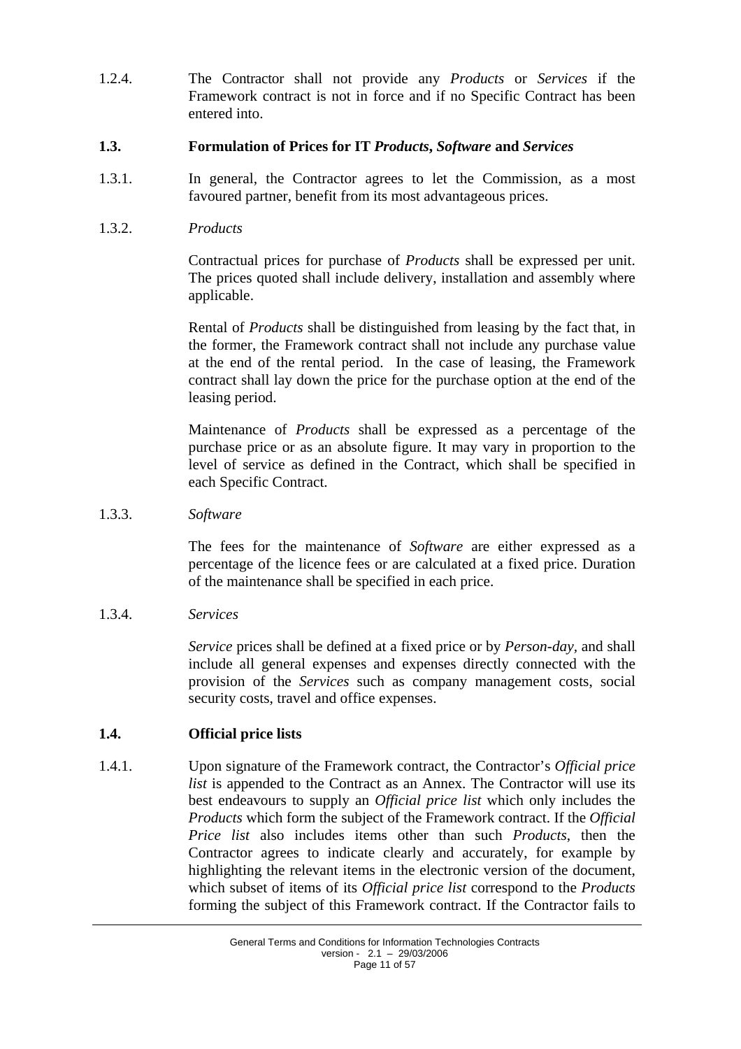1.2.4. The Contractor shall not provide any *Products* or *Services* if the Framework contract is not in force and if no Specific Contract has been entered into.

### 1.3. Formulation of Prices for IT *Products*, *Software* and *Services*

1.3.1. In general, the Contractor agrees to let the Commission, as a most favoured partner, benefit from its most advantageous prices.

1.3.2. *Products*

Contractual prices for purchase of *Products* shall be expressed per unit. The prices quoted shall include delivery, installation and assembly where applicable.

Rental of *Products* shall be distinguished from leasing by the fact that, in the former, the Framework contract shall not include any purchase value at the end of the rental period. In the case of leasing, the Framework contract shall lay down the price for the purchase option at the end of the leasing period.

Maintenance of *Products* shall be expressed as a percentage of the purchase price or as an absolute figure. It may vary in proportion to the level of service as defined in the Contract, which shall be specified in each Specific Contract.

1.3.3. *Software*

The fees for the maintenance of *Software* are either expressed as a percentage of the licence fees or are calculated at a fixed price. Duration of the maintenance shall be specified in each price.

1.3.4. *Services*

*Service* prices shall be defined at a fixed price or by *Person-day*, and shall include all general expenses and expenses directly connected with the provision of the *Services* such as company management costs, social security costs, travel and office expenses.

### 1.4. Official price lists

1.4.1. Upon signature of the Framework contract, the Contractor's *Official price list* is appended to the Contract as an Annex. The Contractor will use its best endeavours to supply an *Official price list* which only includes the *Products* which form the subject of the Framework contract. If the *Official Price list* also includes items other than such *Products*, then the Contractor agrees to indicate clearly and accurately, for example by highlighting the relevant items in the electronic version of the document, which subset of items of its *Official price list* correspond to the *Products* forming the subject of this Framework contract. If the Contractor fails to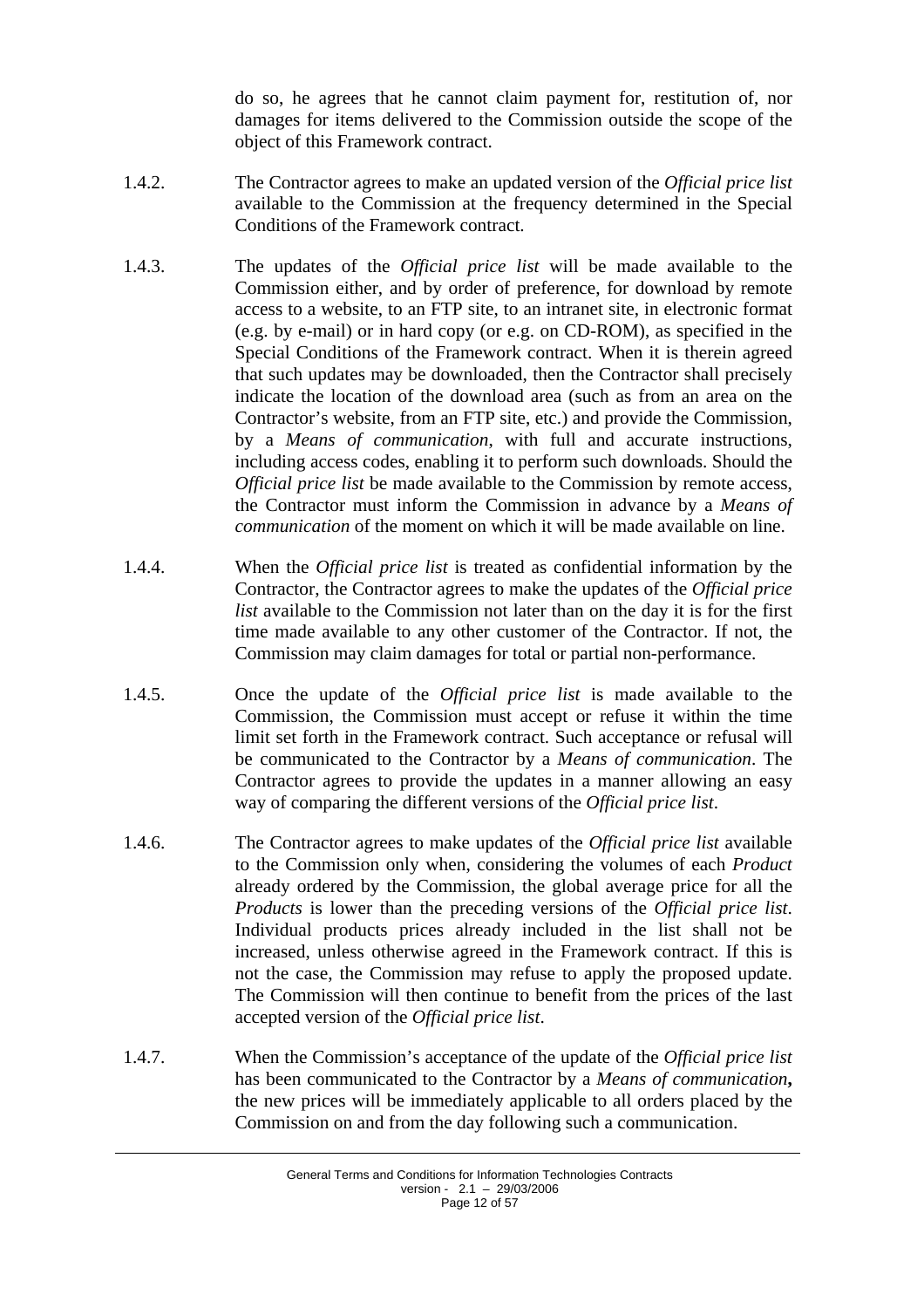do so, he agrees that he cannot claim payment for, restitution of, nor damages for items delivered to the Commission outside the scope of the object of this Framework contract.

1.4.2. The Contractor agrees to make an updated version of the *Official price list* available to the Commission at the frequency determined in the Special Conditions of the Framework contract.

1.4.3. The updates of the *Official price list* will be made available to the Commission either, and by order of preference, for download by remote access to a website, to an FTP site, to an intranet site, in electronic format (e.g. by e-mail) or in hard copy (or e.g. on CD-ROM), as specified in the Special Conditions of the Framework contract. When it is therein agreed that such updates may be downloaded, then the Contractor shall precisely indicate the location of the download area (such as from an area on the Contractor's website, from an FTP site, etc.) and provide the Commission, by a *Means of communication*, with full and accurate instructions, including access codes, enabling it to perform such downloads. Should the *Official price list* be made available to the Commission by remote access, the Contractor must inform the Commission in advance by a *Means of communication* of the moment on which it will be made available on line.

1.4.4. When the *Official price list* is treated as confidential information by the Contractor, the Contractor agrees to make the updates of the *Official price list* available to the Commission not later than on the day it is for the first time made available to any other customer of the Contractor. If not, the Commission may claim damages for total or partial non-performance.

1.4.5. Once the update of the *Official price list* is made available to the Commission, the Commission must accept or refuse it within the time limit set forth in the Framework contract. Such acceptance or refusal will be communicated to the Contractor by a *Means of communication*. The Contractor agrees to provide the updates in a manner allowing an easy way of comparing the different versions of the *Official price list*.

1.4.6. The Contractor agrees to make updates of the *Official price list* available to the Commission only when, considering the volumes of each *Product* already ordered by the Commission, the global average price for all the *Products* is lower than the preceding versions of the *Official price list*. Individual products prices already included in the list shall not be increased, unless otherwise agreed in the Framework contract. If this is not the case, the Commission may refuse to apply the proposed update. The Commission will then continue to benefit from the prices of the last accepted version of the *Official price list*.

1.4.7. When the Commission's acceptance of the update of the *Official price list* has been communicated to the Contractor by a *Means of communication*, the new prices will be immediately applicable to all orders placed by the Commission on and from the day following such a communication.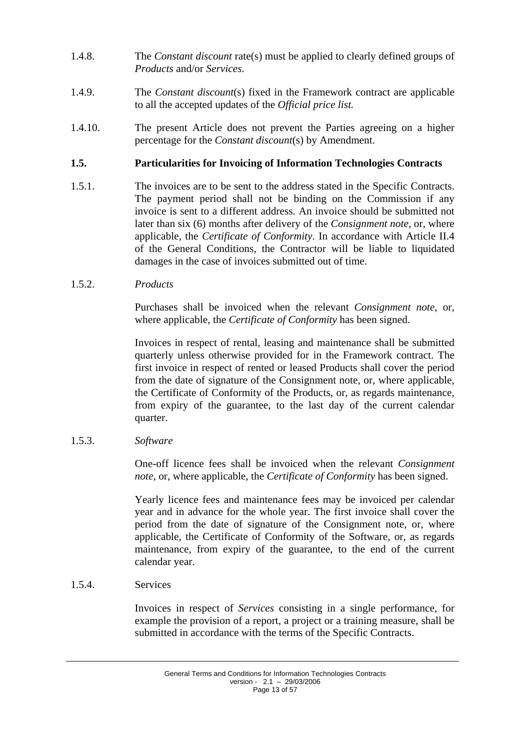1.4.8. The *Constant discount* rate(s) must be applied to clearly defined groups of *Products* and/or *Services*.

1.4.9. The *Constant discount*(s) fixed in the Framework contract are applicable to all the accepted updates of the *Official price list.*

1.4.10. The present Article does not prevent the Parties agreeing on a higher percentage for the *Constant discount*(s) by Amendment.

### 1.5. Particularities for Invoicing of Information Technologies Contracts

1.5.1. The invoices are to be sent to the address stated in the Specific Contracts. The payment period shall not be binding on the Commission if any invoice is sent to a different address. An invoice should be submitted not later than six (6) months after delivery of the *Consignment note*, or, where applicable, the *Certificate of Conformity*. In accordance with Article II.4 of the General Conditions, the Contractor will be liable to liquidated damages in the case of invoices submitted out of time.

1.5.2. *Products*

Purchases shall be invoiced when the relevant *Consignment note*, or, where applicable, the *Certificate of Conformity* has been signed.

Invoices in respect of rental, leasing and maintenance shall be submitted quarterly unless otherwise provided for in the Framework contract. The first invoice in respect of rented or leased Products shall cover the period from the date of signature of the Consignment note, or, where applicable, the Certificate of Conformity of the Products, or, as regards maintenance, from expiry of the guarantee, to the last day of the current calendar quarter.

1.5.3. *Software*

One-off licence fees shall be invoiced when the relevant *Consignment note*, or, where applicable, the *Certificate of Conformity* has been signed.

Yearly licence fees and maintenance fees may be invoiced per calendar year and in advance for the whole year. The first invoice shall cover the period from the date of signature of the Consignment note, or, where applicable, the Certificate of Conformity of the Software, or, as regards maintenance, from expiry of the guarantee, to the end of the current calendar year.

1.5.4. Services

Invoices in respect of *Services* consisting in a single performance, for example the provision of a report, a project or a training measure, shall be submitted in accordance with the terms of the Specific Contracts.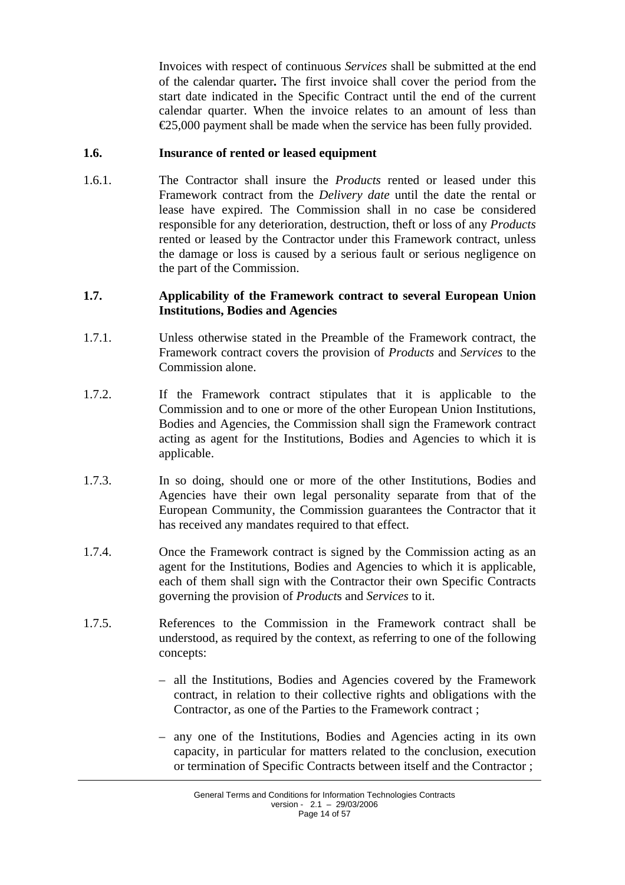Invoices with respect of continuous *Services* shall be submitted at the end of the calendar quarter**.** The first invoice shall cover the period from the start date indicated in the Specific Contract until the end of the current calendar quarter. When the invoice relates to an amount of less than €25,000 payment shall be made when the service has been fully provided.

### 1.6. Insurance of rented or leased equipment

1.6.1. The Contractor shall insure the *Products* rented or leased under this Framework contract from the *Delivery date* until the date the rental or lease have expired. The Commission shall in no case be considered responsible for any deterioration, destruction, theft or loss of any *Products* rented or leased by the Contractor under this Framework contract, unless the damage or loss is caused by a serious fault or serious negligence on the part of the Commission.

### 1.7. Applicability of the Framework contract to several European Union Institutions, Bodies and Agencies

1.7.1. Unless otherwise stated in the Preamble of the Framework contract, the Framework contract covers the provision of *Products* and *Services* to the Commission alone.

1.7.2. If the Framework contract stipulates that it is applicable to the Commission and to one or more of the other European Union Institutions, Bodies and Agencies, the Commission shall sign the Framework contract acting as agent for the Institutions, Bodies and Agencies to which it is applicable.

1.7.3. In so doing, should one or more of the other Institutions, Bodies and Agencies have their own legal personality separate from that of the European Community, the Commission guarantees the Contractor that it has received any mandates required to that effect.

1.7.4. Once the Framework contract is signed by the Commission acting as an agent for the Institutions, Bodies and Agencies to which it is applicable, each of them shall sign with the Contractor their own Specific Contracts governing the provision of *Product*s and *Services* to it.

1.7.5. References to the Commission in the Framework contract shall be understood, as required by the context, as referring to one of the following concepts:

– all the Institutions, Bodies and Agencies covered by the Framework contract, in relation to their collective rights and obligations with the Contractor, as one of the Parties to the Framework contract ;

– any one of the Institutions, Bodies and Agencies acting in its own capacity, in particular for matters related to the conclusion, execution or termination of Specific Contracts between itself and the Contractor ;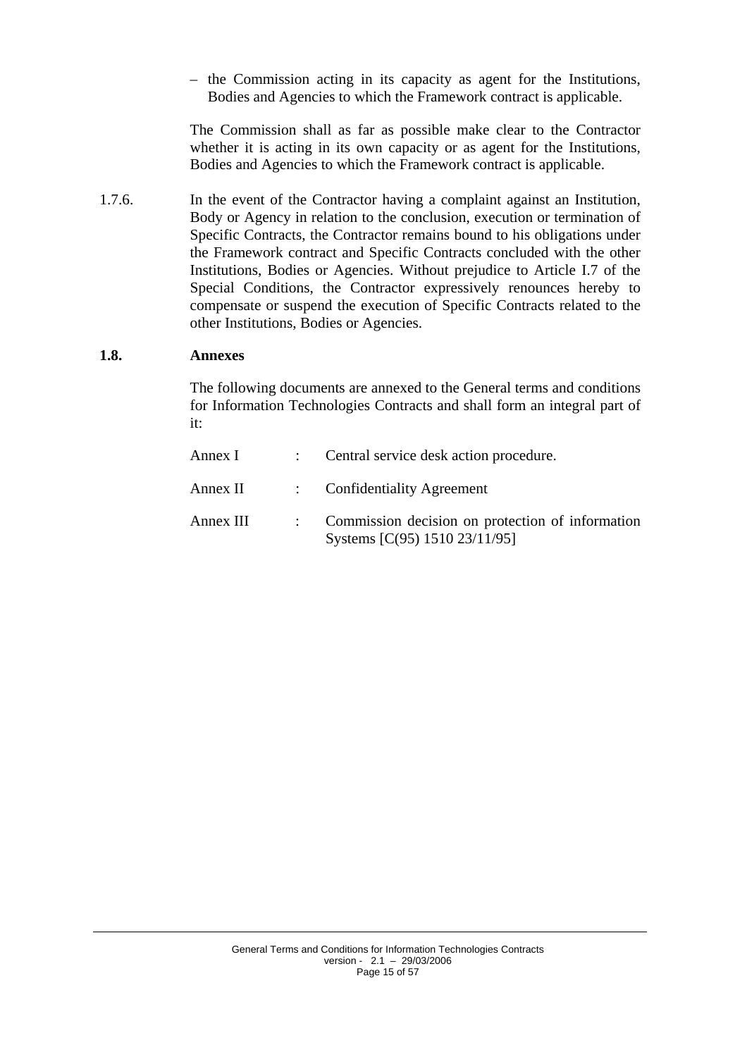– the Commission acting in its capacity as agent for the Institutions, Bodies and Agencies to which the Framework contract is applicable.

The Commission shall as far as possible make clear to the Contractor whether it is acting in its own capacity or as agent for the Institutions, Bodies and Agencies to which the Framework contract is applicable.

1.7.6. In the event of the Contractor having a complaint against an Institution, Body or Agency in relation to the conclusion, execution or termination of Specific Contracts, the Contractor remains bound to his obligations under the Framework contract and Specific Contracts concluded with the other Institutions, Bodies or Agencies. Without prejudice to Article I.7 of the Special Conditions, the Contractor expressively renounces hereby to compensate or suspend the execution of Specific Contracts related to the other Institutions, Bodies or Agencies.

### 1.8. Annexes

The following documents are annexed to the General terms and conditions for Information Technologies Contracts and shall form an integral part of it:

| | | |
|---|---|---|
| Annex I | : | Central service desk action procedure. |
| Annex II | : | Confidentiality Agreement |
| Annex III | : | Commission decision on protection of information Systems [C(95) 1510 23/11/95] |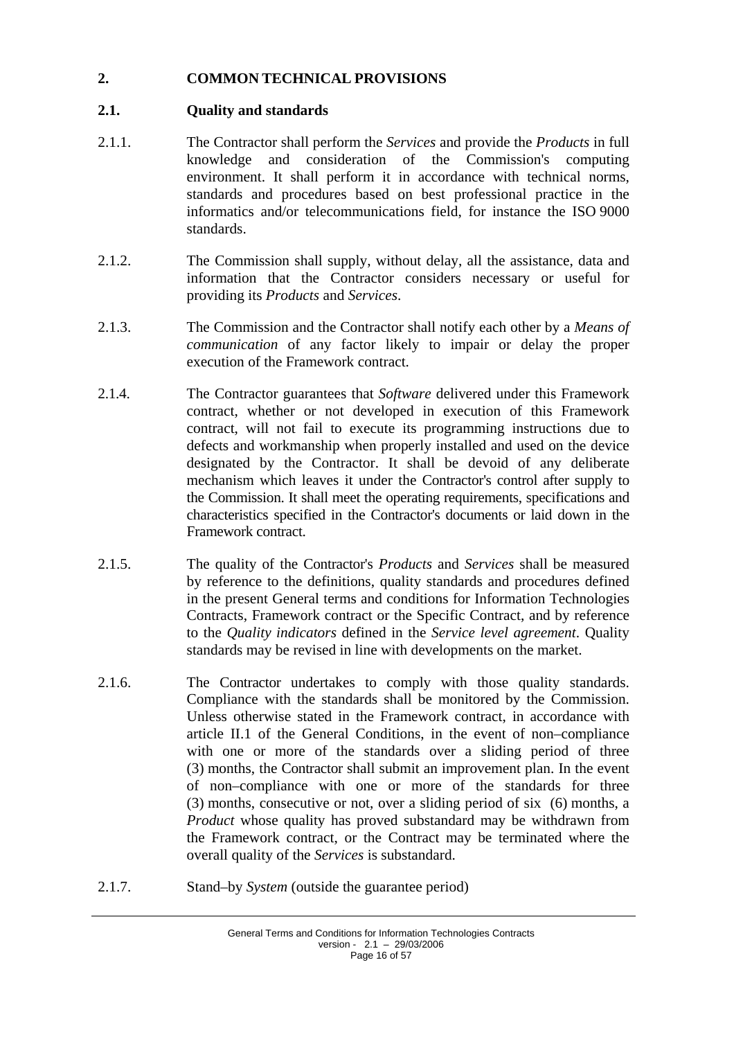## 2. COMMON TECHNICAL PROVISIONS

### 2.1. Quality and standards

2.1.1. The Contractor shall perform the *Services* and provide the *Products* in full knowledge and consideration of the Commission's computing environment. It shall perform it in accordance with technical norms, standards and procedures based on best professional practice in the informatics and/or telecommunications field, for instance the ISO 9000 standards.

2.1.2. The Commission shall supply, without delay, all the assistance, data and information that the Contractor considers necessary or useful for providing its *Products* and *Services*.

2.1.3. The Commission and the Contractor shall notify each other by a *Means of communication* of any factor likely to impair or delay the proper execution of the Framework contract.

2.1.4. The Contractor guarantees that *Software* delivered under this Framework contract, whether or not developed in execution of this Framework contract, will not fail to execute its programming instructions due to defects and workmanship when properly installed and used on the device designated by the Contractor. It shall be devoid of any deliberate mechanism which leaves it under the Contractor's control after supply to the Commission. It shall meet the operating requirements, specifications and characteristics specified in the Contractor's documents or laid down in the Framework contract.

2.1.5. The quality of the Contractor's *Products* and *Services* shall be measured by reference to the definitions, quality standards and procedures defined in the present General terms and conditions for Information Technologies Contracts, Framework contract or the Specific Contract, and by reference to the *Quality indicators* defined in the *Service level agreement*. Quality standards may be revised in line with developments on the market.

2.1.6. The Contractor undertakes to comply with those quality standards. Compliance with the standards shall be monitored by the Commission. Unless otherwise stated in the Framework contract, in accordance with article II.1 of the General Conditions, in the event of non–compliance with one or more of the standards over a sliding period of three (3) months, the Contractor shall submit an improvement plan. In the event of non–compliance with one or more of the standards for three (3) months, consecutive or not, over a sliding period of six (6) months, a *Product* whose quality has proved substandard may be withdrawn from the Framework contract, or the Contract may be terminated where the overall quality of the *Services* is substandard.

2.1.7. Stand–by *System* (outside the guarantee period)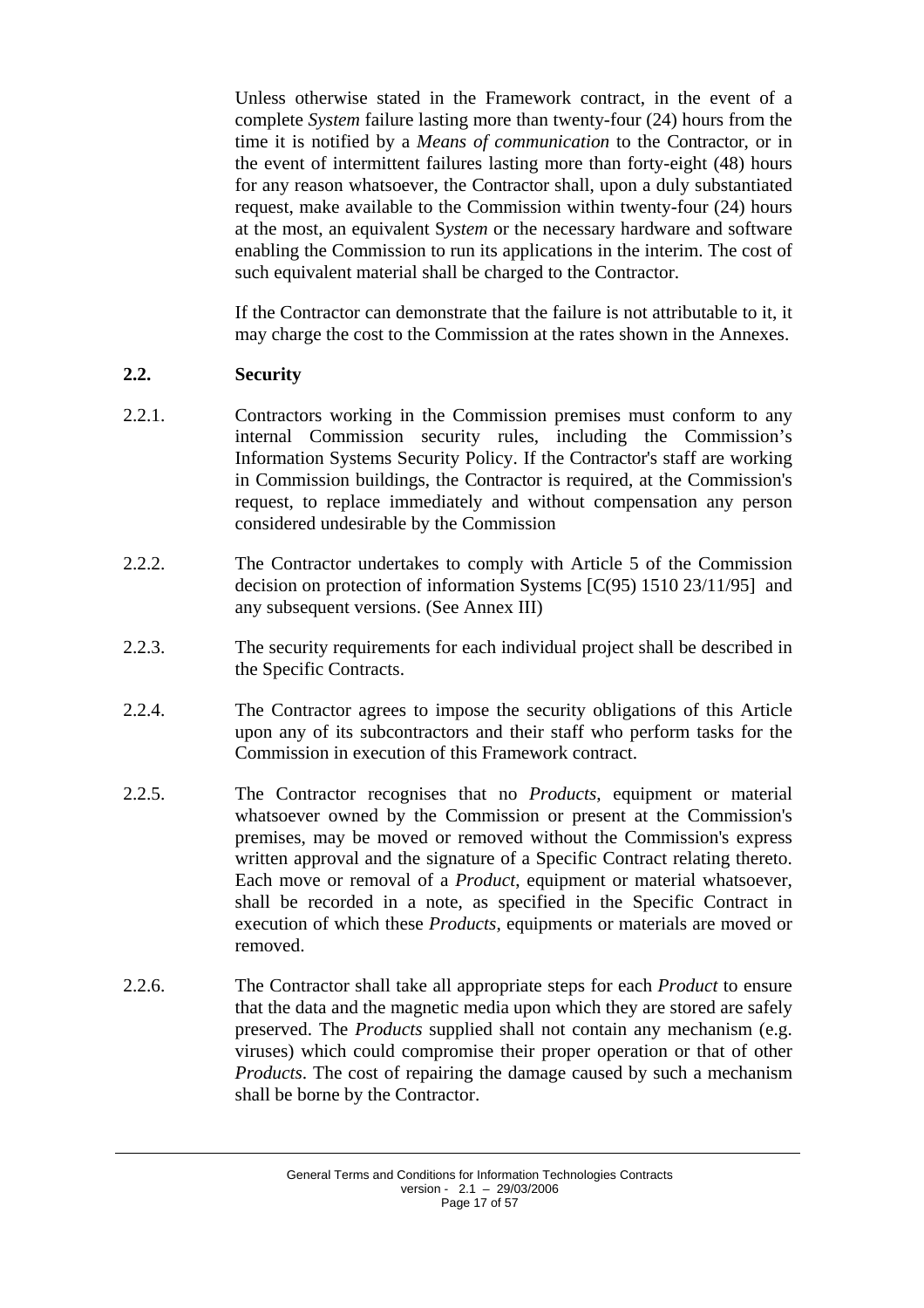Unless otherwise stated in the Framework contract, in the event of a complete *System* failure lasting more than twenty-four (24) hours from the time it is notified by a *Means of communication* to the Contractor, or in the event of intermittent failures lasting more than forty-eight (48) hours for any reason whatsoever, the Contractor shall, upon a duly substantiated request, make available to the Commission within twenty-four (24) hours at the most, an equivalent S*ystem* or the necessary hardware and software enabling the Commission to run its applications in the interim. The cost of such equivalent material shall be charged to the Contractor.

If the Contractor can demonstrate that the failure is not attributable to it, it may charge the cost to the Commission at the rates shown in the Annexes.

### 2.2. Security

2.2.1. Contractors working in the Commission premises must conform to any internal Commission security rules, including the Commission's Information Systems Security Policy. If the Contractor's staff are working in Commission buildings, the Contractor is required, at the Commission's request, to replace immediately and without compensation any person considered undesirable by the Commission

2.2.2. The Contractor undertakes to comply with Article 5 of the Commission decision on protection of information Systems [C(95) 1510 23/11/95] and any subsequent versions. (See Annex III)

2.2.3. The security requirements for each individual project shall be described in the Specific Contracts.

2.2.4. The Contractor agrees to impose the security obligations of this Article upon any of its subcontractors and their staff who perform tasks for the Commission in execution of this Framework contract.

2.2.5. The Contractor recognises that no *Products*, equipment or material whatsoever owned by the Commission or present at the Commission's premises, may be moved or removed without the Commission's express written approval and the signature of a Specific Contract relating thereto. Each move or removal of a *Product*, equipment or material whatsoever, shall be recorded in a note, as specified in the Specific Contract in execution of which these *Products*, equipments or materials are moved or removed.

2.2.6. The Contractor shall take all appropriate steps for each *Product* to ensure that the data and the magnetic media upon which they are stored are safely preserved. The *Products* supplied shall not contain any mechanism (e.g. viruses) which could compromise their proper operation or that of other *Products*. The cost of repairing the damage caused by such a mechanism shall be borne by the Contractor.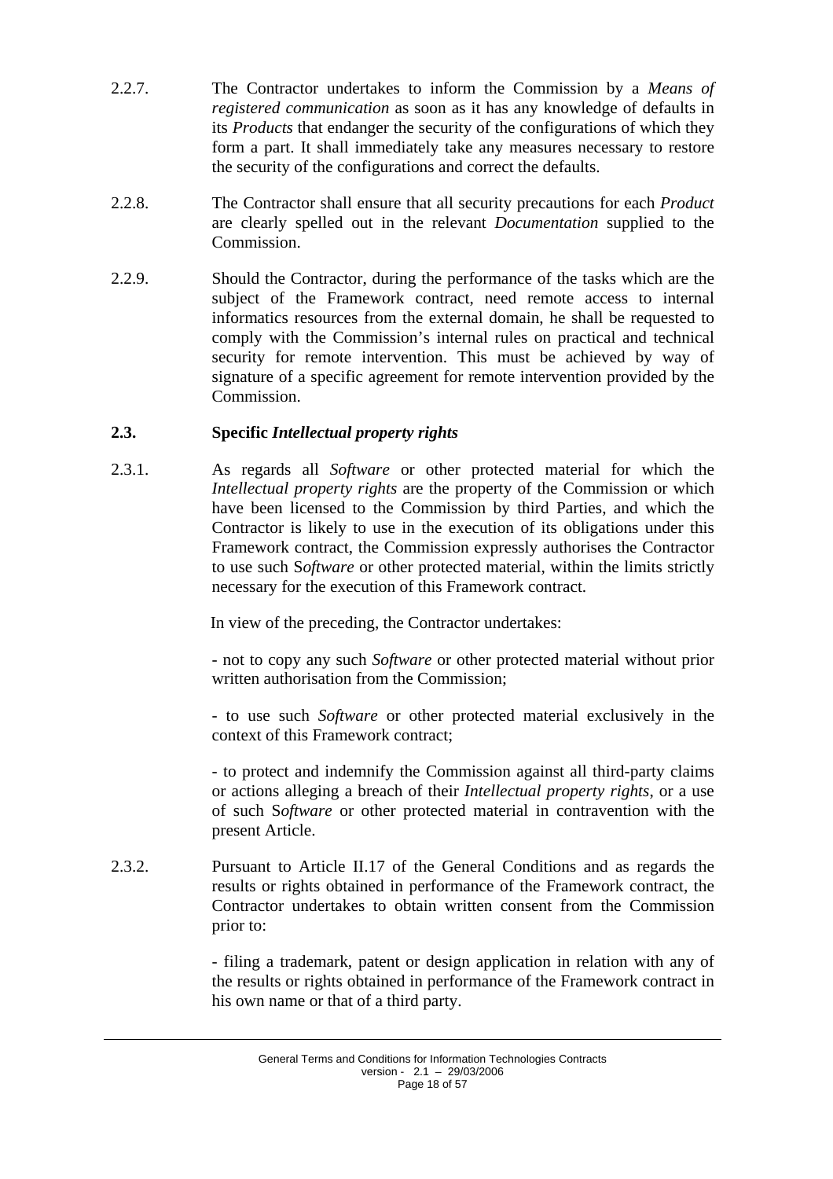2.2.7. The Contractor undertakes to inform the Commission by a *Means of registered communication* as soon as it has any knowledge of defaults in its *Products* that endanger the security of the configurations of which they form a part. It shall immediately take any measures necessary to restore the security of the configurations and correct the defaults.

2.2.8. The Contractor shall ensure that all security precautions for each *Product* are clearly spelled out in the relevant *Documentation* supplied to the Commission.

2.2.9. Should the Contractor, during the performance of the tasks which are the subject of the Framework contract, need remote access to internal informatics resources from the external domain, he shall be requested to comply with the Commission's internal rules on practical and technical security for remote intervention. This must be achieved by way of signature of a specific agreement for remote intervention provided by the Commission.

### 2.3. Specific *Intellectual property rights*

2.3.1. As regards all *Software* or other protected material for which the *Intellectual property rights* are the property of the Commission or which have been licensed to the Commission by third Parties, and which the Contractor is likely to use in the execution of its obligations under this Framework contract, the Commission expressly authorises the Contractor to use such S*oftware* or other protected material, within the limits strictly necessary for the execution of this Framework contract.

In view of the preceding, the Contractor undertakes:

- not to copy any such *Software* or other protected material without prior written authorisation from the Commission;

- to use such *Software* or other protected material exclusively in the context of this Framework contract;

- to protect and indemnify the Commission against all third-party claims or actions alleging a breach of their *Intellectual property rights*, or a use of such S*oftware* or other protected material in contravention with the present Article.

2.3.2. Pursuant to Article II.17 of the General Conditions and as regards the results or rights obtained in performance of the Framework contract, the Contractor undertakes to obtain written consent from the Commission prior to:

- filing a trademark, patent or design application in relation with any of the results or rights obtained in performance of the Framework contract in his own name or that of a third party.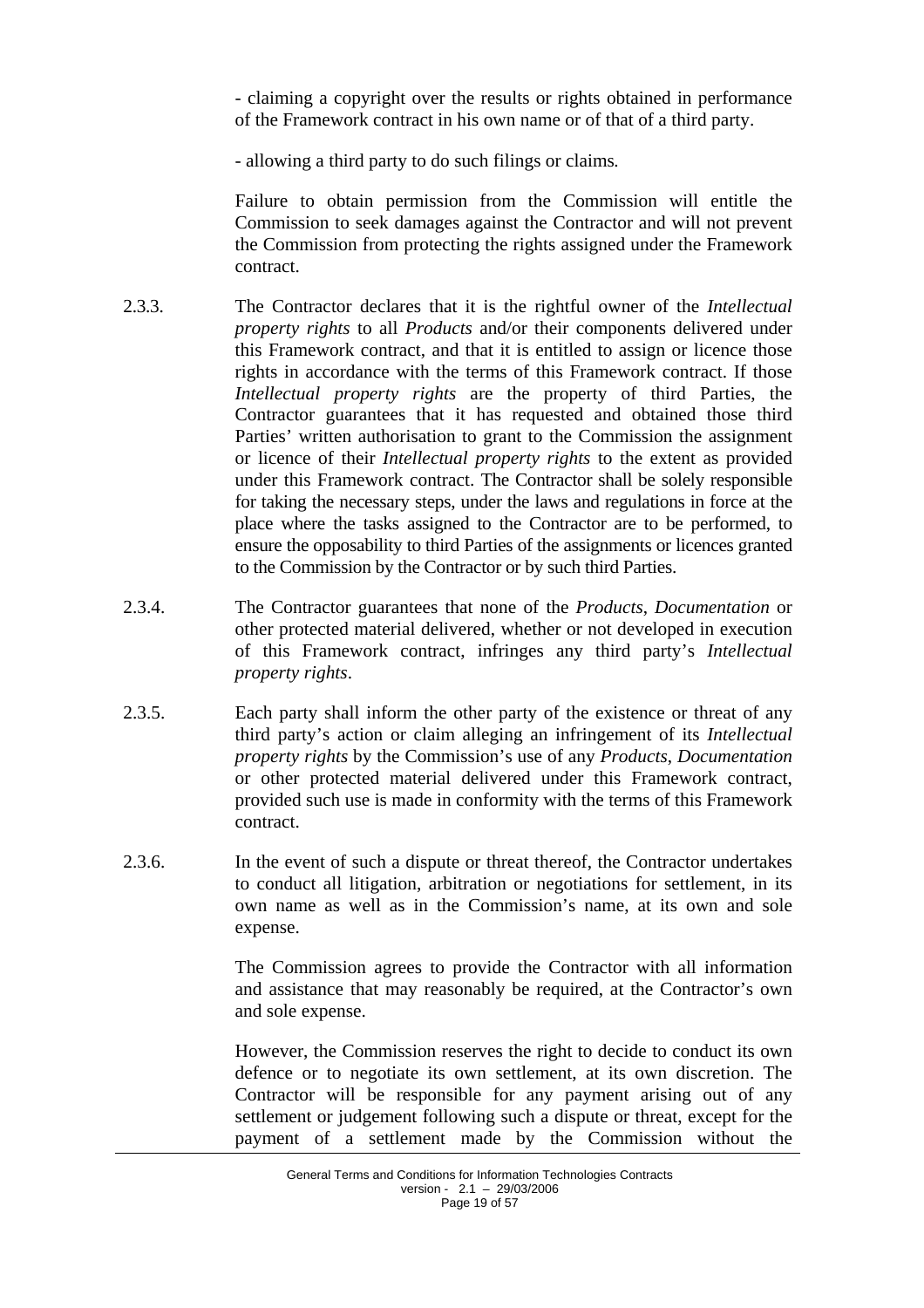- claiming a copyright over the results or rights obtained in performance of the Framework contract in his own name or of that of a third party.

- allowing a third party to do such filings or claims.

Failure to obtain permission from the Commission will entitle the Commission to seek damages against the Contractor and will not prevent the Commission from protecting the rights assigned under the Framework contract.

2.3.3. The Contractor declares that it is the rightful owner of the *Intellectual property rights* to all *Products* and/or their components delivered under this Framework contract, and that it is entitled to assign or licence those rights in accordance with the terms of this Framework contract. If those *Intellectual property rights* are the property of third Parties, the Contractor guarantees that it has requested and obtained those third Parties' written authorisation to grant to the Commission the assignment or licence of their *Intellectual property rights* to the extent as provided under this Framework contract. The Contractor shall be solely responsible for taking the necessary steps, under the laws and regulations in force at the place where the tasks assigned to the Contractor are to be performed, to ensure the opposability to third Parties of the assignments or licences granted to the Commission by the Contractor or by such third Parties.

2.3.4. The Contractor guarantees that none of the *Products*, *Documentation* or other protected material delivered, whether or not developed in execution of this Framework contract, infringes any third party's *Intellectual property rights*.

2.3.5. Each party shall inform the other party of the existence or threat of any third party's action or claim alleging an infringement of its *Intellectual property rights* by the Commission's use of any *Products*, *Documentation* or other protected material delivered under this Framework contract, provided such use is made in conformity with the terms of this Framework contract.

2.3.6. In the event of such a dispute or threat thereof, the Contractor undertakes to conduct all litigation, arbitration or negotiations for settlement, in its own name as well as in the Commission's name, at its own and sole expense.

The Commission agrees to provide the Contractor with all information and assistance that may reasonably be required, at the Contractor's own and sole expense.

However, the Commission reserves the right to decide to conduct its own defence or to negotiate its own settlement, at its own discretion. The Contractor will be responsible for any payment arising out of any settlement or judgement following such a dispute or threat, except for the payment of a settlement made by the Commission without the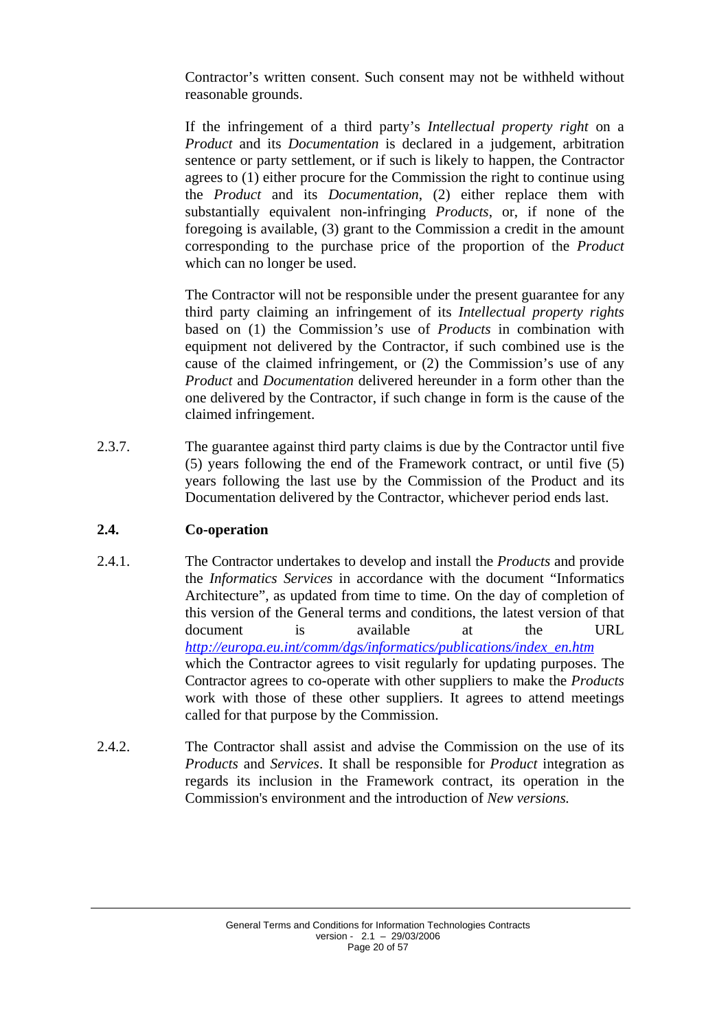Contractor's written consent. Such consent may not be withheld without reasonable grounds.

If the infringement of a third party's *Intellectual property right* on a *Product* and its *Documentation* is declared in a judgement, arbitration sentence or party settlement, or if such is likely to happen, the Contractor agrees to (1) either procure for the Commission the right to continue using the *Product* and its *Documentation*, (2) either replace them with substantially equivalent non-infringing *Products*, or, if none of the foregoing is available, (3) grant to the Commission a credit in the amount corresponding to the purchase price of the proportion of the *Product* which can no longer be used.

The Contractor will not be responsible under the present guarantee for any third party claiming an infringement of its *Intellectual property rights* based on (1) the Commission*'s* use of *Products* in combination with equipment not delivered by the Contractor, if such combined use is the cause of the claimed infringement, or (2) the Commission's use of any *Product* and *Documentation* delivered hereunder in a form other than the one delivered by the Contractor, if such change in form is the cause of the claimed infringement.

2.3.7. The guarantee against third party claims is due by the Contractor until five (5) years following the end of the Framework contract, or until five (5) years following the last use by the Commission of the Product and its Documentation delivered by the Contractor, whichever period ends last.

### 2.4. Co-operation

2.4.1. The Contractor undertakes to develop and install the *Products* and provide the *Informatics Services* in accordance with the document "Informatics Architecture", as updated from time to time. On the day of completion of this version of the General terms and conditions, the latest version of that document is available at the URL http://europa.eu.int/comm/dgs/informatics/publications/index_en.htm which the Contractor agrees to visit regularly for updating purposes. The Contractor agrees to co-operate with other suppliers to make the *Products* work with those of these other suppliers. It agrees to attend meetings called for that purpose by the Commission.

2.4.2. The Contractor shall assist and advise the Commission on the use of its *Products* and *Services*. It shall be responsible for *Product* integration as regards its inclusion in the Framework contract, its operation in the Commission's environment and the introduction of *New versions.*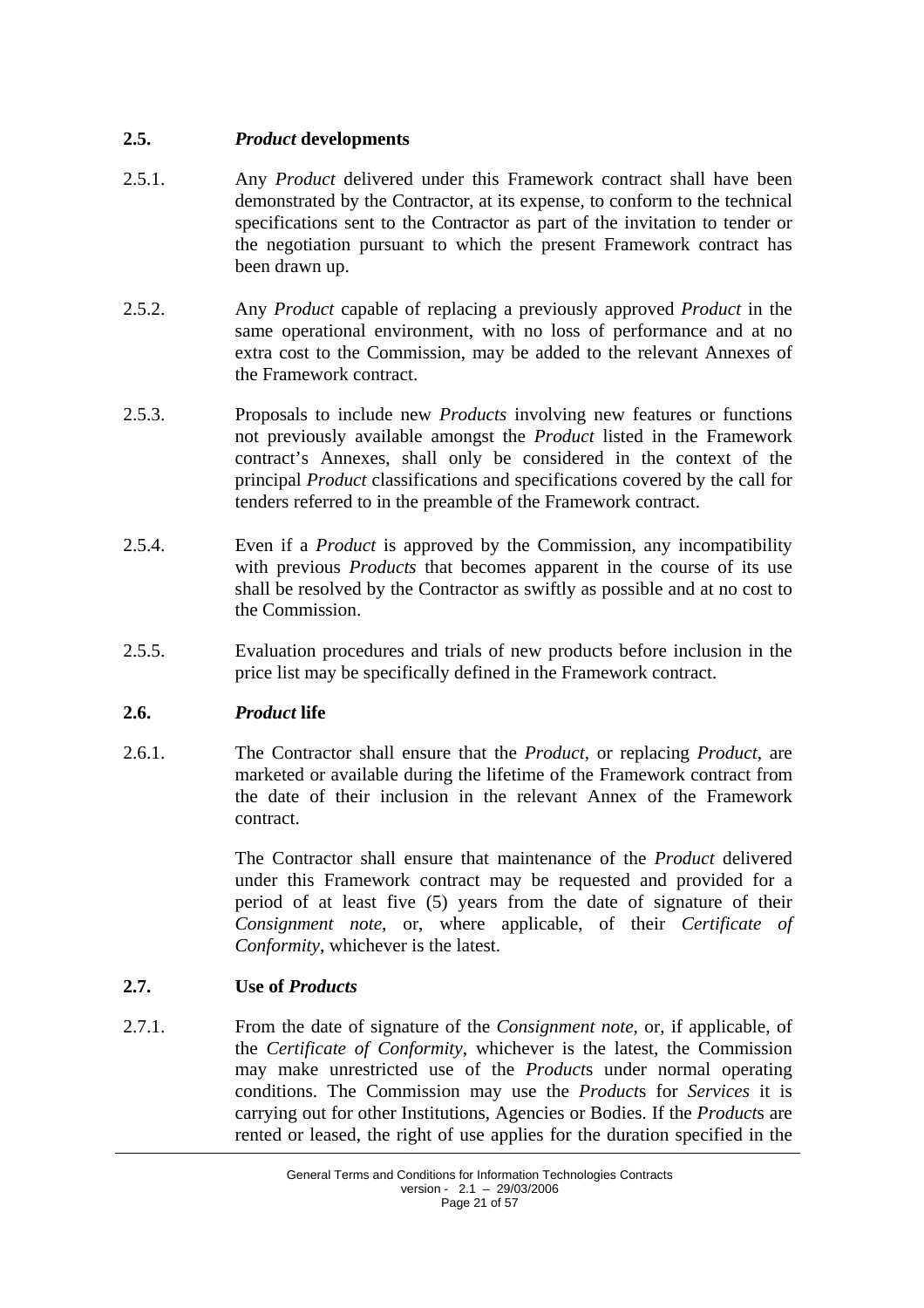### 2.5. *Product* developments

2.5.1. Any *Product* delivered under this Framework contract shall have been demonstrated by the Contractor, at its expense, to conform to the technical specifications sent to the Contractor as part of the invitation to tender or the negotiation pursuant to which the present Framework contract has been drawn up.

2.5.2. Any *Product* capable of replacing a previously approved *Product* in the same operational environment, with no loss of performance and at no extra cost to the Commission, may be added to the relevant Annexes of the Framework contract.

2.5.3. Proposals to include new *Products* involving new features or functions not previously available amongst the *Product* listed in the Framework contract's Annexes, shall only be considered in the context of the principal *Product* classifications and specifications covered by the call for tenders referred to in the preamble of the Framework contract.

2.5.4. Even if a *Product* is approved by the Commission, any incompatibility with previous *Products* that becomes apparent in the course of its use shall be resolved by the Contractor as swiftly as possible and at no cost to the Commission.

2.5.5. Evaluation procedures and trials of new products before inclusion in the price list may be specifically defined in the Framework contract.

### 2.6. *Product* life

2.6.1. The Contractor shall ensure that the *Product*, or replacing *Product*, are marketed or available during the lifetime of the Framework contract from the date of their inclusion in the relevant Annex of the Framework contract.

The Contractor shall ensure that maintenance of the *Product* delivered under this Framework contract may be requested and provided for a period of at least five (5) years from the date of signature of their *Consignment note*, or, where applicable, of their *Certificate of Conformity*, whichever is the latest.

### 2.7. Use of *Products*

2.7.1. From the date of signature of the *Consignment note*, or, if applicable, of the *Certificate of Conformity*, whichever is the latest, the Commission may make unrestricted use of the *Product*s under normal operating conditions. The Commission may use the *Product*s for *Services* it is carrying out for other Institutions, Agencies or Bodies. If the *Product*s are rented or leased, the right of use applies for the duration specified in the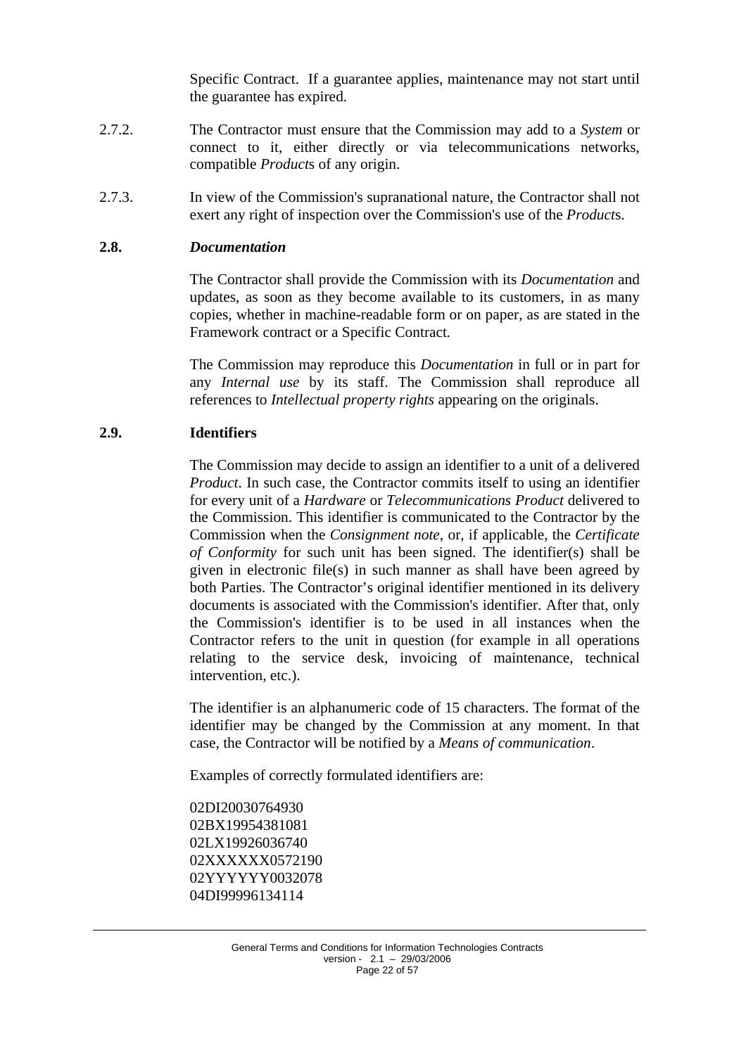Specific Contract. If a guarantee applies, maintenance may not start until the guarantee has expired.

2.7.2. The Contractor must ensure that the Commission may add to a *System* or connect to it, either directly or via telecommunications networks, compatible *Product*s of any origin.

2.7.3. In view of the Commission's supranational nature, the Contractor shall not exert any right of inspection over the Commission's use of the *Product*s.

### 2.8. *Documentation*

The Contractor shall provide the Commission with its *Documentation* and updates, as soon as they become available to its customers, in as many copies, whether in machine-readable form or on paper, as are stated in the Framework contract or a Specific Contract.

The Commission may reproduce this *Documentation* in full or in part for any *Internal use* by its staff. The Commission shall reproduce all references to *Intellectual property rights* appearing on the originals.

### 2.9. Identifiers

The Commission may decide to assign an identifier to a unit of a delivered *Product*. In such case, the Contractor commits itself to using an identifier for every unit of a *Hardware* or *Telecommunications Product* delivered to the Commission. This identifier is communicated to the Contractor by the Commission when the *Consignment note*, or, if applicable, the *Certificate of Conformity* for such unit has been signed. The identifier(s) shall be given in electronic file(s) in such manner as shall have been agreed by both Parties. The Contractor's original identifier mentioned in its delivery documents is associated with the Commission's identifier. After that, only the Commission's identifier is to be used in all instances when the Contractor refers to the unit in question (for example in all operations relating to the service desk, invoicing of maintenance, technical intervention, etc.).

The identifier is an alphanumeric code of 15 characters. The format of the identifier may be changed by the Commission at any moment. In that case, the Contractor will be notified by a *Means of communication*.

Examples of correctly formulated identifiers are:

02DI20030764930
02BX19954381081
02LX19926036740
02XXXXXX0572190
02YYYYYY0032078
04DI99996134114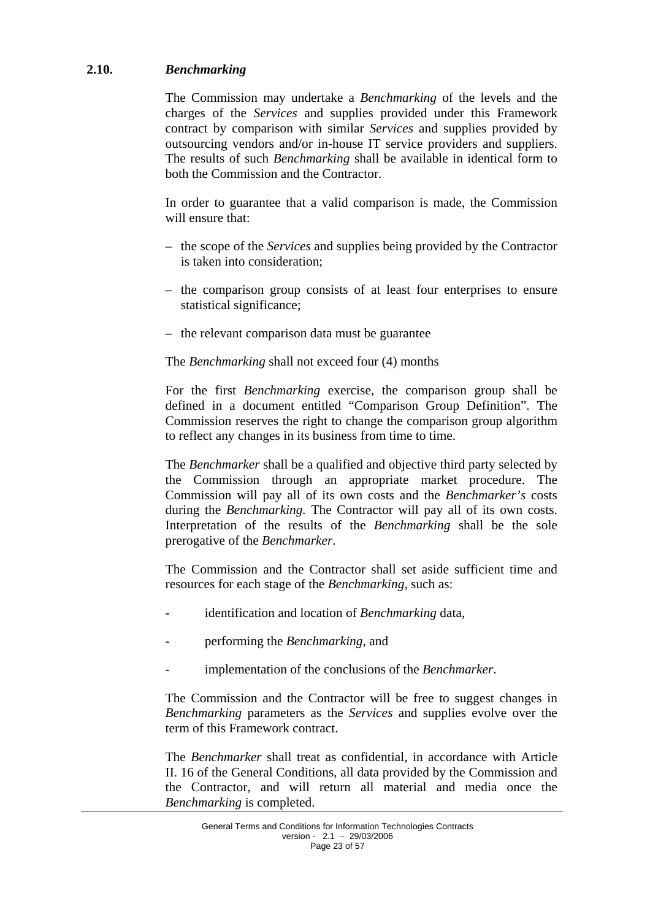### 2.10. *Benchmarking*

The Commission may undertake a *Benchmarking* of the levels and the charges of the *Services* and supplies provided under this Framework contract by comparison with similar *Services* and supplies provided by outsourcing vendors and/or in-house IT service providers and suppliers. The results of such *Benchmarking* shall be available in identical form to both the Commission and the Contractor.

In order to guarantee that a valid comparison is made, the Commission will ensure that:

- the scope of the *Services* and supplies being provided by the Contractor is taken into consideration;
- the comparison group consists of at least four enterprises to ensure statistical significance;
- the relevant comparison data must be guarantee

The *Benchmarking* shall not exceed four (4) months

For the first *Benchmarking* exercise, the comparison group shall be defined in a document entitled "Comparison Group Definition". The Commission reserves the right to change the comparison group algorithm to reflect any changes in its business from time to time.

The *Benchmarker* shall be a qualified and objective third party selected by the Commission through an appropriate market procedure. The Commission will pay all of its own costs and the *Benchmarker's* costs during the *Benchmarking.* The Contractor will pay all of its own costs. Interpretation of the results of the *Benchmarking* shall be the sole prerogative of the *Benchmarker*.

The Commission and the Contractor shall set aside sufficient time and resources for each stage of the *Benchmarking*, such as:

- identification and location of *Benchmarking* data,
- performing the *Benchmarking*, and
- implementation of the conclusions of the *Benchmarker*.

The Commission and the Contractor will be free to suggest changes in *Benchmarking* parameters as the *Services* and supplies evolve over the term of this Framework contract.

The *Benchmarker* shall treat as confidential, in accordance with Article II. 16 of the General Conditions, all data provided by the Commission and the Contractor, and will return all material and media once the *Benchmarking* is completed.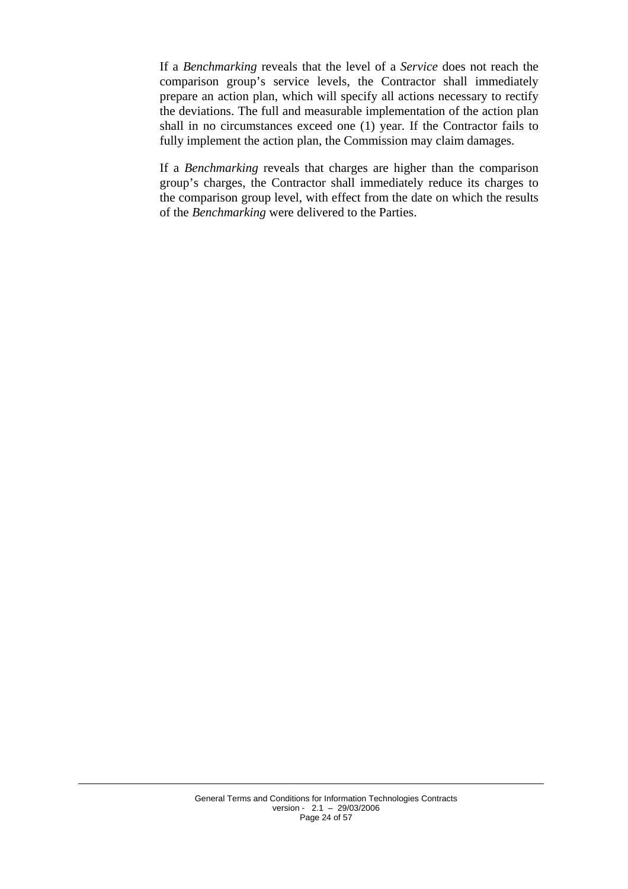If a *Benchmarking* reveals that the level of a *Service* does not reach the comparison group's service levels, the Contractor shall immediately prepare an action plan, which will specify all actions necessary to rectify the deviations. The full and measurable implementation of the action plan shall in no circumstances exceed one (1) year. If the Contractor fails to fully implement the action plan, the Commission may claim damages.

If a *Benchmarking* reveals that charges are higher than the comparison group's charges, the Contractor shall immediately reduce its charges to the comparison group level, with effect from the date on which the results of the *Benchmarking* were delivered to the Parties.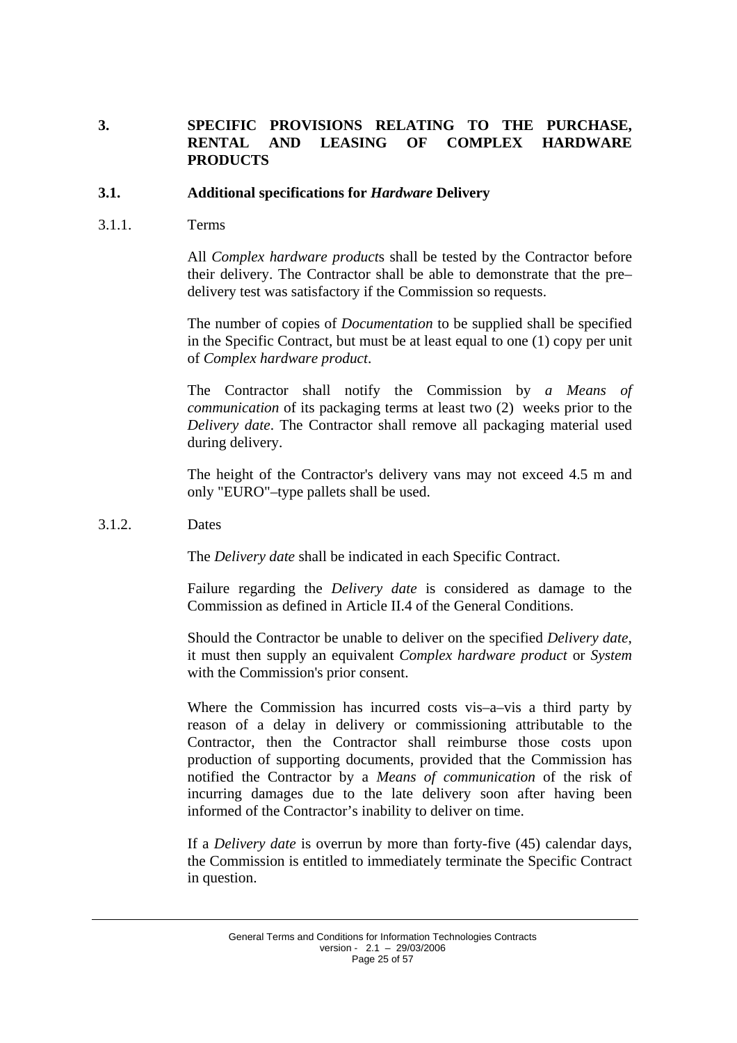# 3. SPECIFIC PROVISIONS RELATING TO THE PURCHASE, RENTAL AND LEASING OF COMPLEX HARDWARE PRODUCTS

## 3.1. Additional specifications for *Hardware* Delivery

### 3.1.1. Terms

All *Complex hardware product*s shall be tested by the Contractor before their delivery. The Contractor shall be able to demonstrate that the pre–delivery test was satisfactory if the Commission so requests.

The number of copies of *Documentation* to be supplied shall be specified in the Specific Contract, but must be at least equal to one (1) copy per unit of *Complex hardware product*.

The Contractor shall notify the Commission by *a Means of communication* of its packaging terms at least two (2) weeks prior to the *Delivery date*. The Contractor shall remove all packaging material used during delivery.

The height of the Contractor's delivery vans may not exceed 4.5 m and only "EURO"–type pallets shall be used.

### 3.1.2. Dates

The *Delivery date* shall be indicated in each Specific Contract.

Failure regarding the *Delivery date* is considered as damage to the Commission as defined in Article II.4 of the General Conditions.

Should the Contractor be unable to deliver on the specified *Delivery date*, it must then supply an equivalent *Complex hardware product* or *System* with the Commission's prior consent.

Where the Commission has incurred costs vis–a–vis a third party by reason of a delay in delivery or commissioning attributable to the Contractor, then the Contractor shall reimburse those costs upon production of supporting documents, provided that the Commission has notified the Contractor by a *Means of communication* of the risk of incurring damages due to the late delivery soon after having been informed of the Contractor's inability to deliver on time.

If a *Delivery date* is overrun by more than forty-five (45) calendar days, the Commission is entitled to immediately terminate the Specific Contract in question.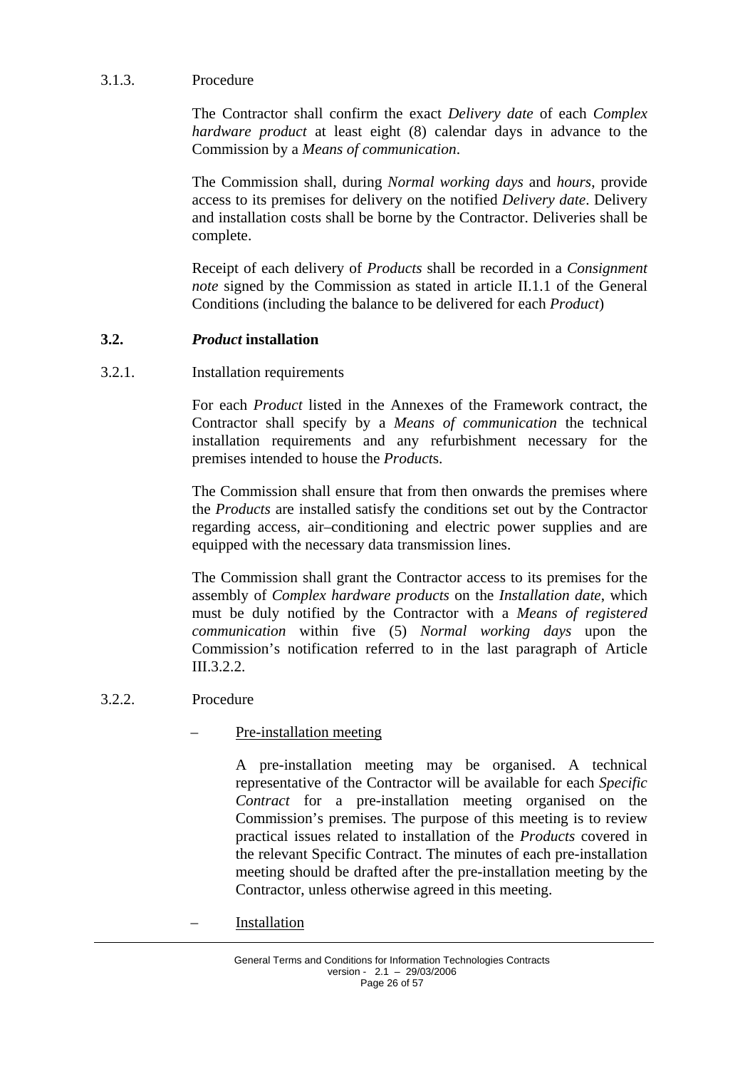3.1.3. Procedure

The Contractor shall confirm the exact *Delivery date* of each *Complex hardware product* at least eight (8) calendar days in advance to the Commission by a *Means of communication*.

The Commission shall, during *Normal working days* and *hours*, provide access to its premises for delivery on the notified *Delivery date*. Delivery and installation costs shall be borne by the Contractor. Deliveries shall be complete.

Receipt of each delivery of *Products* shall be recorded in a *Consignment note* signed by the Commission as stated in article II.1.1 of the General Conditions (including the balance to be delivered for each *Product*)

### 3.2. *Product* installation

3.2.1. Installation requirements

For each *Product* listed in the Annexes of the Framework contract, the Contractor shall specify by a *Means of communication* the technical installation requirements and any refurbishment necessary for the premises intended to house the *Product*s.

The Commission shall ensure that from then onwards the premises where the *Products* are installed satisfy the conditions set out by the Contractor regarding access, air–conditioning and electric power supplies and are equipped with the necessary data transmission lines.

The Commission shall grant the Contractor access to its premises for the assembly of *Complex hardware products* on the *Installation date*, which must be duly notified by the Contractor with a *Means of registered communication* within five (5) *Normal working days* upon the Commission's notification referred to in the last paragraph of Article III.3.2.2.

3.2.2. Procedure

– Pre-installation meeting

A pre-installation meeting may be organised. A technical representative of the Contractor will be available for each *Specific Contract* for a pre-installation meeting organised on the Commission's premises. The purpose of this meeting is to review practical issues related to installation of the *Products* covered in the relevant Specific Contract. The minutes of each pre-installation meeting should be drafted after the pre-installation meeting by the Contractor, unless otherwise agreed in this meeting.

– Installation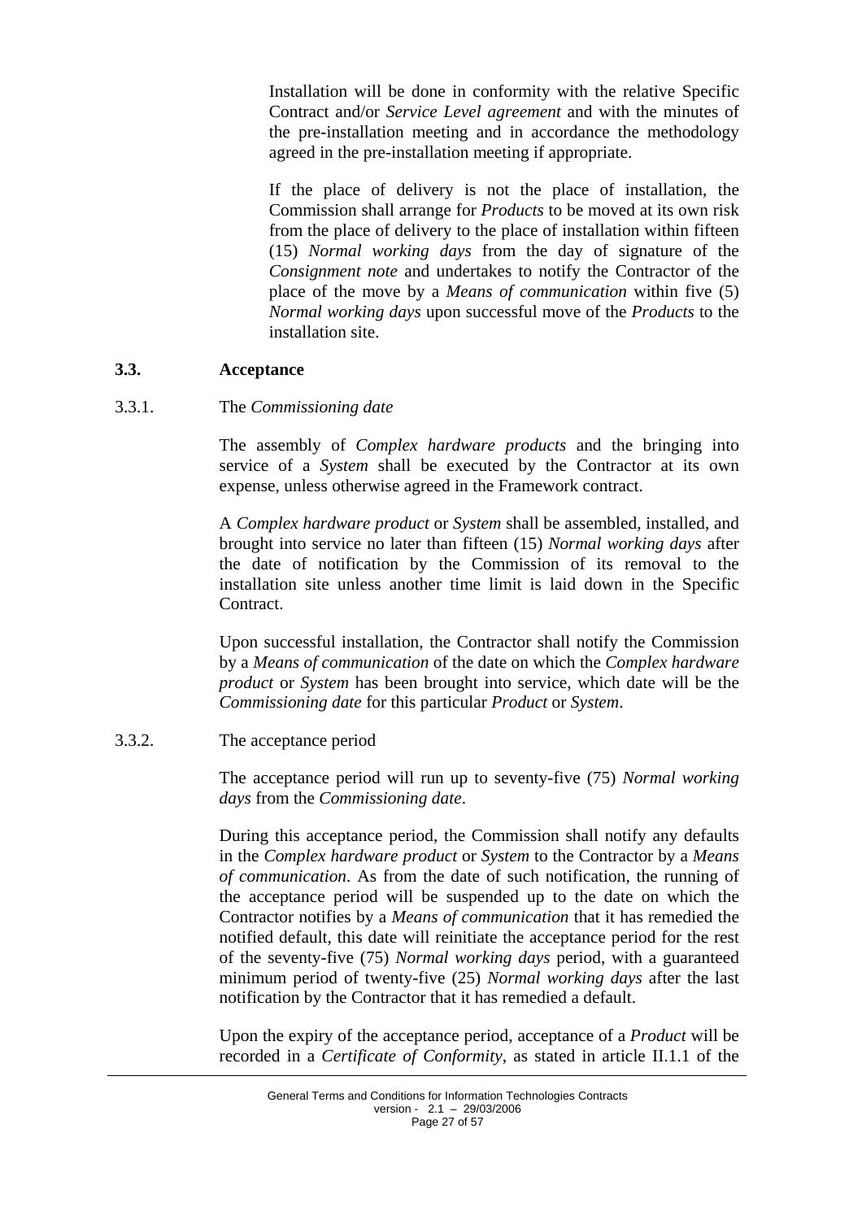Installation will be done in conformity with the relative Specific Contract and/or *Service Level agreement* and with the minutes of the pre-installation meeting and in accordance the methodology agreed in the pre-installation meeting if appropriate.

If the place of delivery is not the place of installation, the Commission shall arrange for *Products* to be moved at its own risk from the place of delivery to the place of installation within fifteen (15) *Normal working days* from the day of signature of the *Consignment note* and undertakes to notify the Contractor of the place of the move by a *Means of communication* within five (5) *Normal working days* upon successful move of the *Products* to the installation site.

### 3.3. Acceptance

#### 3.3.1. The *Commissioning date*

The assembly of *Complex hardware products* and the bringing into service of a *System* shall be executed by the Contractor at its own expense, unless otherwise agreed in the Framework contract.

A *Complex hardware product* or *System* shall be assembled, installed, and brought into service no later than fifteen (15) *Normal working days* after the date of notification by the Commission of its removal to the installation site unless another time limit is laid down in the Specific Contract.

Upon successful installation, the Contractor shall notify the Commission by a *Means of communication* of the date on which the *Complex hardware product* or *System* has been brought into service, which date will be the *Commissioning date* for this particular *Product* or *System*.

#### 3.3.2. The acceptance period

The acceptance period will run up to seventy-five (75) *Normal working days* from the *Commissioning date*.

During this acceptance period, the Commission shall notify any defaults in the *Complex hardware product* or *System* to the Contractor by a *Means of communication*. As from the date of such notification, the running of the acceptance period will be suspended up to the date on which the Contractor notifies by a *Means of communication* that it has remedied the notified default, this date will reinitiate the acceptance period for the rest of the seventy-five (75) *Normal working days* period, with a guaranteed minimum period of twenty-five (25) *Normal working days* after the last notification by the Contractor that it has remedied a default.

Upon the expiry of the acceptance period, acceptance of a *Product* will be recorded in a *Certificate of Conformity*, as stated in article II.1.1 of the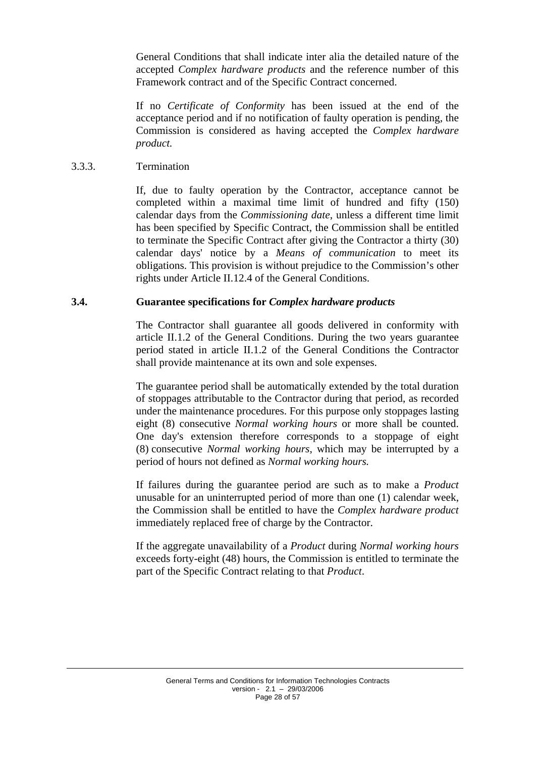General Conditions that shall indicate inter alia the detailed nature of the accepted *Complex hardware products* and the reference number of this Framework contract and of the Specific Contract concerned.

If no *Certificate of Conformity* has been issued at the end of the acceptance period and if no notification of faulty operation is pending, the Commission is considered as having accepted the *Complex hardware product.*

3.3.3. Termination

If, due to faulty operation by the Contractor, acceptance cannot be completed within a maximal time limit of hundred and fifty (150) calendar days from the *Commissioning date*, unless a different time limit has been specified by Specific Contract, the Commission shall be entitled to terminate the Specific Contract after giving the Contractor a thirty (30) calendar days' notice by a *Means of communication* to meet its obligations. This provision is without prejudice to the Commission's other rights under Article II.12.4 of the General Conditions.

### 3.4. Guarantee specifications for *Complex hardware products*

The Contractor shall guarantee all goods delivered in conformity with article II.1.2 of the General Conditions. During the two years guarantee period stated in article II.1.2 of the General Conditions the Contractor shall provide maintenance at its own and sole expenses.

The guarantee period shall be automatically extended by the total duration of stoppages attributable to the Contractor during that period, as recorded under the maintenance procedures. For this purpose only stoppages lasting eight (8) consecutive *Normal working hours* or more shall be counted. One day's extension therefore corresponds to a stoppage of eight (8) consecutive *Normal working hours*, which may be interrupted by a period of hours not defined as *Normal working hours.*

If failures during the guarantee period are such as to make a *Product* unusable for an uninterrupted period of more than one (1) calendar week, the Commission shall be entitled to have the *Complex hardware product* immediately replaced free of charge by the Contractor.

If the aggregate unavailability of a *Product* during *Normal working hours* exceeds forty-eight (48) hours, the Commission is entitled to terminate the part of the Specific Contract relating to that *Product*.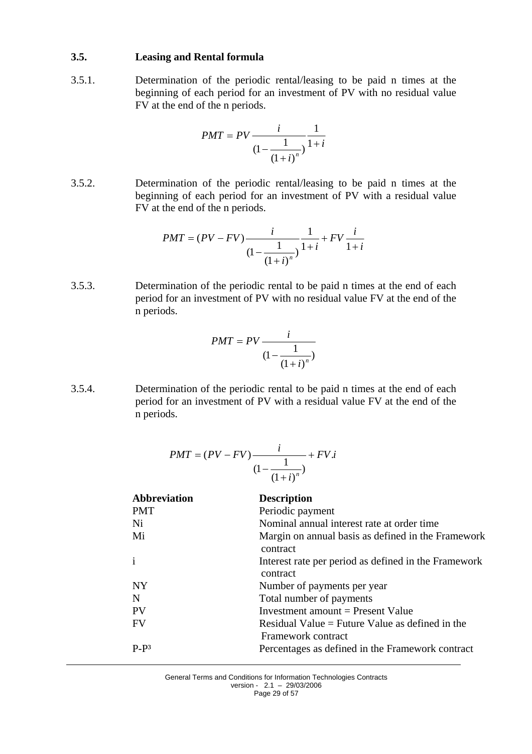### 3.5. Leasing and Rental formula

3.5.1. Determination of the periodic rental/leasing to be paid n times at the beginning of each period for an investment of PV with no residual value FV at the end of the n periods.

$$PMT = PV \frac{i}{(1 - \frac{1}{(1+i)^n})} \frac{1}{1+i}$$

3.5.2. Determination of the periodic rental/leasing to be paid n times at the beginning of each period for an investment of PV with a residual value FV at the end of the n periods.

$$PMT = (PV - FV) \frac{i}{(1 - \frac{1}{(1+i)^n})} \frac{1}{1+i} + FV \frac{i}{1+i}$$

3.5.3. Determination of the periodic rental to be paid n times at the end of each period for an investment of PV with no residual value FV at the end of the n periods.

$$PMT = PV \frac{i}{(1 - \frac{1}{(1+i)^n})}$$

3.5.4. Determination of the periodic rental to be paid n times at the end of each period for an investment of PV with a residual value FV at the end of the n periods.

$$PMT = (PV - FV) \frac{i}{(1 - \frac{1}{(1+i)^n})} + FV.i$$

| Abbreviation | Description |
|---|---|
| PMT | Periodic payment |
| Ni | Nominal annual interest rate at order time |
| Mi | Margin on annual basis as defined in the Framework contract |
| i | Interest rate per period as defined in the Framework contract |
| NY | Number of payments per year |
| N | Total number of payments |
| PV | Investment amount = Present Value |
| FV | Residual Value = Future Value as defined in the Framework contract |
| $P-P^3$ | Percentages as defined in the Framework contract |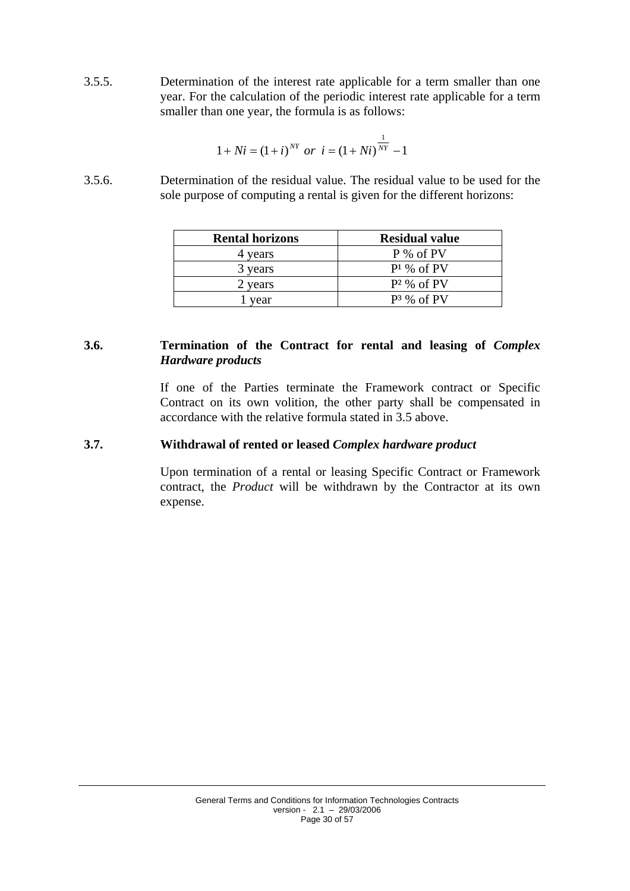3.5.5. Determination of the interest rate applicable for a term smaller than one year. For the calculation of the periodic interest rate applicable for a term smaller than one year, the formula is as follows:

$$1 + Ni = (1+i)^{NY} \ or \ i = (1+Ni)^{\frac{1}{NY}} - 1$$

3.5.6. Determination of the residual value. The residual value to be used for the sole purpose of computing a rental is given for the different horizons:

| Rental horizons | Residual value |
| --- | --- |
| 4 years | P % of PV |
| 3 years | $P^1$ % of PV |
| 2 years | $P^2$ % of PV |
| 1 year | $P^3$ % of PV |

### 3.6. Termination of the Contract for rental and leasing of *Complex Hardware products*

If one of the Parties terminate the Framework contract or Specific Contract on its own volition, the other party shall be compensated in accordance with the relative formula stated in 3.5 above.

### 3.7. Withdrawal of rented or leased *Complex hardware product*

Upon termination of a rental or leasing Specific Contract or Framework contract, the *Product* will be withdrawn by the Contractor at its own expense.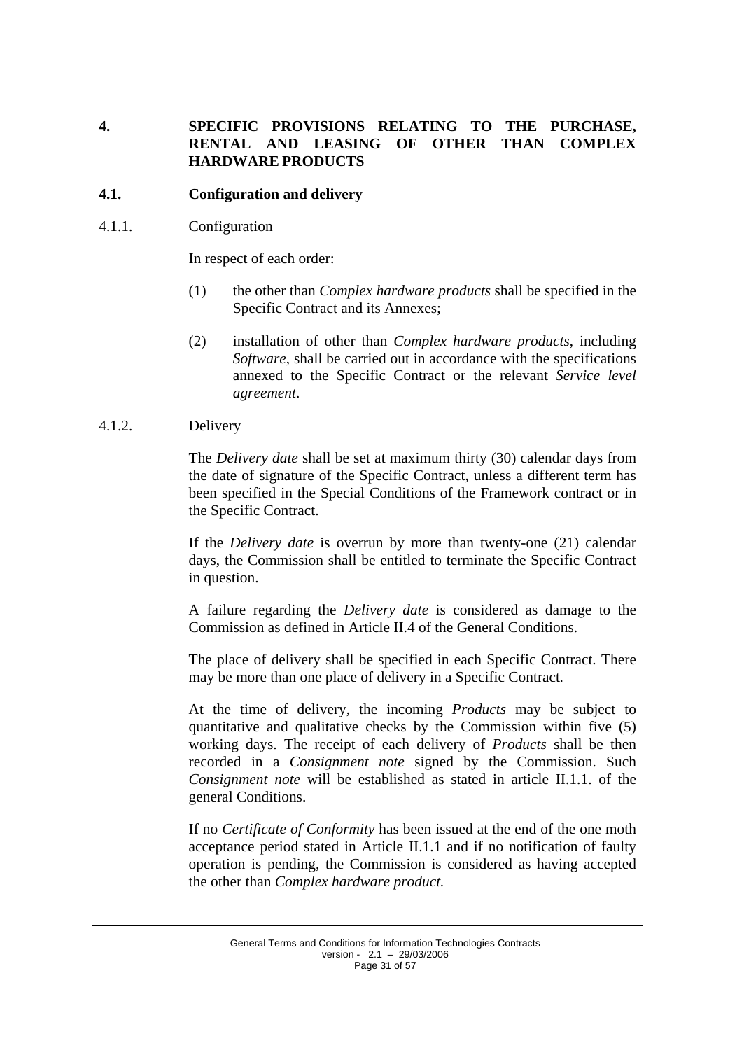# 4. SPECIFIC PROVISIONS RELATING TO THE PURCHASE, RENTAL AND LEASING OF OTHER THAN COMPLEX HARDWARE PRODUCTS

## 4.1. Configuration and delivery

### 4.1.1. Configuration

In respect of each order:

(1) the other than *Complex hardware products* shall be specified in the Specific Contract and its Annexes;

(2) installation of other than *Complex hardware products*, including *Software*, shall be carried out in accordance with the specifications annexed to the Specific Contract or the relevant *Service level agreement*.

### 4.1.2. Delivery

The *Delivery date* shall be set at maximum thirty (30) calendar days from the date of signature of the Specific Contract, unless a different term has been specified in the Special Conditions of the Framework contract or in the Specific Contract.

If the *Delivery date* is overrun by more than twenty-one (21) calendar days, the Commission shall be entitled to terminate the Specific Contract in question.

A failure regarding the *Delivery date* is considered as damage to the Commission as defined in Article II.4 of the General Conditions.

The place of delivery shall be specified in each Specific Contract. There may be more than one place of delivery in a Specific Contract.

At the time of delivery, the incoming *Products* may be subject to quantitative and qualitative checks by the Commission within five (5) working days. The receipt of each delivery of *Products* shall be then recorded in a *Consignment note* signed by the Commission. Such *Consignment note* will be established as stated in article II.1.1. of the general Conditions.

If no *Certificate of Conformity* has been issued at the end of the one moth acceptance period stated in Article II.1.1 and if no notification of faulty operation is pending, the Commission is considered as having accepted the other than *Complex hardware product.*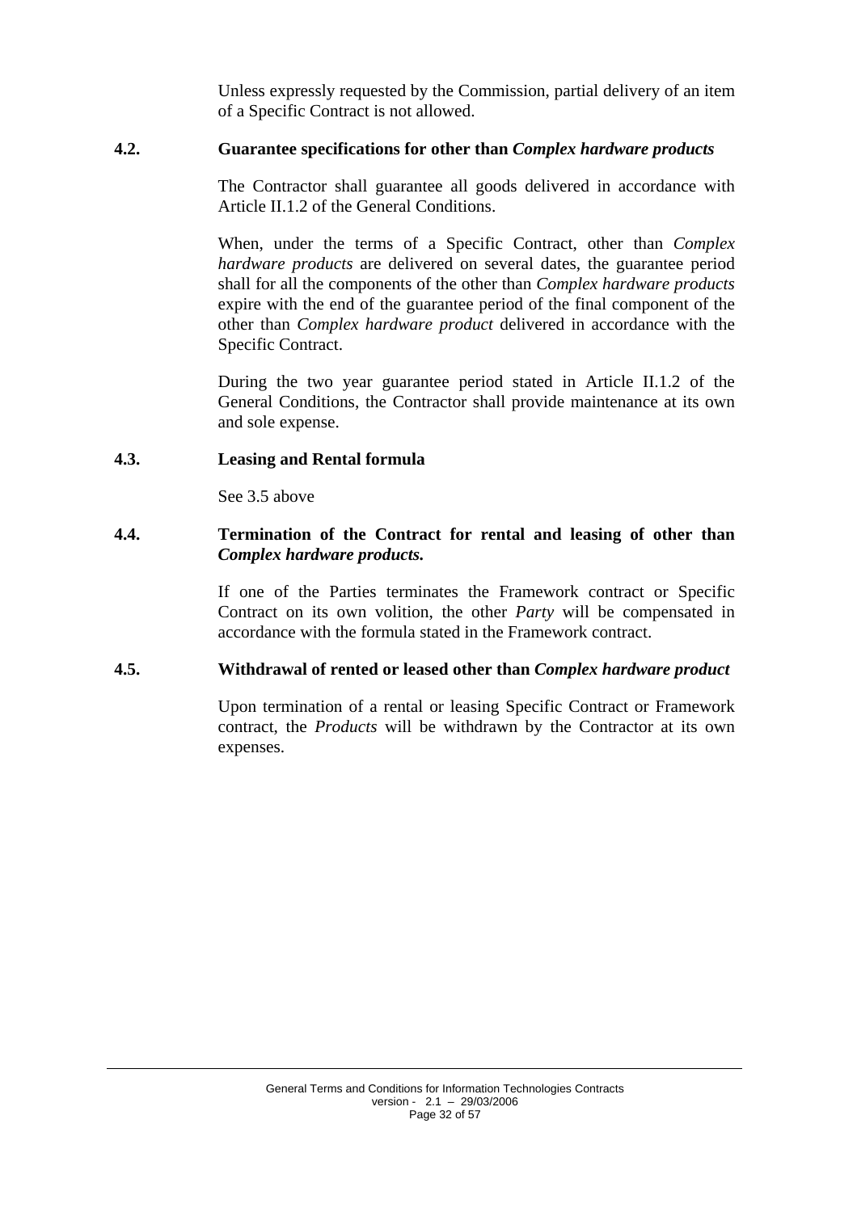Unless expressly requested by the Commission, partial delivery of an item of a Specific Contract is not allowed.

### 4.2. Guarantee specifications for other than *Complex hardware products*

The Contractor shall guarantee all goods delivered in accordance with Article II.1.2 of the General Conditions.

When, under the terms of a Specific Contract, other than *Complex hardware products* are delivered on several dates, the guarantee period shall for all the components of the other than *Complex hardware products* expire with the end of the guarantee period of the final component of the other than *Complex hardware product* delivered in accordance with the Specific Contract.

During the two year guarantee period stated in Article II.1.2 of the General Conditions, the Contractor shall provide maintenance at its own and sole expense.

### 4.3. Leasing and Rental formula

See 3.5 above

### 4.4. Termination of the Contract for rental and leasing of other than *Complex hardware products.*

If one of the Parties terminates the Framework contract or Specific Contract on its own volition, the other *Party* will be compensated in accordance with the formula stated in the Framework contract.

### 4.5. Withdrawal of rented or leased other than *Complex hardware product*

Upon termination of a rental or leasing Specific Contract or Framework contract, the *Products* will be withdrawn by the Contractor at its own expenses.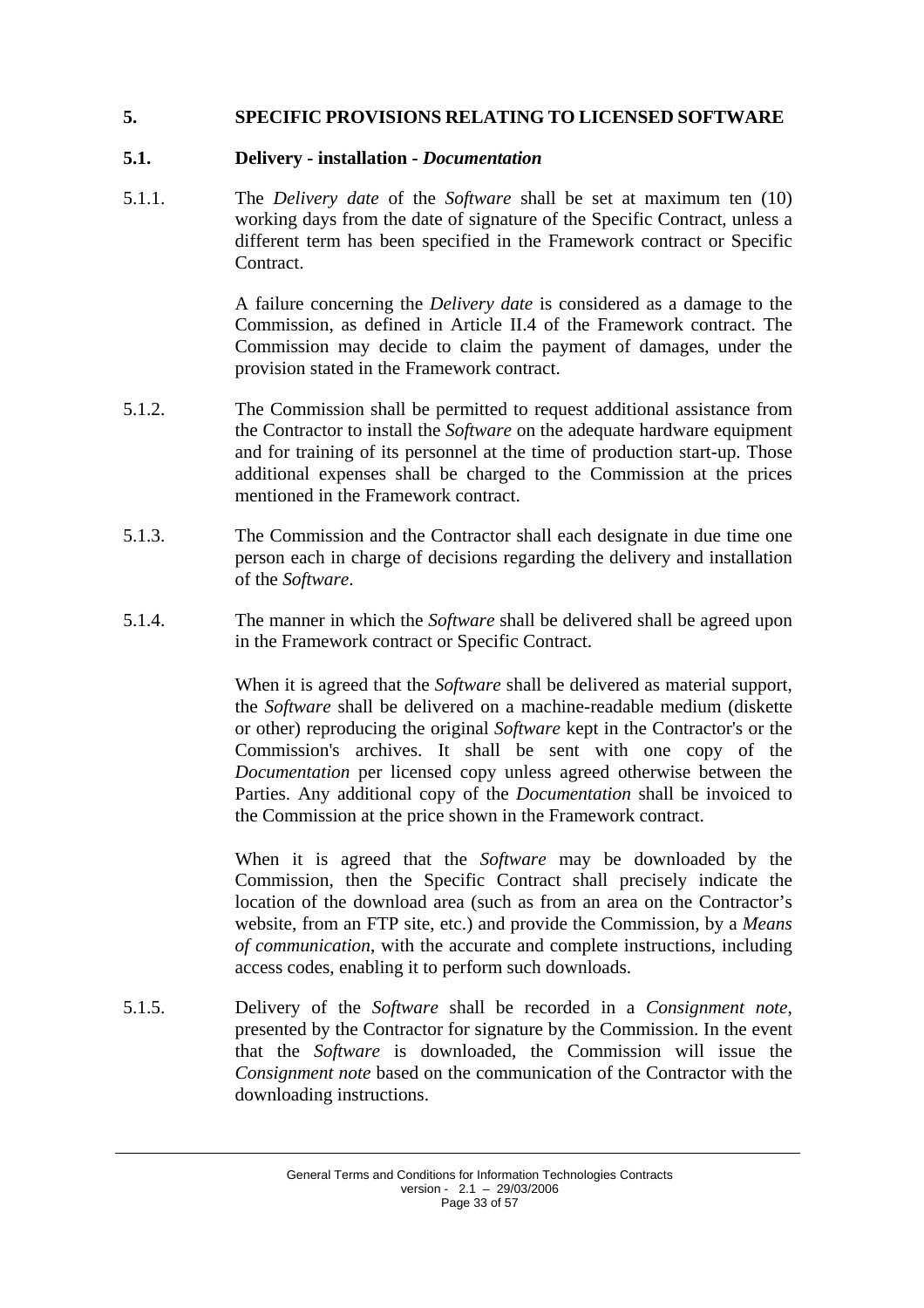## 5. SPECIFIC PROVISIONS RELATING TO LICENSED SOFTWARE

### 5.1. Delivery - installation - *Documentation*

5.1.1. The *Delivery date* of the *Software* shall be set at maximum ten (10) working days from the date of signature of the Specific Contract, unless a different term has been specified in the Framework contract or Specific Contract.

A failure concerning the *Delivery date* is considered as a damage to the Commission, as defined in Article II.4 of the Framework contract. The Commission may decide to claim the payment of damages, under the provision stated in the Framework contract.

5.1.2. The Commission shall be permitted to request additional assistance from the Contractor to install the *Software* on the adequate hardware equipment and for training of its personnel at the time of production start-up. Those additional expenses shall be charged to the Commission at the prices mentioned in the Framework contract.

5.1.3. The Commission and the Contractor shall each designate in due time one person each in charge of decisions regarding the delivery and installation of the *Software*.

5.1.4. The manner in which the *Software* shall be delivered shall be agreed upon in the Framework contract or Specific Contract.

When it is agreed that the *Software* shall be delivered as material support, the *Software* shall be delivered on a machine-readable medium (diskette or other) reproducing the original *Software* kept in the Contractor's or the Commission's archives. It shall be sent with one copy of the *Documentation* per licensed copy unless agreed otherwise between the Parties. Any additional copy of the *Documentation* shall be invoiced to the Commission at the price shown in the Framework contract.

When it is agreed that the *Software* may be downloaded by the Commission, then the Specific Contract shall precisely indicate the location of the download area (such as from an area on the Contractor's website, from an FTP site, etc.) and provide the Commission, by a *Means of communication*, with the accurate and complete instructions, including access codes, enabling it to perform such downloads.

5.1.5. Delivery of the *Software* shall be recorded in a *Consignment note*, presented by the Contractor for signature by the Commission. In the event that the *Software* is downloaded, the Commission will issue the *Consignment note* based on the communication of the Contractor with the downloading instructions.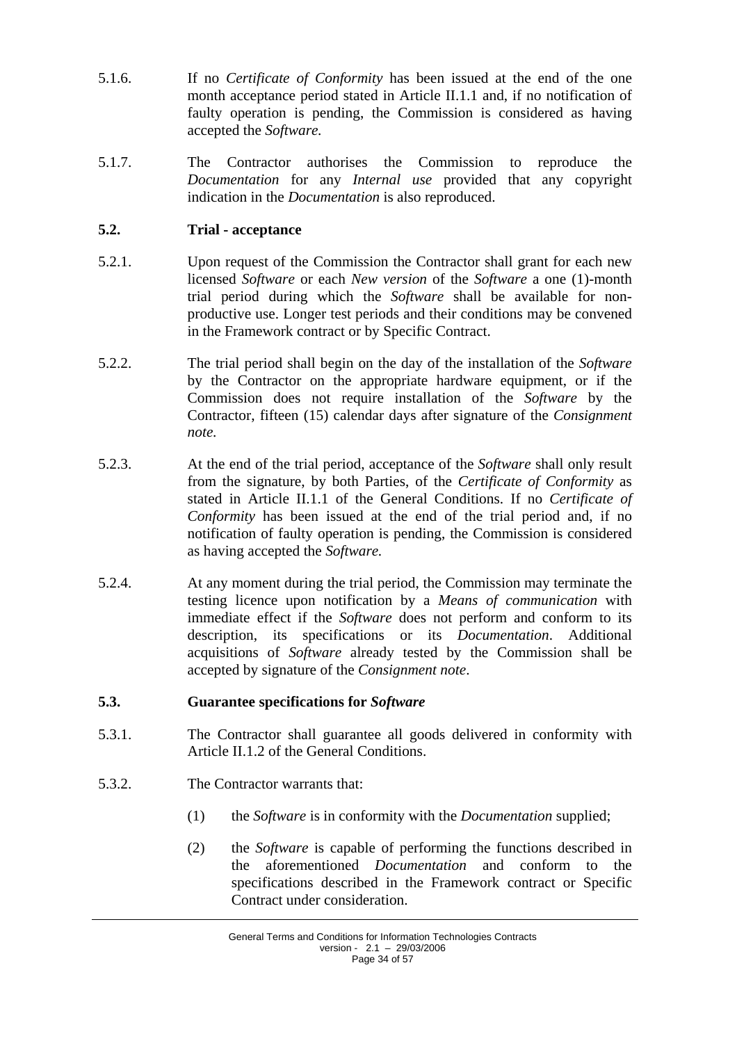5.1.6. If no *Certificate of Conformity* has been issued at the end of the one month acceptance period stated in Article II.1.1 and, if no notification of faulty operation is pending, the Commission is considered as having accepted the *Software.*

5.1.7. The Contractor authorises the Commission to reproduce the *Documentation* for any *Internal use* provided that any copyright indication in the *Documentation* is also reproduced.

### 5.2. Trial - acceptance

5.2.1. Upon request of the Commission the Contractor shall grant for each new licensed *Software* or each *New version* of the *Software* a one (1)-month trial period during which the *Software* shall be available for non-productive use. Longer test periods and their conditions may be convened in the Framework contract or by Specific Contract.

5.2.2. The trial period shall begin on the day of the installation of the *Software* by the Contractor on the appropriate hardware equipment, or if the Commission does not require installation of the *Software* by the Contractor, fifteen (15) calendar days after signature of the *Consignment note.*

5.2.3. At the end of the trial period, acceptance of the *Software* shall only result from the signature, by both Parties, of the *Certificate of Conformity* as stated in Article II.1.1 of the General Conditions. If no *Certificate of Conformity* has been issued at the end of the trial period and, if no notification of faulty operation is pending, the Commission is considered as having accepted the *Software.*

5.2.4. At any moment during the trial period, the Commission may terminate the testing licence upon notification by a *Means of communication* with immediate effect if the *Software* does not perform and conform to its description, its specifications or its *Documentation*. Additional acquisitions of *Software* already tested by the Commission shall be accepted by signature of the *Consignment note*.

### 5.3. Guarantee specifications for *Software*

5.3.1. The Contractor shall guarantee all goods delivered in conformity with Article II.1.2 of the General Conditions.

5.3.2. The Contractor warrants that:

(1) the *Software* is in conformity with the *Documentation* supplied;

(2) the *Software* is capable of performing the functions described in the aforementioned *Documentation* and conform to the specifications described in the Framework contract or Specific Contract under consideration.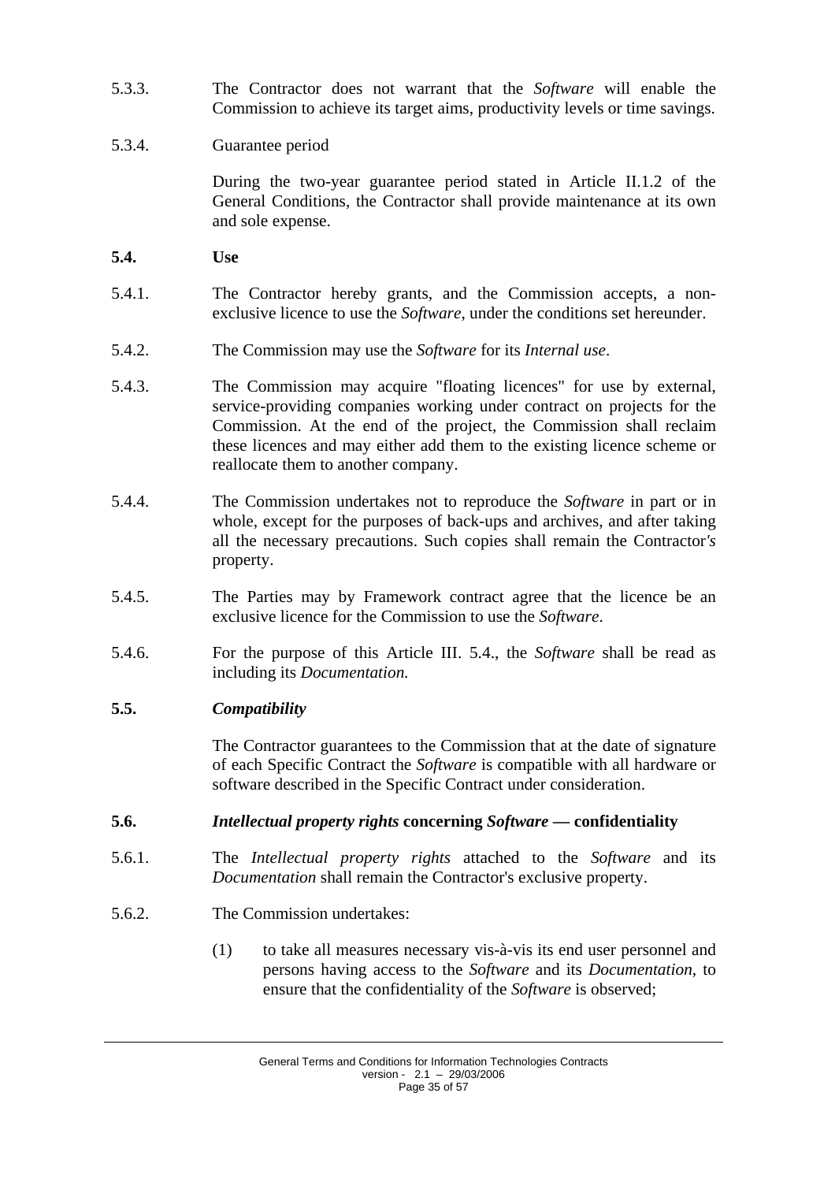5.3.3. The Contractor does not warrant that the *Software* will enable the Commission to achieve its target aims, productivity levels or time savings.

5.3.4. Guarantee period

During the two-year guarantee period stated in Article II.1.2 of the General Conditions, the Contractor shall provide maintenance at its own and sole expense.

**5.4. Use**

5.4.1. The Contractor hereby grants, and the Commission accepts, a non-exclusive licence to use the *Software*, under the conditions set hereunder.

5.4.2. The Commission may use the *Software* for its *Internal use*.

5.4.3. The Commission may acquire "floating licences" for use by external, service-providing companies working under contract on projects for the Commission. At the end of the project, the Commission shall reclaim these licences and may either add them to the existing licence scheme or reallocate them to another company.

5.4.4. The Commission undertakes not to reproduce the *Software* in part or in whole, except for the purposes of back-ups and archives, and after taking all the necessary precautions. Such copies shall remain the Contractor*'s* property.

5.4.5. The Parties may by Framework contract agree that the licence be an exclusive licence for the Commission to use the *Software*.

5.4.6. For the purpose of this Article III. 5.4., the *Software* shall be read as including its *Documentation.*

**5.5. *Compatibility***

The Contractor guarantees to the Commission that at the date of signature of each Specific Contract the *Software* is compatible with all hardware or software described in the Specific Contract under consideration.

**5.6. *Intellectual property rights* concerning *Software* — confidentiality**

5.6.1. The *Intellectual property rights* attached to the *Software* and its *Documentation* shall remain the Contractor's exclusive property.

5.6.2. The Commission undertakes:

(1) to take all measures necessary vis-à-vis its end user personnel and persons having access to the *Software* and its *Documentation*, to ensure that the confidentiality of the *Software* is observed;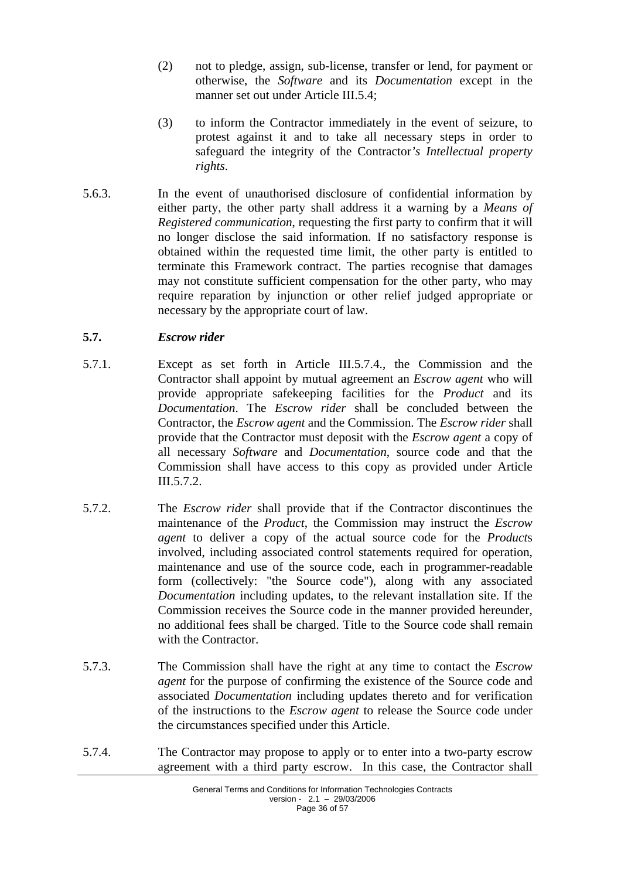(2) not to pledge, assign, sub-license, transfer or lend, for payment or otherwise, the *Software* and its *Documentation* except in the manner set out under Article III.5.4;

(3) to inform the Contractor immediately in the event of seizure, to protest against it and to take all necessary steps in order to safeguard the integrity of the Contractor*'s Intellectual property rights*.

5.6.3. In the event of unauthorised disclosure of confidential information by either party, the other party shall address it a warning by a *Means of Registered communication*, requesting the first party to confirm that it will no longer disclose the said information. If no satisfactory response is obtained within the requested time limit, the other party is entitled to terminate this Framework contract. The parties recognise that damages may not constitute sufficient compensation for the other party, who may require reparation by injunction or other relief judged appropriate or necessary by the appropriate court of law.

### 5.7. *Escrow rider*

5.7.1. Except as set forth in Article III.5.7.4., the Commission and the Contractor shall appoint by mutual agreement an *Escrow agent* who will provide appropriate safekeeping facilities for the *Product* and its *Documentation*. The *Escrow rider* shall be concluded between the Contractor, the *Escrow agent* and the Commission. The *Escrow rider* shall provide that the Contractor must deposit with the *Escrow agent* a copy of all necessary *Software* and *Documentation*, source code and that the Commission shall have access to this copy as provided under Article III.5.7.2.

5.7.2. The *Escrow rider* shall provide that if the Contractor discontinues the maintenance of the *Product*, the Commission may instruct the *Escrow agent* to deliver a copy of the actual source code for the *Product*s involved, including associated control statements required for operation, maintenance and use of the source code, each in programmer-readable form (collectively: "the Source code"), along with any associated *Documentation* including updates, to the relevant installation site. If the Commission receives the Source code in the manner provided hereunder, no additional fees shall be charged. Title to the Source code shall remain with the Contractor.

5.7.3. The Commission shall have the right at any time to contact the *Escrow agent* for the purpose of confirming the existence of the Source code and associated *Documentation* including updates thereto and for verification of the instructions to the *Escrow agent* to release the Source code under the circumstances specified under this Article.

5.7.4. The Contractor may propose to apply or to enter into a two-party escrow agreement with a third party escrow. In this case, the Contractor shall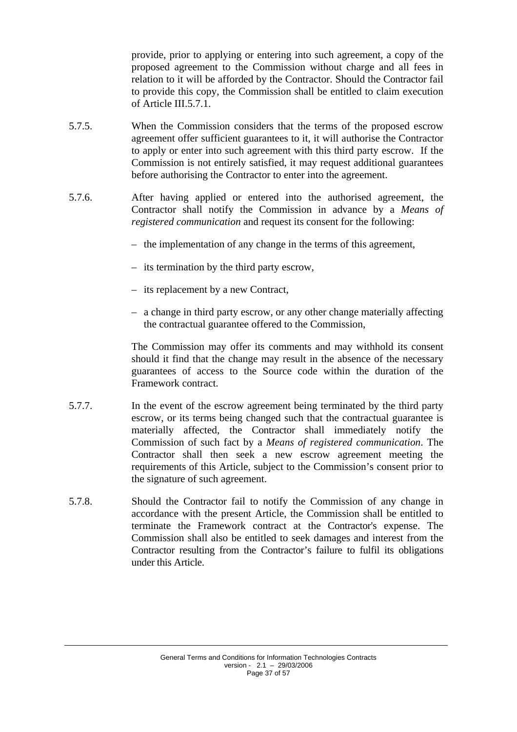provide, prior to applying or entering into such agreement, a copy of the proposed agreement to the Commission without charge and all fees in relation to it will be afforded by the Contractor. Should the Contractor fail to provide this copy, the Commission shall be entitled to claim execution of Article III.5.7.1.

5.7.5. When the Commission considers that the terms of the proposed escrow agreement offer sufficient guarantees to it, it will authorise the Contractor to apply or enter into such agreement with this third party escrow. If the Commission is not entirely satisfied, it may request additional guarantees before authorising the Contractor to enter into the agreement.

5.7.6. After having applied or entered into the authorised agreement, the Contractor shall notify the Commission in advance by a *Means of registered communication* and request its consent for the following:

– the implementation of any change in the terms of this agreement,

– its termination by the third party escrow,

– its replacement by a new Contract,

– a change in third party escrow, or any other change materially affecting the contractual guarantee offered to the Commission,

The Commission may offer its comments and may withhold its consent should it find that the change may result in the absence of the necessary guarantees of access to the Source code within the duration of the Framework contract.

5.7.7. In the event of the escrow agreement being terminated by the third party escrow, or its terms being changed such that the contractual guarantee is materially affected, the Contractor shall immediately notify the Commission of such fact by a *Means of registered communication*. The Contractor shall then seek a new escrow agreement meeting the requirements of this Article, subject to the Commission's consent prior to the signature of such agreement.

5.7.8. Should the Contractor fail to notify the Commission of any change in accordance with the present Article, the Commission shall be entitled to terminate the Framework contract at the Contractor's expense. The Commission shall also be entitled to seek damages and interest from the Contractor resulting from the Contractor's failure to fulfil its obligations under this Article.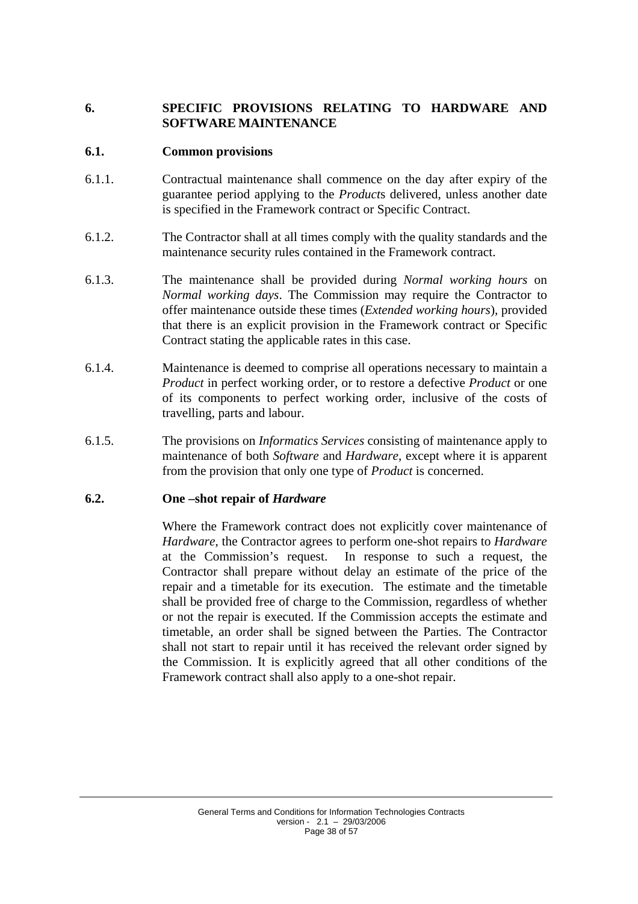## 6. SPECIFIC PROVISIONS RELATING TO HARDWARE AND SOFTWARE MAINTENANCE

### 6.1. Common provisions

6.1.1. Contractual maintenance shall commence on the day after expiry of the guarantee period applying to the *Product*s delivered, unless another date is specified in the Framework contract or Specific Contract.

6.1.2. The Contractor shall at all times comply with the quality standards and the maintenance security rules contained in the Framework contract.

6.1.3. The maintenance shall be provided during *Normal working hours* on *Normal working days*. The Commission may require the Contractor to offer maintenance outside these times (*Extended working hours*), provided that there is an explicit provision in the Framework contract or Specific Contract stating the applicable rates in this case.

6.1.4. Maintenance is deemed to comprise all operations necessary to maintain a *Product* in perfect working order, or to restore a defective *Product* or one of its components to perfect working order, inclusive of the costs of travelling, parts and labour.

6.1.5. The provisions on *Informatics Services* consisting of maintenance apply to maintenance of both *Software* and *Hardware*, except where it is apparent from the provision that only one type of *Product* is concerned.

### 6.2. One –shot repair of *Hardware*

Where the Framework contract does not explicitly cover maintenance of *Hardware*, the Contractor agrees to perform one-shot repairs to *Hardware* at the Commission's request. In response to such a request, the Contractor shall prepare without delay an estimate of the price of the repair and a timetable for its execution. The estimate and the timetable shall be provided free of charge to the Commission, regardless of whether or not the repair is executed. If the Commission accepts the estimate and timetable, an order shall be signed between the Parties. The Contractor shall not start to repair until it has received the relevant order signed by the Commission. It is explicitly agreed that all other conditions of the Framework contract shall also apply to a one-shot repair.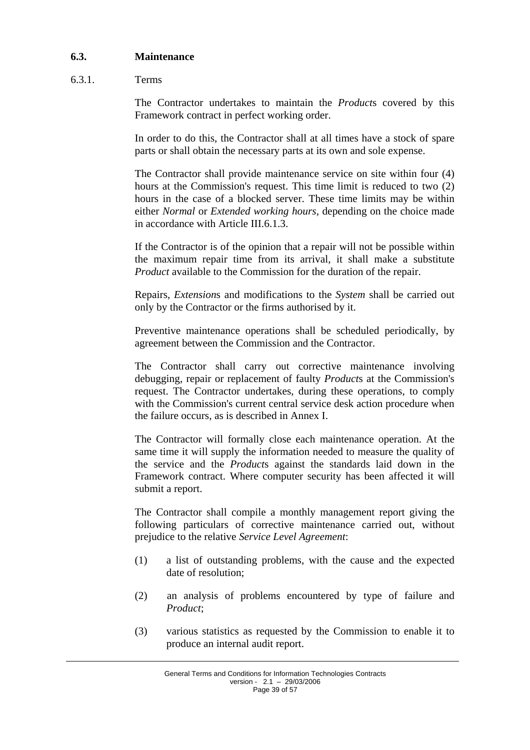### 6.3. Maintenance

6.3.1. Terms

The Contractor undertakes to maintain the *Product*s covered by this Framework contract in perfect working order.

In order to do this, the Contractor shall at all times have a stock of spare parts or shall obtain the necessary parts at its own and sole expense.

The Contractor shall provide maintenance service on site within four (4) hours at the Commission's request. This time limit is reduced to two (2) hours in the case of a blocked server. These time limits may be within either *Normal* or *Extended working hours*, depending on the choice made in accordance with Article III.6.1.3.

If the Contractor is of the opinion that a repair will not be possible within the maximum repair time from its arrival, it shall make a substitute *Product* available to the Commission for the duration of the repair.

Repairs, *Extension*s and modifications to the *System* shall be carried out only by the Contractor or the firms authorised by it.

Preventive maintenance operations shall be scheduled periodically, by agreement between the Commission and the Contractor.

The Contractor shall carry out corrective maintenance involving debugging, repair or replacement of faulty *Product*s at the Commission's request. The Contractor undertakes, during these operations, to comply with the Commission's current central service desk action procedure when the failure occurs, as is described in Annex I.

The Contractor will formally close each maintenance operation. At the same time it will supply the information needed to measure the quality of the service and the *Product*s against the standards laid down in the Framework contract. Where computer security has been affected it will submit a report.

The Contractor shall compile a monthly management report giving the following particulars of corrective maintenance carried out, without prejudice to the relative *Service Level Agreement*:

(1) a list of outstanding problems, with the cause and the expected date of resolution;

(2) an analysis of problems encountered by type of failure and *Product*;

(3) various statistics as requested by the Commission to enable it to produce an internal audit report.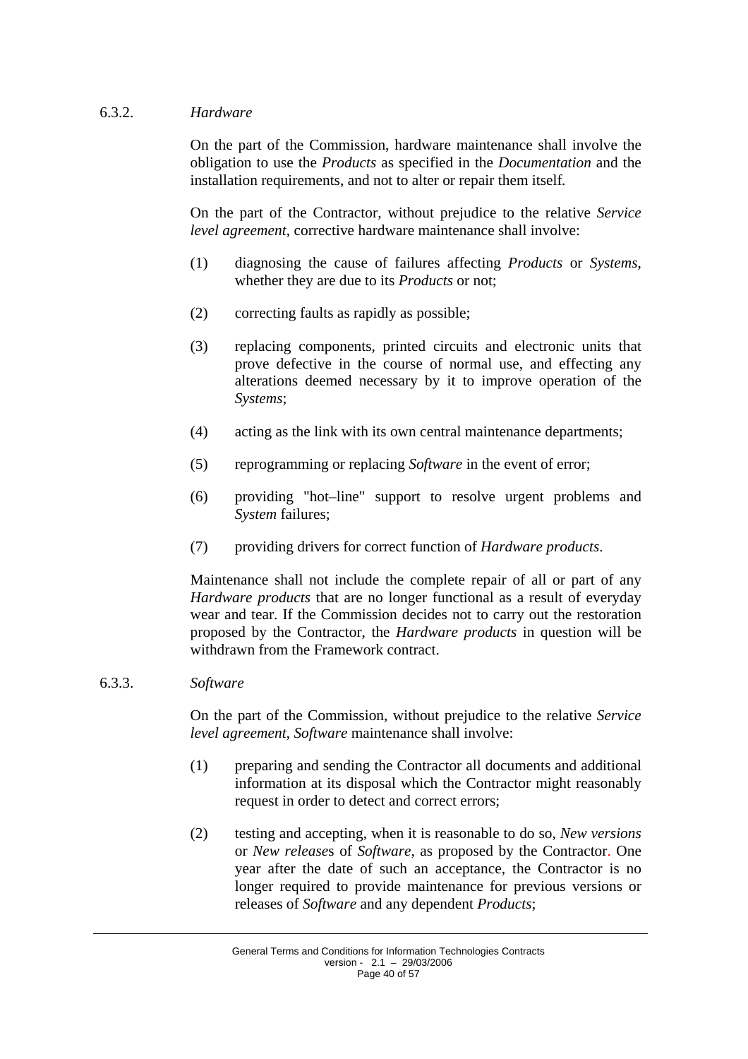#### 6.3.2. *Hardware*

On the part of the Commission, hardware maintenance shall involve the obligation to use the *Products* as specified in the *Documentation* and the installation requirements, and not to alter or repair them itself.

On the part of the Contractor, without prejudice to the relative *Service level agreement*, corrective hardware maintenance shall involve:

(1) diagnosing the cause of failures affecting *Products* or *Systems*, whether they are due to its *Products* or not;

(2) correcting faults as rapidly as possible;

(3) replacing components, printed circuits and electronic units that prove defective in the course of normal use, and effecting any alterations deemed necessary by it to improve operation of the *Systems*;

(4) acting as the link with its own central maintenance departments;

(5) reprogramming or replacing *Software* in the event of error;

(6) providing "hot–line" support to resolve urgent problems and *System* failures;

(7) providing drivers for correct function of *Hardware products*.

Maintenance shall not include the complete repair of all or part of any *Hardware products* that are no longer functional as a result of everyday wear and tear. If the Commission decides not to carry out the restoration proposed by the Contractor, the *Hardware products* in question will be withdrawn from the Framework contract.

#### 6.3.3. *Software*

On the part of the Commission, without prejudice to the relative *Service level agreement*, *Software* maintenance shall involve:

(1) preparing and sending the Contractor all documents and additional information at its disposal which the Contractor might reasonably request in order to detect and correct errors;

(2) testing and accepting, when it is reasonable to do so, *New versions* or *New release*s of *Software*, as proposed by the Contractor. One year after the date of such an acceptance, the Contractor is no longer required to provide maintenance for previous versions or releases of *Software* and any dependent *Products*;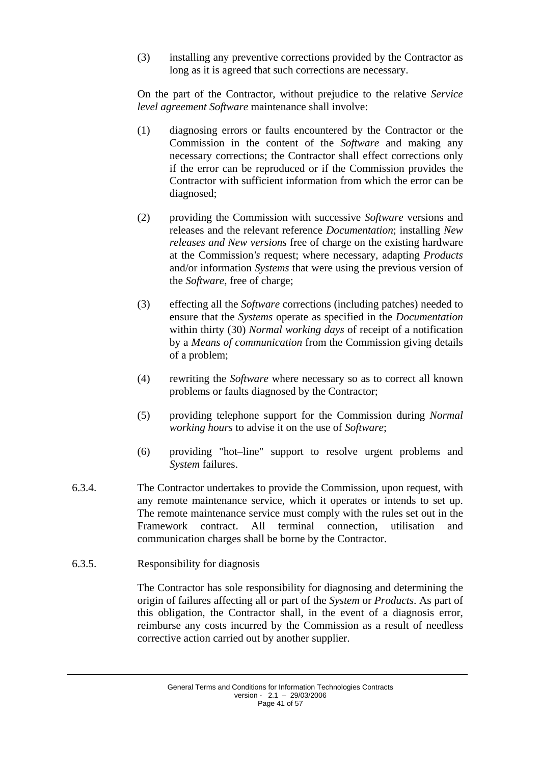(3) installing any preventive corrections provided by the Contractor as long as it is agreed that such corrections are necessary.

On the part of the Contractor, without prejudice to the relative *Service level agreement Software* maintenance shall involve:

(1) diagnosing errors or faults encountered by the Contractor or the Commission in the content of the *Software* and making any necessary corrections; the Contractor shall effect corrections only if the error can be reproduced or if the Commission provides the Contractor with sufficient information from which the error can be diagnosed;

(2) providing the Commission with successive *Software* versions and releases and the relevant reference *Documentation*; installing *New releases and New versions* free of charge on the existing hardware at the Commission*'s* request; where necessary, adapting *Products* and/or information *Systems* that were using the previous version of the *Software*, free of charge;

(3) effecting all the *Software* corrections (including patches) needed to ensure that the *Systems* operate as specified in the *Documentation* within thirty (30) *Normal working days* of receipt of a notification by a *Means of communication* from the Commission giving details of a problem;

(4) rewriting the *Software* where necessary so as to correct all known problems or faults diagnosed by the Contractor;

(5) providing telephone support for the Commission during *Normal working hours* to advise it on the use of *Software*;

(6) providing "hot–line" support to resolve urgent problems and *System* failures.

6.3.4. The Contractor undertakes to provide the Commission, upon request, with any remote maintenance service, which it operates or intends to set up. The remote maintenance service must comply with the rules set out in the Framework contract. All terminal connection, utilisation and communication charges shall be borne by the Contractor.

6.3.5. Responsibility for diagnosis

The Contractor has sole responsibility for diagnosing and determining the origin of failures affecting all or part of the *System* or *Products*. As part of this obligation, the Contractor shall, in the event of a diagnosis error, reimburse any costs incurred by the Commission as a result of needless corrective action carried out by another supplier.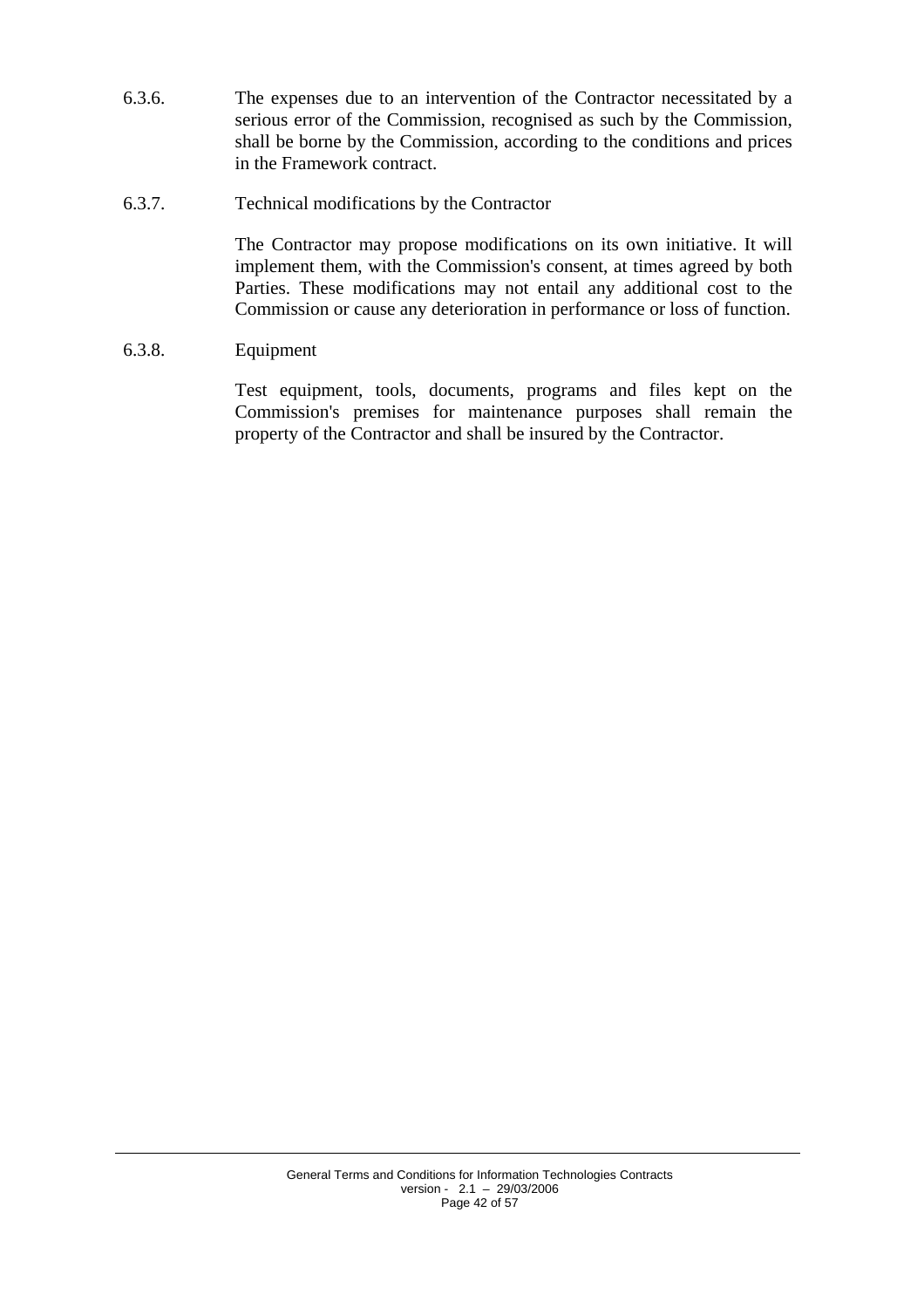6.3.6. The expenses due to an intervention of the Contractor necessitated by a serious error of the Commission, recognised as such by the Commission, shall be borne by the Commission, according to the conditions and prices in the Framework contract.

6.3.7. Technical modifications by the Contractor

The Contractor may propose modifications on its own initiative. It will implement them, with the Commission's consent, at times agreed by both Parties. These modifications may not entail any additional cost to the Commission or cause any deterioration in performance or loss of function.

6.3.8. Equipment

Test equipment, tools, documents, programs and files kept on the Commission's premises for maintenance purposes shall remain the property of the Contractor and shall be insured by the Contractor.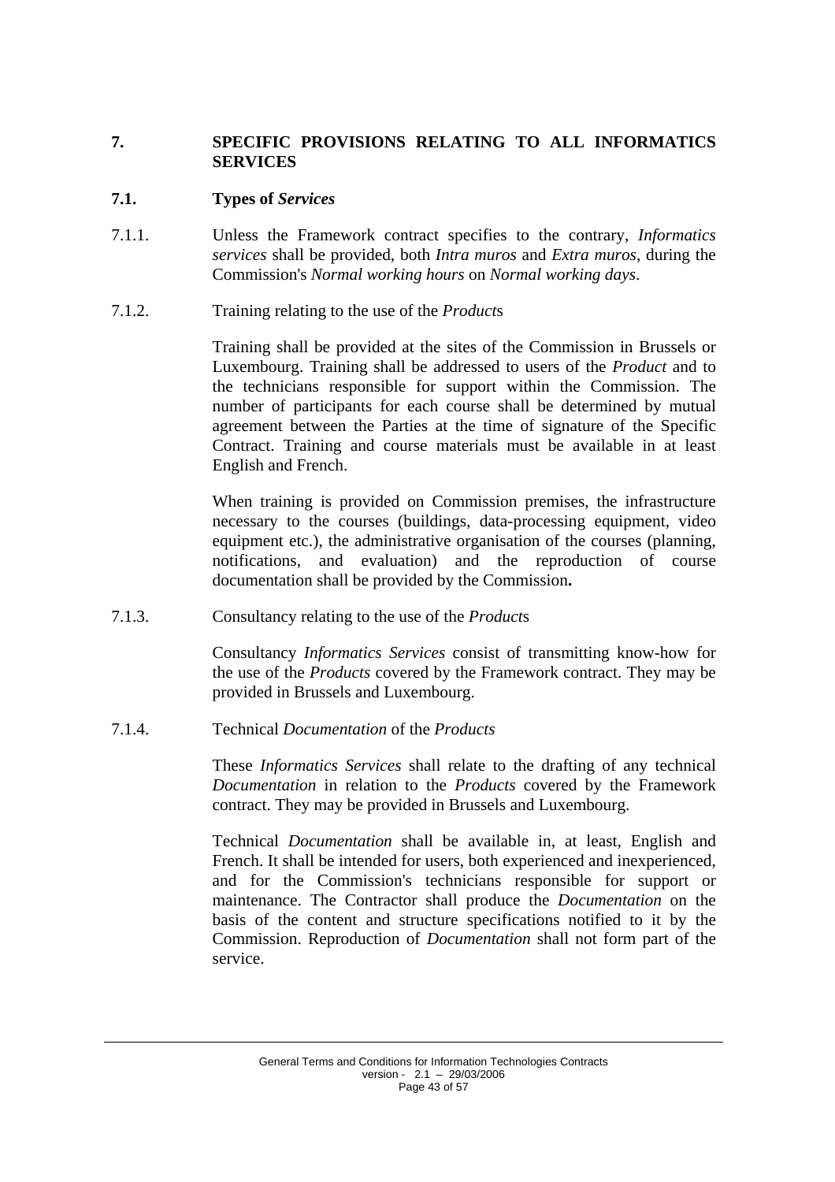# 7. SPECIFIC PROVISIONS RELATING TO ALL INFORMATICS SERVICES

## 7.1. Types of *Services*

7.1.1. Unless the Framework contract specifies to the contrary, *Informatics services* shall be provided, both *Intra muros* and *Extra muros*, during the Commission's *Normal working hours* on *Normal working days*.

7.1.2. Training relating to the use of the *Product*s

Training shall be provided at the sites of the Commission in Brussels or Luxembourg. Training shall be addressed to users of the *Product* and to the technicians responsible for support within the Commission. The number of participants for each course shall be determined by mutual agreement between the Parties at the time of signature of the Specific Contract. Training and course materials must be available in at least English and French.

When training is provided on Commission premises, the infrastructure necessary to the courses (buildings, data-processing equipment, video equipment etc.), the administrative organisation of the courses (planning, notifications, and evaluation) and the reproduction of course documentation shall be provided by the Commission**.**

7.1.3. Consultancy relating to the use of the *Product*s

Consultancy *Informatics Services* consist of transmitting know-how for the use of the *Products* covered by the Framework contract. They may be provided in Brussels and Luxembourg.

7.1.4. Technical *Documentation* of the *Products*

These *Informatics Services* shall relate to the drafting of any technical *Documentation* in relation to the *Products* covered by the Framework contract. They may be provided in Brussels and Luxembourg.

Technical *Documentation* shall be available in, at least, English and French. It shall be intended for users, both experienced and inexperienced, and for the Commission's technicians responsible for support or maintenance. The Contractor shall produce the *Documentation* on the basis of the content and structure specifications notified to it by the Commission. Reproduction of *Documentation* shall not form part of the service.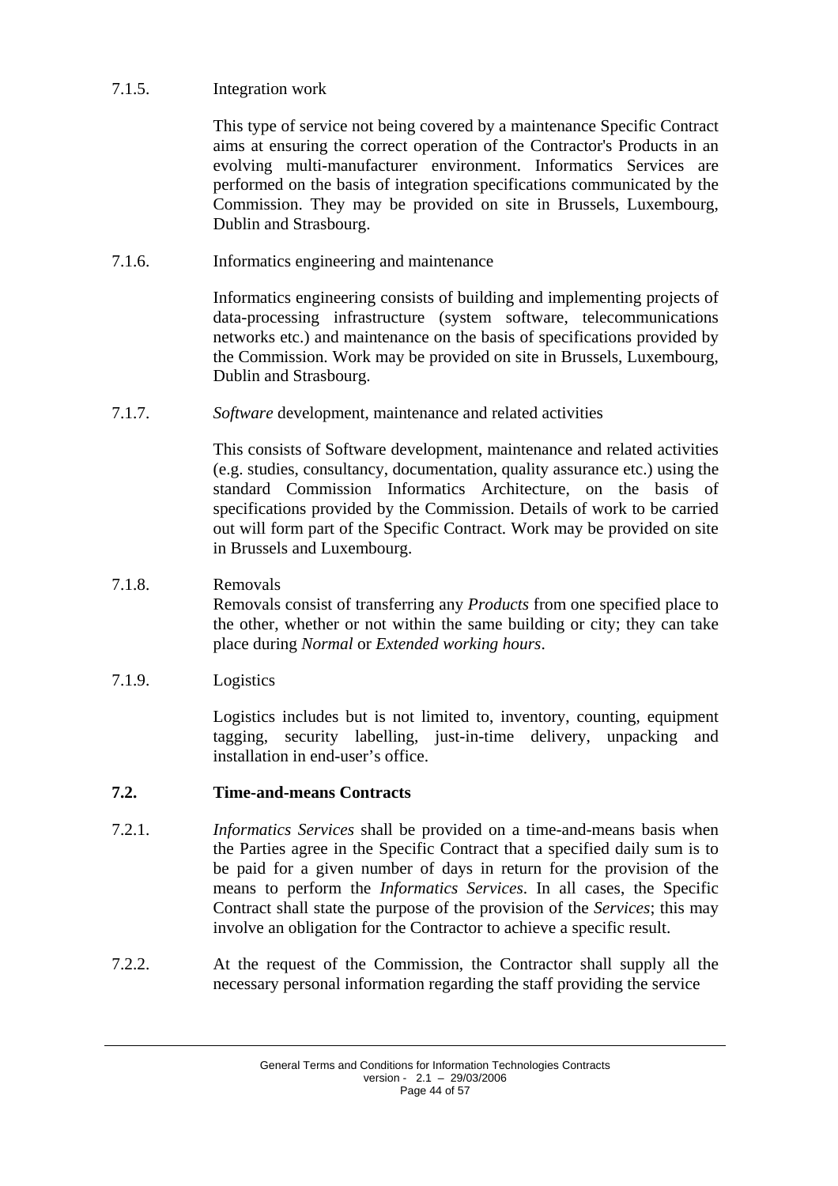7.1.5. Integration work

This type of service not being covered by a maintenance Specific Contract aims at ensuring the correct operation of the Contractor's Products in an evolving multi-manufacturer environment. Informatics Services are performed on the basis of integration specifications communicated by the Commission. They may be provided on site in Brussels, Luxembourg, Dublin and Strasbourg.

7.1.6. Informatics engineering and maintenance

Informatics engineering consists of building and implementing projects of data-processing infrastructure (system software, telecommunications networks etc.) and maintenance on the basis of specifications provided by the Commission. Work may be provided on site in Brussels, Luxembourg, Dublin and Strasbourg.

7.1.7. *Software* development, maintenance and related activities

This consists of Software development, maintenance and related activities (e.g. studies, consultancy, documentation, quality assurance etc.) using the standard Commission Informatics Architecture, on the basis of specifications provided by the Commission. Details of work to be carried out will form part of the Specific Contract. Work may be provided on site in Brussels and Luxembourg.

7.1.8. Removals

Removals consist of transferring any *Products* from one specified place to the other, whether or not within the same building or city; they can take place during *Normal* or *Extended working hours*.

7.1.9. Logistics

Logistics includes but is not limited to, inventory, counting, equipment tagging, security labelling, just-in-time delivery, unpacking and installation in end-user's office.

### 7.2. Time-and-means Contracts

7.2.1. *Informatics Services* shall be provided on a time-and-means basis when the Parties agree in the Specific Contract that a specified daily sum is to be paid for a given number of days in return for the provision of the means to perform the *Informatics Services*. In all cases, the Specific Contract shall state the purpose of the provision of the *Services*; this may involve an obligation for the Contractor to achieve a specific result.

7.2.2. At the request of the Commission, the Contractor shall supply all the necessary personal information regarding the staff providing the service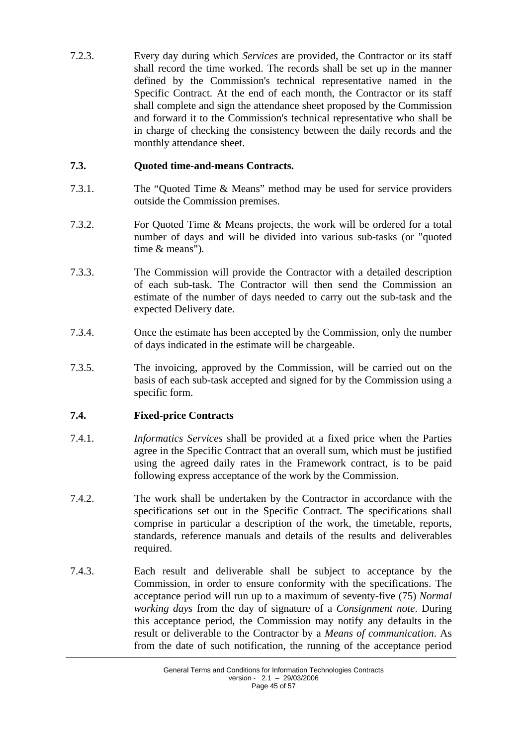7.2.3. Every day during which *Services* are provided, the Contractor or its staff shall record the time worked. The records shall be set up in the manner defined by the Commission's technical representative named in the Specific Contract. At the end of each month, the Contractor or its staff shall complete and sign the attendance sheet proposed by the Commission and forward it to the Commission's technical representative who shall be in charge of checking the consistency between the daily records and the monthly attendance sheet.

### 7.3. Quoted time-and-means Contracts.

7.3.1. The "Quoted Time & Means" method may be used for service providers outside the Commission premises.

7.3.2. For Quoted Time & Means projects, the work will be ordered for a total number of days and will be divided into various sub-tasks (or "quoted time & means").

7.3.3. The Commission will provide the Contractor with a detailed description of each sub-task. The Contractor will then send the Commission an estimate of the number of days needed to carry out the sub-task and the expected Delivery date.

7.3.4. Once the estimate has been accepted by the Commission, only the number of days indicated in the estimate will be chargeable.

7.3.5. The invoicing, approved by the Commission, will be carried out on the basis of each sub-task accepted and signed for by the Commission using a specific form.

### 7.4. Fixed-price Contracts

7.4.1. *Informatics Services* shall be provided at a fixed price when the Parties agree in the Specific Contract that an overall sum, which must be justified using the agreed daily rates in the Framework contract, is to be paid following express acceptance of the work by the Commission.

7.4.2. The work shall be undertaken by the Contractor in accordance with the specifications set out in the Specific Contract. The specifications shall comprise in particular a description of the work, the timetable, reports, standards, reference manuals and details of the results and deliverables required.

7.4.3. Each result and deliverable shall be subject to acceptance by the Commission, in order to ensure conformity with the specifications. The acceptance period will run up to a maximum of seventy-five (75) *Normal working days* from the day of signature of a *Consignment note*. During this acceptance period, the Commission may notify any defaults in the result or deliverable to the Contractor by a *Means of communication*. As from the date of such notification, the running of the acceptance period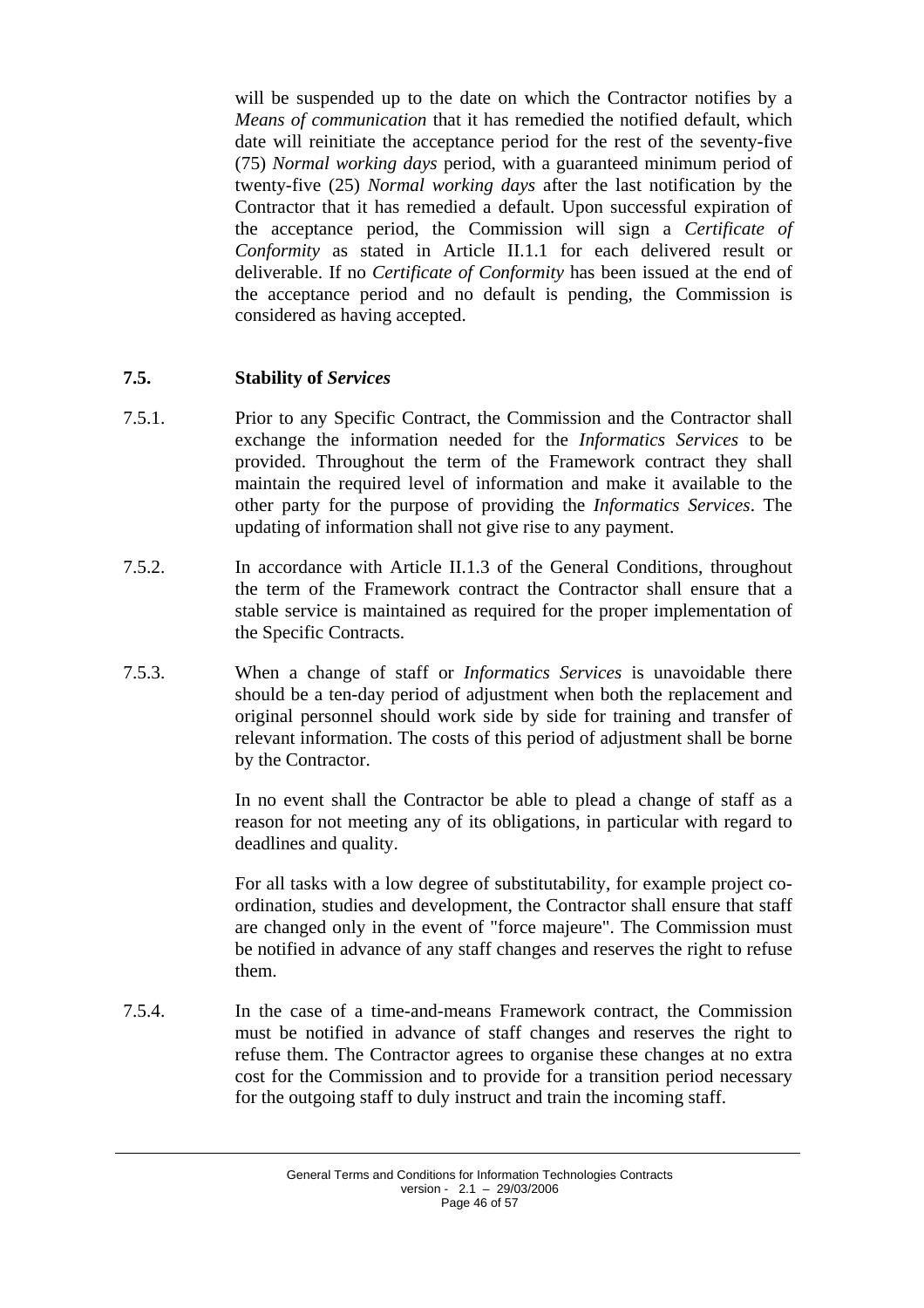will be suspended up to the date on which the Contractor notifies by a *Means of communication* that it has remedied the notified default, which date will reinitiate the acceptance period for the rest of the seventy-five (75) *Normal working days* period, with a guaranteed minimum period of twenty-five (25) *Normal working days* after the last notification by the Contractor that it has remedied a default. Upon successful expiration of the acceptance period, the Commission will sign a *Certificate of Conformity* as stated in Article II.1.1 for each delivered result or deliverable. If no *Certificate of Conformity* has been issued at the end of the acceptance period and no default is pending, the Commission is considered as having accepted.

### 7.5. Stability of *Services*

7.5.1. Prior to any Specific Contract, the Commission and the Contractor shall exchange the information needed for the *Informatics Services* to be provided. Throughout the term of the Framework contract they shall maintain the required level of information and make it available to the other party for the purpose of providing the *Informatics Services*. The updating of information shall not give rise to any payment.

7.5.2. In accordance with Article II.1.3 of the General Conditions, throughout the term of the Framework contract the Contractor shall ensure that a stable service is maintained as required for the proper implementation of the Specific Contracts.

7.5.3. When a change of staff or *Informatics Services* is unavoidable there should be a ten-day period of adjustment when both the replacement and original personnel should work side by side for training and transfer of relevant information. The costs of this period of adjustment shall be borne by the Contractor.

In no event shall the Contractor be able to plead a change of staff as a reason for not meeting any of its obligations, in particular with regard to deadlines and quality.

For all tasks with a low degree of substitutability, for example project co-ordination, studies and development, the Contractor shall ensure that staff are changed only in the event of "force majeure". The Commission must be notified in advance of any staff changes and reserves the right to refuse them.

7.5.4. In the case of a time-and-means Framework contract, the Commission must be notified in advance of staff changes and reserves the right to refuse them. The Contractor agrees to organise these changes at no extra cost for the Commission and to provide for a transition period necessary for the outgoing staff to duly instruct and train the incoming staff.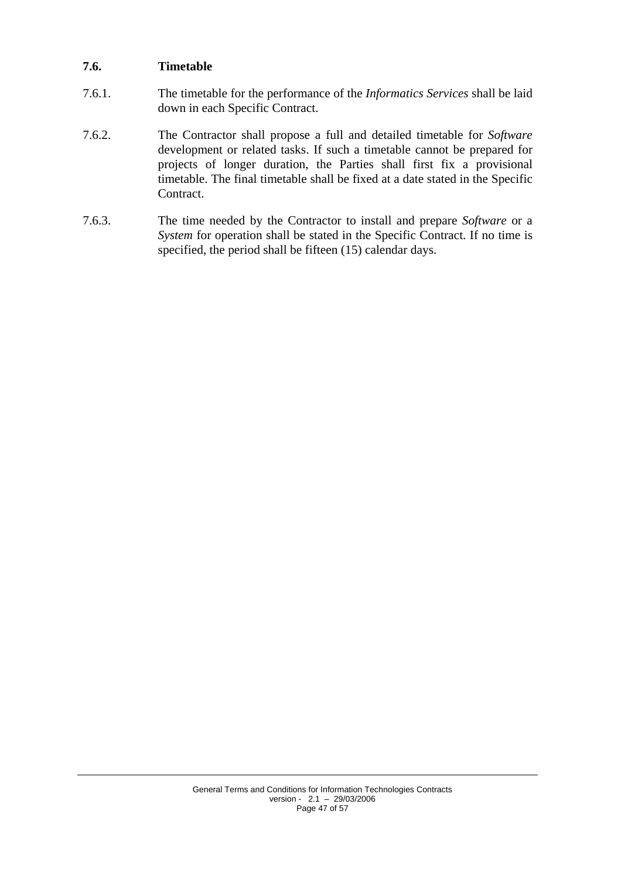### 7.6. Timetable

7.6.1. The timetable for the performance of the *Informatics Services* shall be laid down in each Specific Contract.

7.6.2. The Contractor shall propose a full and detailed timetable for *Software* development or related tasks. If such a timetable cannot be prepared for projects of longer duration, the Parties shall first fix a provisional timetable. The final timetable shall be fixed at a date stated in the Specific Contract.

7.6.3. The time needed by the Contractor to install and prepare *Software* or a *System* for operation shall be stated in the Specific Contract. If no time is specified, the period shall be fifteen (15) calendar days.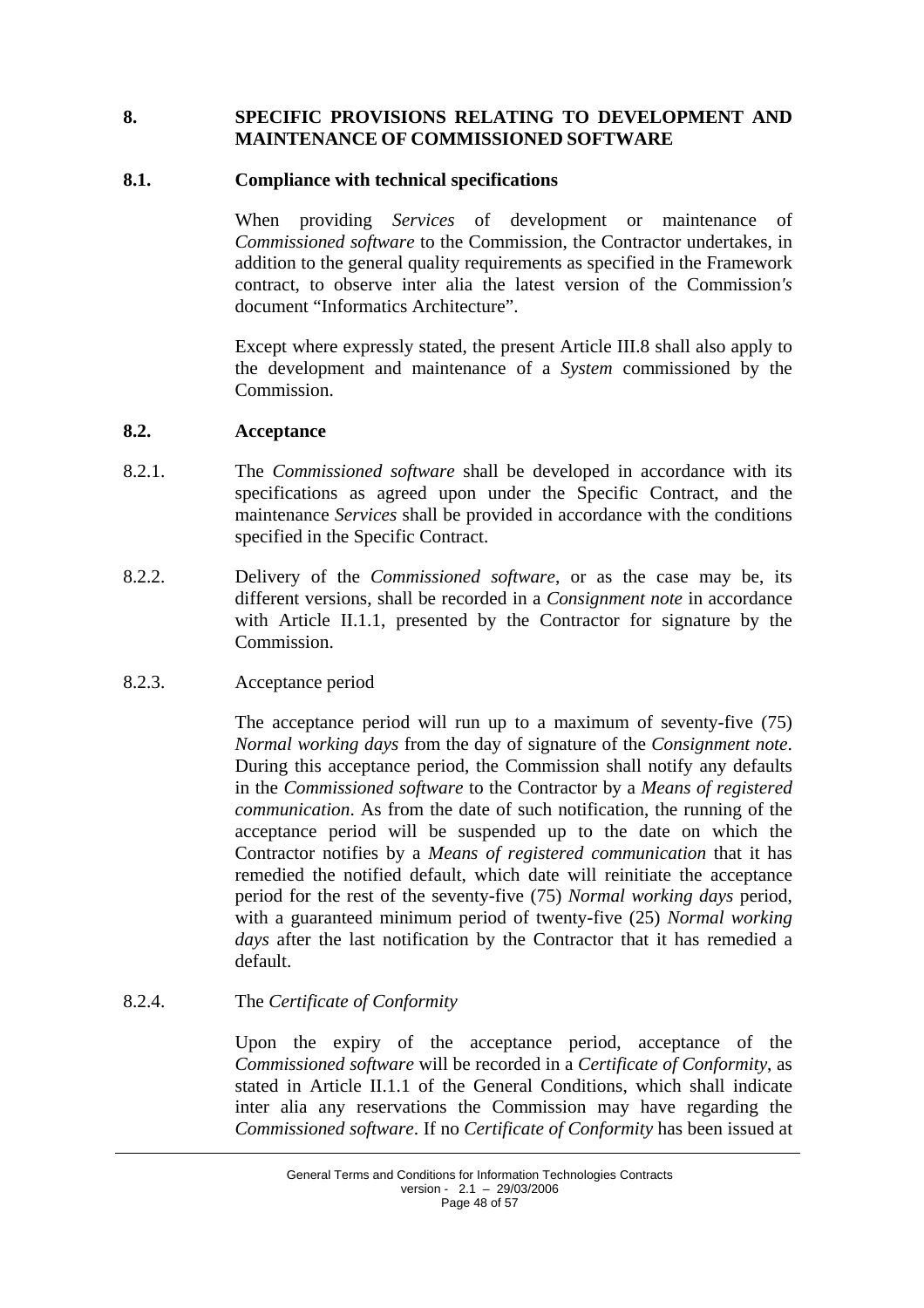## 8. SPECIFIC PROVISIONS RELATING TO DEVELOPMENT AND MAINTENANCE OF COMMISSIONED SOFTWARE

### 8.1. Compliance with technical specifications

When providing *Services* of development or maintenance of *Commissioned software* to the Commission, the Contractor undertakes, in addition to the general quality requirements as specified in the Framework contract, to observe inter alia the latest version of the Commission's document "Informatics Architecture".

Except where expressly stated, the present Article III.8 shall also apply to the development and maintenance of a *System* commissioned by the Commission.

### 8.2. Acceptance

8.2.1. The *Commissioned software* shall be developed in accordance with its specifications as agreed upon under the Specific Contract, and the maintenance *Services* shall be provided in accordance with the conditions specified in the Specific Contract.

8.2.2. Delivery of the *Commissioned software*, or as the case may be, its different versions, shall be recorded in a *Consignment note* in accordance with Article II.1.1, presented by the Contractor for signature by the Commission.

8.2.3. Acceptance period

The acceptance period will run up to a maximum of seventy-five (75) *Normal working days* from the day of signature of the *Consignment note*. During this acceptance period, the Commission shall notify any defaults in the *Commissioned software* to the Contractor by a *Means of registered communication*. As from the date of such notification, the running of the acceptance period will be suspended up to the date on which the Contractor notifies by a *Means of registered communication* that it has remedied the notified default, which date will reinitiate the acceptance period for the rest of the seventy-five (75) *Normal working days* period, with a guaranteed minimum period of twenty-five (25) *Normal working days* after the last notification by the Contractor that it has remedied a default.

8.2.4. The *Certificate of Conformity*

Upon the expiry of the acceptance period, acceptance of the *Commissioned software* will be recorded in a *Certificate of Conformity*, as stated in Article II.1.1 of the General Conditions, which shall indicate inter alia any reservations the Commission may have regarding the *Commissioned software*. If no *Certificate of Conformity* has been issued at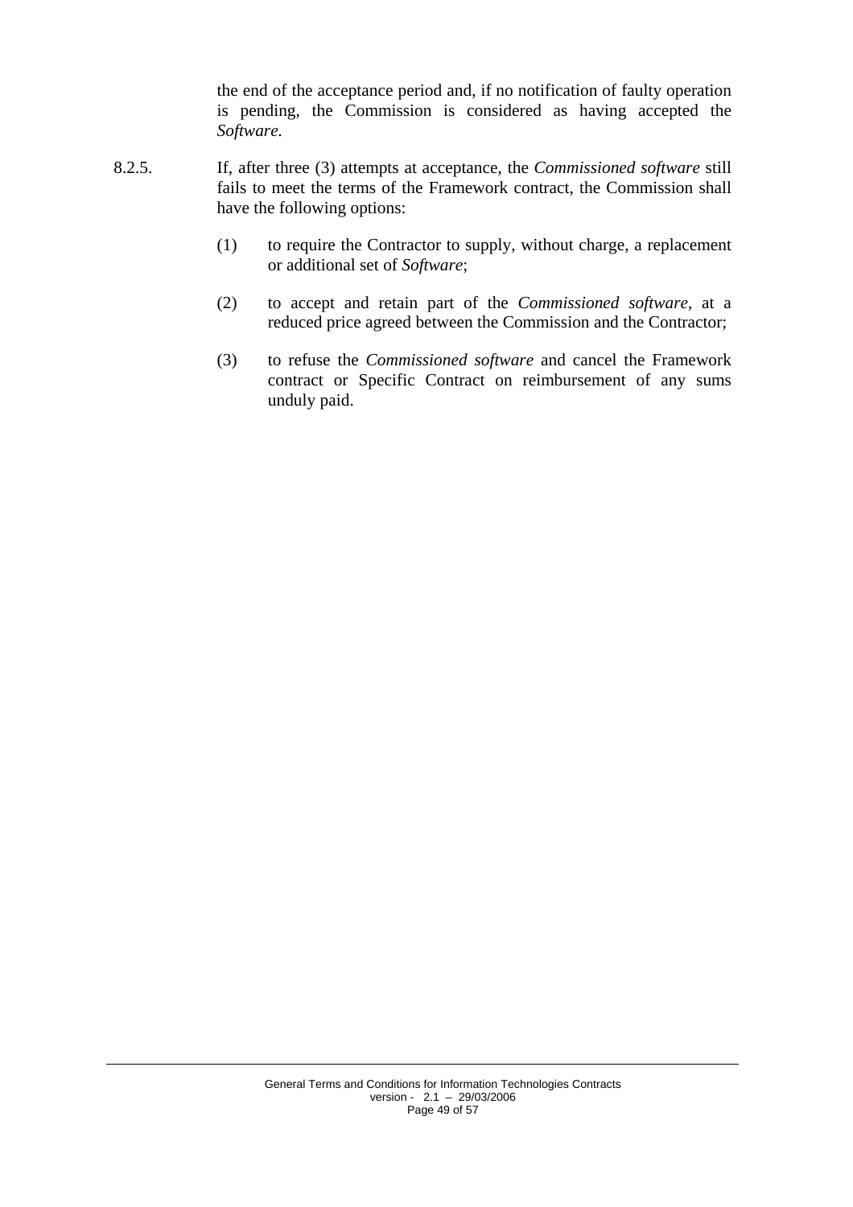the end of the acceptance period and, if no notification of faulty operation is pending, the Commission is considered as having accepted the *Software.*

8.2.5. If, after three (3) attempts at acceptance, the *Commissioned software* still fails to meet the terms of the Framework contract, the Commission shall have the following options:

(1) to require the Contractor to supply, without charge, a replacement or additional set of *Software*;

(2) to accept and retain part of the *Commissioned software*, at a reduced price agreed between the Commission and the Contractor;

(3) to refuse the *Commissioned software* and cancel the Framework contract or Specific Contract on reimbursement of any sums unduly paid.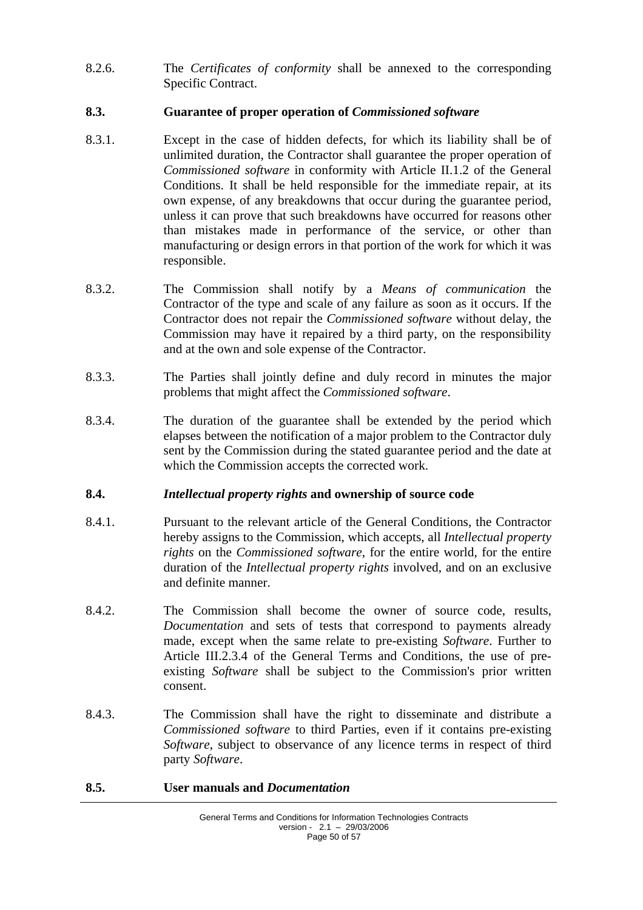8.2.6. The *Certificates of conformity* shall be annexed to the corresponding Specific Contract.

### 8.3. Guarantee of proper operation of *Commissioned software*

8.3.1. Except in the case of hidden defects, for which its liability shall be of unlimited duration, the Contractor shall guarantee the proper operation of *Commissioned software* in conformity with Article II.1.2 of the General Conditions. It shall be held responsible for the immediate repair, at its own expense, of any breakdowns that occur during the guarantee period, unless it can prove that such breakdowns have occurred for reasons other than mistakes made in performance of the service, or other than manufacturing or design errors in that portion of the work for which it was responsible.

8.3.2. The Commission shall notify by a *Means of communication* the Contractor of the type and scale of any failure as soon as it occurs. If the Contractor does not repair the *Commissioned software* without delay, the Commission may have it repaired by a third party, on the responsibility and at the own and sole expense of the Contractor.

8.3.3. The Parties shall jointly define and duly record in minutes the major problems that might affect the *Commissioned software*.

8.3.4. The duration of the guarantee shall be extended by the period which elapses between the notification of a major problem to the Contractor duly sent by the Commission during the stated guarantee period and the date at which the Commission accepts the corrected work.

### 8.4. *Intellectual property rights* and ownership of source code

8.4.1. Pursuant to the relevant article of the General Conditions, the Contractor hereby assigns to the Commission, which accepts, all *Intellectual property rights* on the *Commissioned software*, for the entire world, for the entire duration of the *Intellectual property rights* involved, and on an exclusive and definite manner.

8.4.2. The Commission shall become the owner of source code, results, *Documentation* and sets of tests that correspond to payments already made, except when the same relate to pre-existing *Software*. Further to Article III.2.3.4 of the General Terms and Conditions, the use of pre-existing *Software* shall be subject to the Commission's prior written consent.

8.4.3. The Commission shall have the right to disseminate and distribute a *Commissioned software* to third Parties, even if it contains pre-existing *Software*, subject to observance of any licence terms in respect of third party *Software*.

### 8.5. User manuals and *Documentation*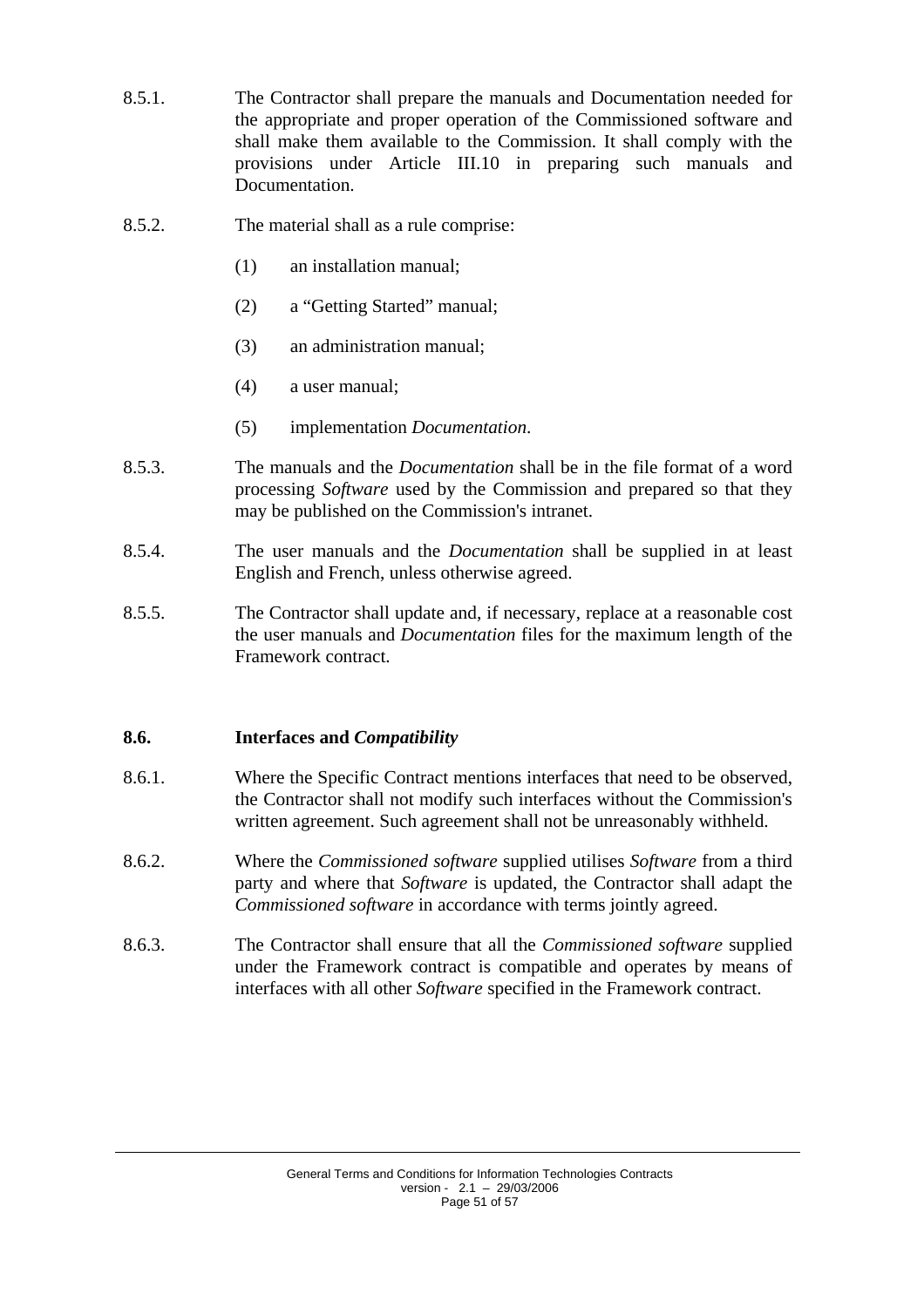8.5.1. The Contractor shall prepare the manuals and Documentation needed for the appropriate and proper operation of the Commissioned software and shall make them available to the Commission. It shall comply with the provisions under Article III.10 in preparing such manuals and Documentation.

8.5.2. The material shall as a rule comprise:

(1) an installation manual;

(2) a "Getting Started" manual;

(3) an administration manual;

(4) a user manual;

(5) implementation *Documentation*.

8.5.3. The manuals and the *Documentation* shall be in the file format of a word processing *Software* used by the Commission and prepared so that they may be published on the Commission's intranet.

8.5.4. The user manuals and the *Documentation* shall be supplied in at least English and French, unless otherwise agreed.

8.5.5. The Contractor shall update and, if necessary, replace at a reasonable cost the user manuals and *Documentation* files for the maximum length of the Framework contract.

### 8.6. Interfaces and *Compatibility*

8.6.1. Where the Specific Contract mentions interfaces that need to be observed, the Contractor shall not modify such interfaces without the Commission's written agreement. Such agreement shall not be unreasonably withheld.

8.6.2. Where the *Commissioned software* supplied utilises *Software* from a third party and where that *Software* is updated, the Contractor shall adapt the *Commissioned software* in accordance with terms jointly agreed.

8.6.3. The Contractor shall ensure that all the *Commissioned software* supplied under the Framework contract is compatible and operates by means of interfaces with all other *Software* specified in the Framework contract.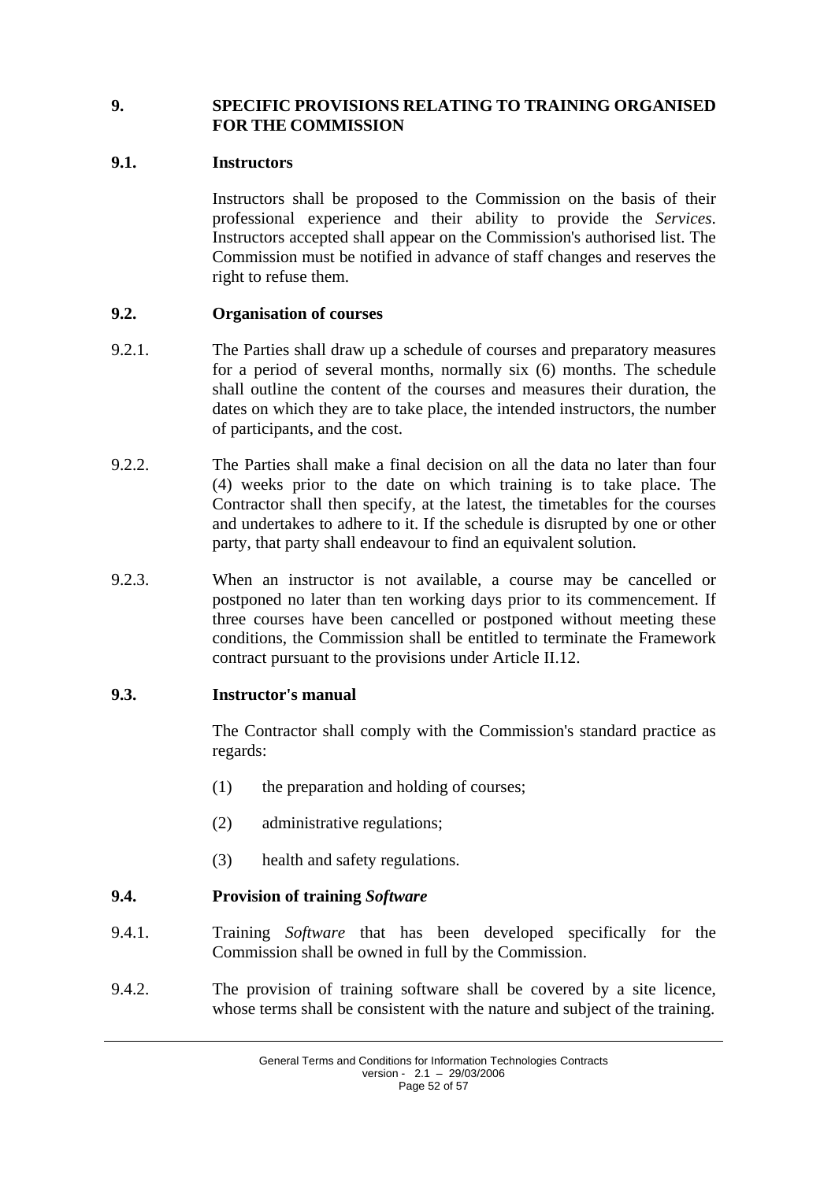## 9. SPECIFIC PROVISIONS RELATING TO TRAINING ORGANISED FOR THE COMMISSION

### 9.1. Instructors

Instructors shall be proposed to the Commission on the basis of their professional experience and their ability to provide the *Services*. Instructors accepted shall appear on the Commission's authorised list. The Commission must be notified in advance of staff changes and reserves the right to refuse them.

### 9.2. Organisation of courses

9.2.1. The Parties shall draw up a schedule of courses and preparatory measures for a period of several months, normally six (6) months. The schedule shall outline the content of the courses and measures their duration, the dates on which they are to take place, the intended instructors, the number of participants, and the cost.

9.2.2. The Parties shall make a final decision on all the data no later than four (4) weeks prior to the date on which training is to take place. The Contractor shall then specify, at the latest, the timetables for the courses and undertakes to adhere to it. If the schedule is disrupted by one or other party, that party shall endeavour to find an equivalent solution.

9.2.3. When an instructor is not available, a course may be cancelled or postponed no later than ten working days prior to its commencement. If three courses have been cancelled or postponed without meeting these conditions, the Commission shall be entitled to terminate the Framework contract pursuant to the provisions under Article II.12.

### 9.3. Instructor's manual

The Contractor shall comply with the Commission's standard practice as regards:

(1) the preparation and holding of courses;

(2) administrative regulations;

(3) health and safety regulations.

### 9.4. Provision of training *Software*

9.4.1. Training *Software* that has been developed specifically for the Commission shall be owned in full by the Commission.

9.4.2. The provision of training software shall be covered by a site licence, whose terms shall be consistent with the nature and subject of the training.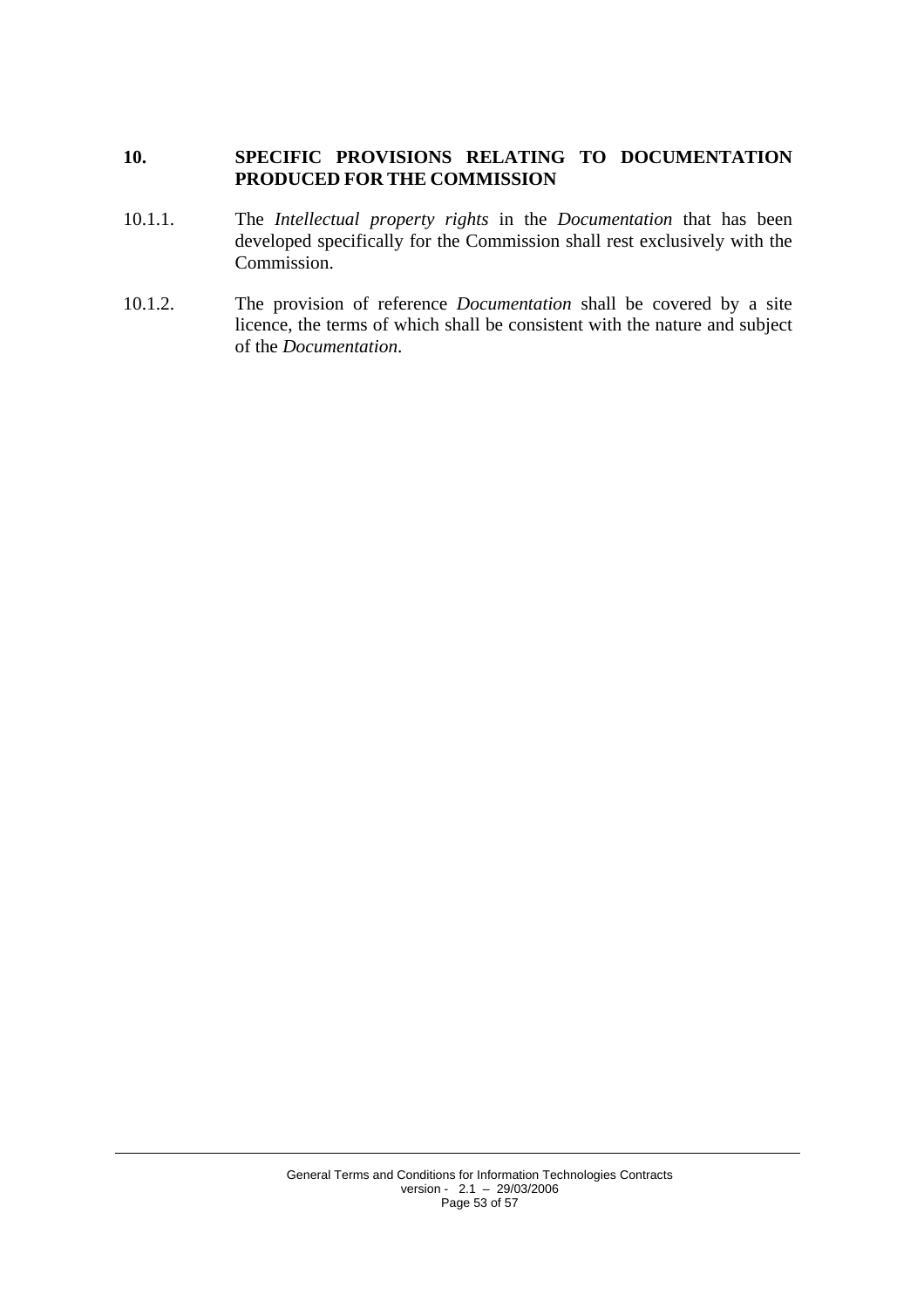## 10. SPECIFIC PROVISIONS RELATING TO DOCUMENTATION PRODUCED FOR THE COMMISSION

10.1.1. The *Intellectual property rights* in the *Documentation* that has been developed specifically for the Commission shall rest exclusively with the Commission.

10.1.2. The provision of reference *Documentation* shall be covered by a site licence, the terms of which shall be consistent with the nature and subject of the *Documentation*.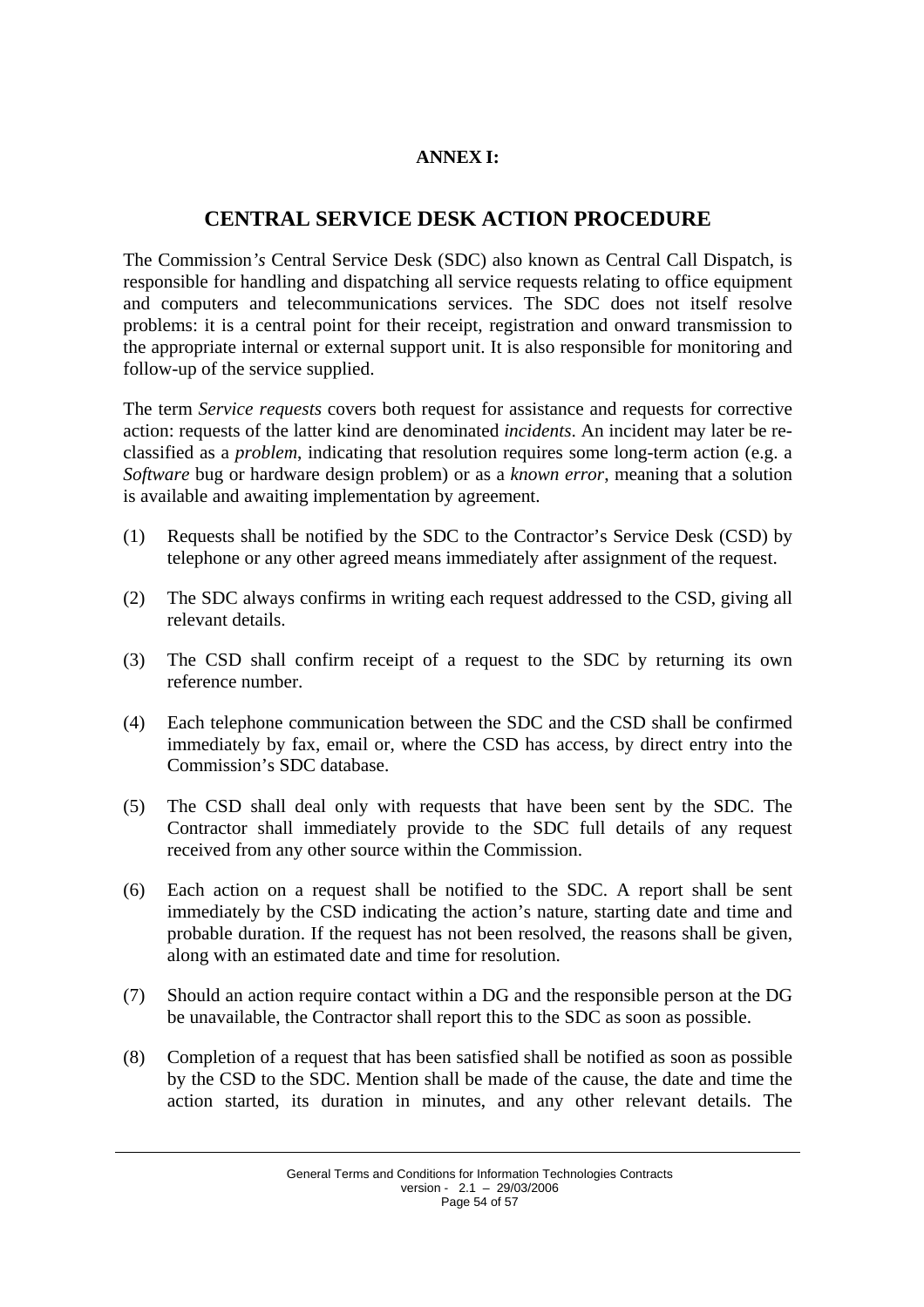**ANNEX I:**

# CENTRAL SERVICE DESK ACTION PROCEDURE

The Commission*'s* Central Service Desk (SDC) also known as Central Call Dispatch, is responsible for handling and dispatching all service requests relating to office equipment and computers and telecommunications services. The SDC does not itself resolve problems: it is a central point for their receipt, registration and onward transmission to the appropriate internal or external support unit. It is also responsible for monitoring and follow-up of the service supplied.

The term *Service requests* covers both request for assistance and requests for corrective action: requests of the latter kind are denominated *incidents*. An incident may later be re-classified as a *problem*, indicating that resolution requires some long-term action (e.g. a *Software* bug or hardware design problem) or as a *known error*, meaning that a solution is available and awaiting implementation by agreement.

(1) Requests shall be notified by the SDC to the Contractor's Service Desk (CSD) by telephone or any other agreed means immediately after assignment of the request.

(2) The SDC always confirms in writing each request addressed to the CSD, giving all relevant details.

(3) The CSD shall confirm receipt of a request to the SDC by returning its own reference number.

(4) Each telephone communication between the SDC and the CSD shall be confirmed immediately by fax, email or, where the CSD has access, by direct entry into the Commission's SDC database.

(5) The CSD shall deal only with requests that have been sent by the SDC. The Contractor shall immediately provide to the SDC full details of any request received from any other source within the Commission.

(6) Each action on a request shall be notified to the SDC. A report shall be sent immediately by the CSD indicating the action's nature, starting date and time and probable duration. If the request has not been resolved, the reasons shall be given, along with an estimated date and time for resolution.

(7) Should an action require contact within a DG and the responsible person at the DG be unavailable, the Contractor shall report this to the SDC as soon as possible.

(8) Completion of a request that has been satisfied shall be notified as soon as possible by the CSD to the SDC. Mention shall be made of the cause, the date and time the action started, its duration in minutes, and any other relevant details. The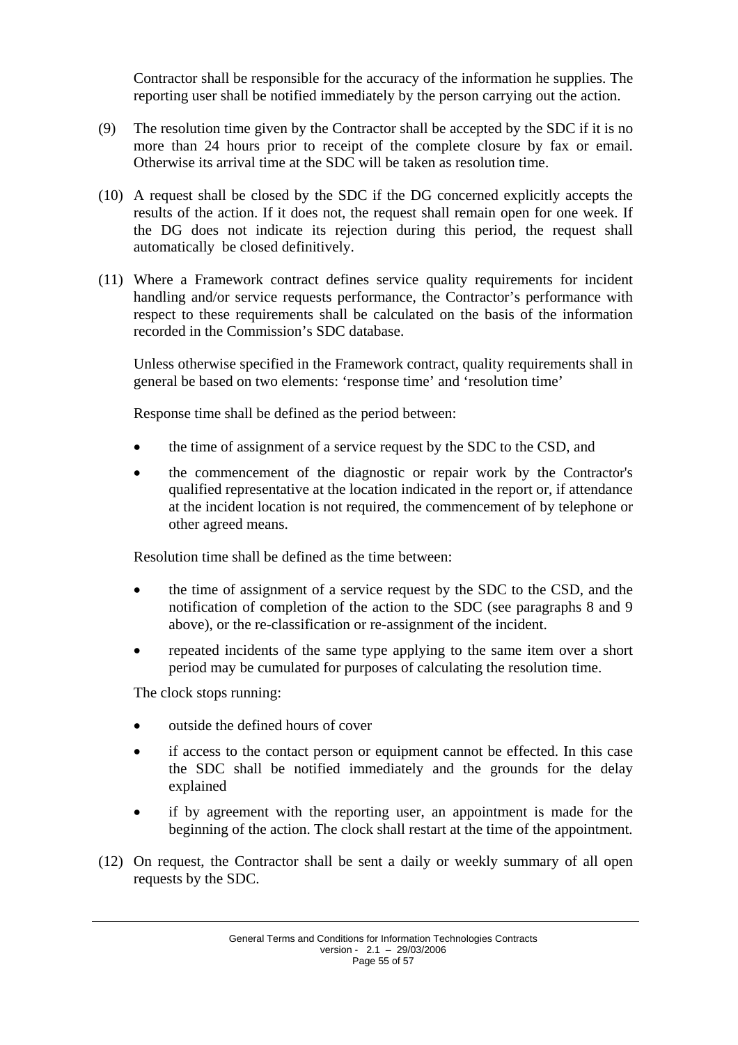Contractor shall be responsible for the accuracy of the information he supplies. The reporting user shall be notified immediately by the person carrying out the action.

(9) The resolution time given by the Contractor shall be accepted by the SDC if it is no more than 24 hours prior to receipt of the complete closure by fax or email. Otherwise its arrival time at the SDC will be taken as resolution time.

(10) A request shall be closed by the SDC if the DG concerned explicitly accepts the results of the action. If it does not, the request shall remain open for one week. If the DG does not indicate its rejection during this period, the request shall automatically be closed definitively.

(11) Where a Framework contract defines service quality requirements for incident handling and/or service requests performance, the Contractor's performance with respect to these requirements shall be calculated on the basis of the information recorded in the Commission's SDC database.

Unless otherwise specified in the Framework contract, quality requirements shall in general be based on two elements: 'response time' and 'resolution time'

Response time shall be defined as the period between:

- the time of assignment of a service request by the SDC to the CSD, and
- the commencement of the diagnostic or repair work by the Contractor's qualified representative at the location indicated in the report or, if attendance at the incident location is not required, the commencement of by telephone or other agreed means.

Resolution time shall be defined as the time between:

- the time of assignment of a service request by the SDC to the CSD, and the notification of completion of the action to the SDC (see paragraphs 8 and 9 above), or the re-classification or re-assignment of the incident.
- repeated incidents of the same type applying to the same item over a short period may be cumulated for purposes of calculating the resolution time.

The clock stops running:

- outside the defined hours of cover
- if access to the contact person or equipment cannot be effected. In this case the SDC shall be notified immediately and the grounds for the delay explained
- if by agreement with the reporting user, an appointment is made for the beginning of the action. The clock shall restart at the time of the appointment.

(12) On request, the Contractor shall be sent a daily or weekly summary of all open requests by the SDC.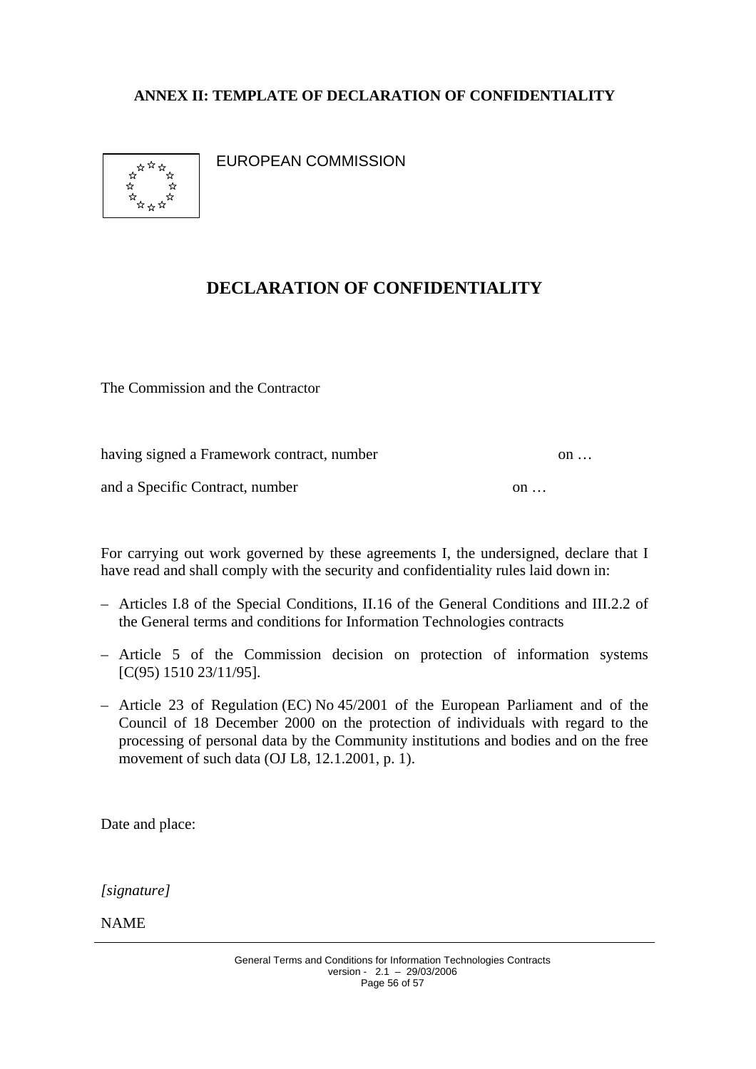**ANNEX II: TEMPLATE OF DECLARATION OF CONFIDENTIALITY**

EUROPEAN COMMISSION

# DECLARATION OF CONFIDENTIALITY

The Commission and the Contractor

having signed a Framework contract, number on …

and a Specific Contract, number on …

For carrying out work governed by these agreements I, the undersigned, declare that I have read and shall comply with the security and confidentiality rules laid down in:

- Articles I.8 of the Special Conditions, II.16 of the General Conditions and III.2.2 of the General terms and conditions for Information Technologies contracts
- Article 5 of the Commission decision on protection of information systems [C(95) 1510 23/11/95].
- Article 23 of Regulation (EC) No 45/2001 of the European Parliament and of the Council of 18 December 2000 on the protection of individuals with regard to the processing of personal data by the Community institutions and bodies and on the free movement of such data (OJ L8, 12.1.2001, p. 1).

Date and place:

*[signature]*

NAME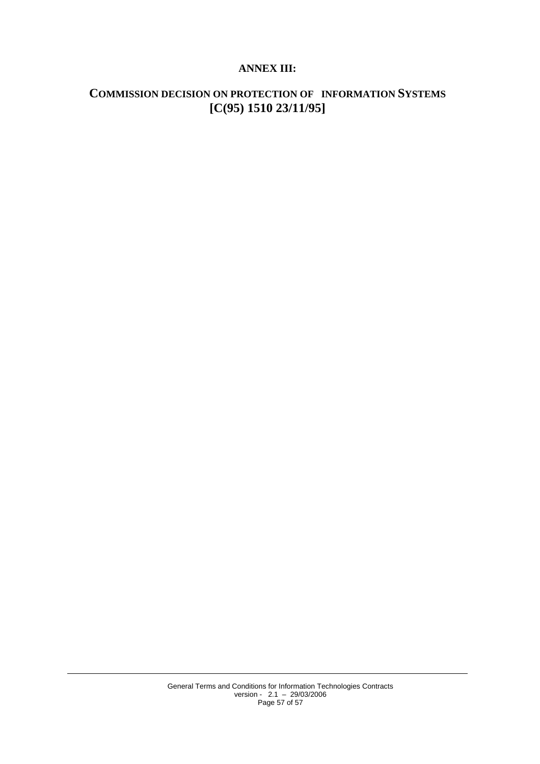# ANNEX III:

## COMMISSION DECISION ON PROTECTION OF INFORMATION SYSTEMS [C(95) 1510 23/11/95]